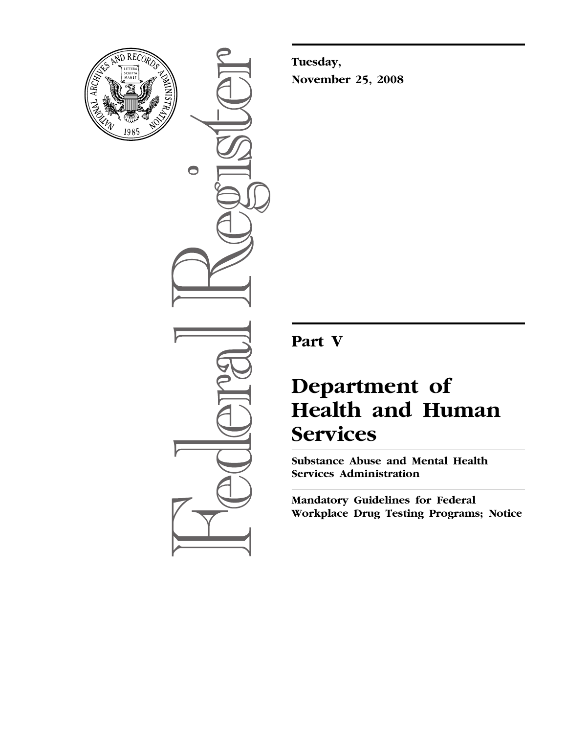**Tuesday,**

**November 25, 2008**

# Part V

# Department of Health and Human Services

**Substance Abuse and Mental Health Services Administration**

**Mandatory Guidelines for Federal Workplace Drug Testing Programs; Notice**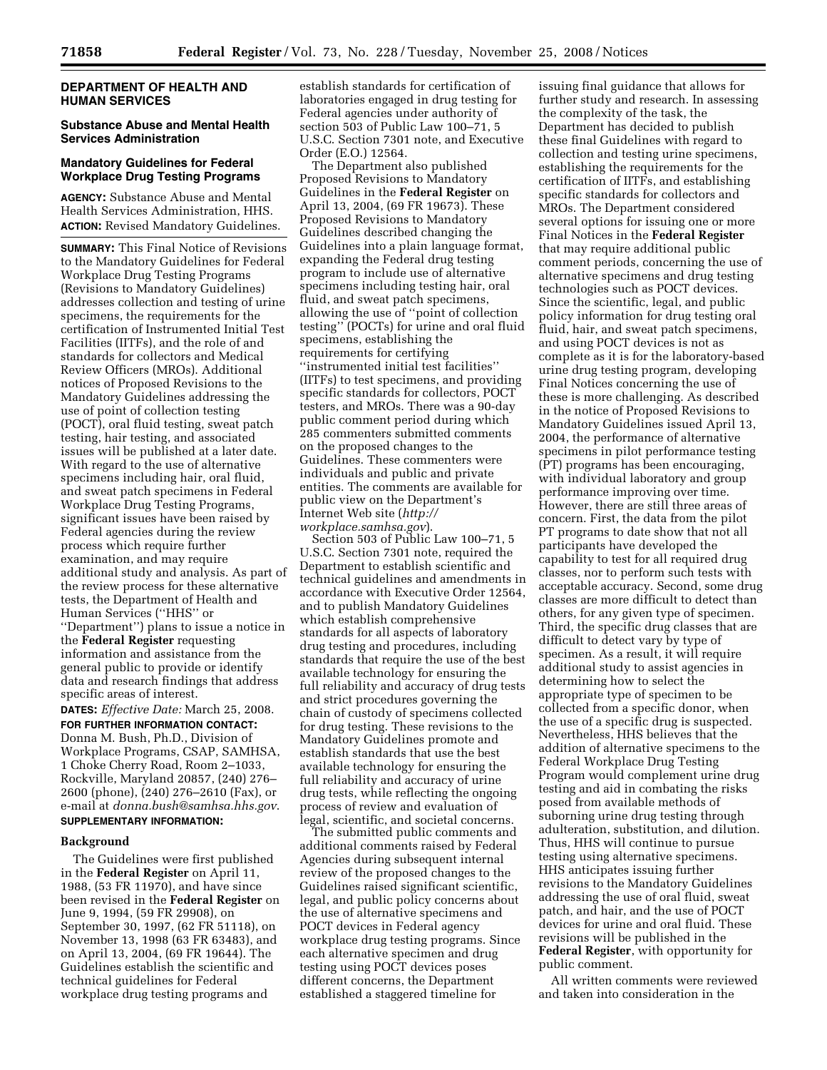## DEPARTMENT OF HEALTH AND HUMAN SERVICES

### Substance Abuse and Mental Health Services Administration

### Mandatory Guidelines for Federal Workplace Drug Testing Programs

**AGENCY:** Substance Abuse and Mental Health Services Administration, HHS.

**ACTION:** Revised Mandatory Guidelines.

**SUMMARY:** This Final Notice of Revisions to the Mandatory Guidelines for Federal Workplace Drug Testing Programs (Revisions to Mandatory Guidelines) addresses collection and testing of urine specimens, the requirements for the certification of Instrumented Initial Test Facilities (IITFs), and the role of and standards for collectors and Medical Review Officers (MROs). Additional notices of Proposed Revisions to the Mandatory Guidelines addressing the use of point of collection testing (POCT), oral fluid testing, sweat patch testing, hair testing, and associated issues will be published at a later date. With regard to the use of alternative specimens including hair, oral fluid, and sweat patch specimens in Federal Workplace Drug Testing Programs, significant issues have been raised by Federal agencies during the review process which require further examination, and may require additional study and analysis. As part of the review process for these alternative tests, the Department of Health and Human Services (''HHS'' or ''Department'') plans to issue a notice in the **Federal Register** requesting information and assistance from the general public to provide or identify data and research findings that address specific areas of interest.

**DATES:** *Effective Date:* March 25, 2008.

**FOR FURTHER INFORMATION CONTACT:** Donna M. Bush, Ph.D., Division of Workplace Programs, CSAP, SAMHSA, 1 Choke Cherry Road, Room 2–1033, Rockville, Maryland 20857, (240) 276–2600 (phone), (240) 276–2610 (Fax), or e-mail at *donna.bush@samhsa.hhs.gov*.

**SUPPLEMENTARY INFORMATION:**

#### Background

The Guidelines were first published in the **Federal Register** on April 11, 1988, (53 FR 11970), and have since been revised in the **Federal Register** on June 9, 1994, (59 FR 29908), on September 30, 1997, (62 FR 51118), on November 13, 1998 (63 FR 63483), and on April 13, 2004, (69 FR 19644). The Guidelines establish the scientific and technical guidelines for Federal workplace drug testing programs and establish standards for certification of laboratories engaged in drug testing for Federal agencies under authority of section 503 of Public Law 100–71, 5 U.S.C. Section 7301 note, and Executive Order (E.O.) 12564.

The Department also published Proposed Revisions to Mandatory Guidelines in the **Federal Register** on April 13, 2004, (69 FR 19673). These Proposed Revisions to Mandatory Guidelines described changing the Guidelines into a plain language format, expanding the Federal drug testing program to include use of alternative specimens including testing hair, oral fluid, and sweat patch specimens, allowing the use of ''point of collection testing'' (POCTs) for urine and oral fluid specimens, establishing the requirements for certifying ''instrumented initial test facilities'' (IITFs) to test specimens, and providing specific standards for collectors, POCT testers, and MROs. There was a 90-day public comment period during which 285 commenters submitted comments on the proposed changes to the Guidelines. These commenters were individuals and public and private entities. The comments are available for public view on the Department's Internet Web site (*http://workplace.samhsa.gov*).

Section 503 of Public Law 100–71, 5 U.S.C. Section 7301 note, required the Department to establish scientific and technical guidelines and amendments in accordance with Executive Order 12564, and to publish Mandatory Guidelines which establish comprehensive standards for all aspects of laboratory drug testing and procedures, including standards that require the use of the best available technology for ensuring the full reliability and accuracy of drug tests and strict procedures governing the chain of custody of specimens collected for drug testing. These revisions to the Mandatory Guidelines promote and establish standards that use the best available technology for ensuring the full reliability and accuracy of urine drug tests, while reflecting the ongoing process of review and evaluation of legal, scientific, and societal concerns.

The submitted public comments and additional comments raised by Federal Agencies during subsequent internal review of the proposed changes to the Guidelines raised significant scientific, legal, and public policy concerns about the use of alternative specimens and POCT devices in Federal agency workplace drug testing programs. Since each alternative specimen and drug testing using POCT devices poses different concerns, the Department established a staggered timeline for issuing final guidance that allows for further study and research. In assessing the complexity of the task, the Department has decided to publish these final Guidelines with regard to collection and testing urine specimens, establishing the requirements for the certification of IITFs, and establishing specific standards for collectors and MROs. The Department considered several options for issuing one or more Final Notices in the **Federal Register** that may require additional public comment periods, concerning the use of alternative specimens and drug testing technologies such as POCT devices. Since the scientific, legal, and public policy information for drug testing oral fluid, hair, and sweat patch specimens, and using POCT devices is not as complete as it is for the laboratory-based urine drug testing program, developing Final Notices concerning the use of these is more challenging. As described in the notice of Proposed Revisions to Mandatory Guidelines issued April 13, 2004, the performance of alternative specimens in pilot performance testing (PT) programs has been encouraging, with individual laboratory and group performance improving over time. However, there are still three areas of concern. First, the data from the pilot PT programs to date show that not all participants have developed the capability to test for all required drug classes, nor to perform such tests with acceptable accuracy. Second, some drug classes are more difficult to detect than others, for any given type of specimen. Third, the specific drug classes that are difficult to detect vary by type of specimen. As a result, it will require additional study to assist agencies in determining how to select the appropriate type of specimen to be collected from a specific donor, when the use of a specific drug is suspected. Nevertheless, HHS believes that the addition of alternative specimens to the Federal Workplace Drug Testing Program would complement urine drug testing and aid in combating the risks posed from available methods of suborning urine drug testing through adulteration, substitution, and dilution. Thus, HHS will continue to pursue testing using alternative specimens. HHS anticipates issuing further revisions to the Mandatory Guidelines addressing the use of oral fluid, sweat patch, and hair, and the use of POCT devices for urine and oral fluid. These revisions will be published in the **Federal Register**, with opportunity for public comment.

All written comments were reviewed and taken into consideration in the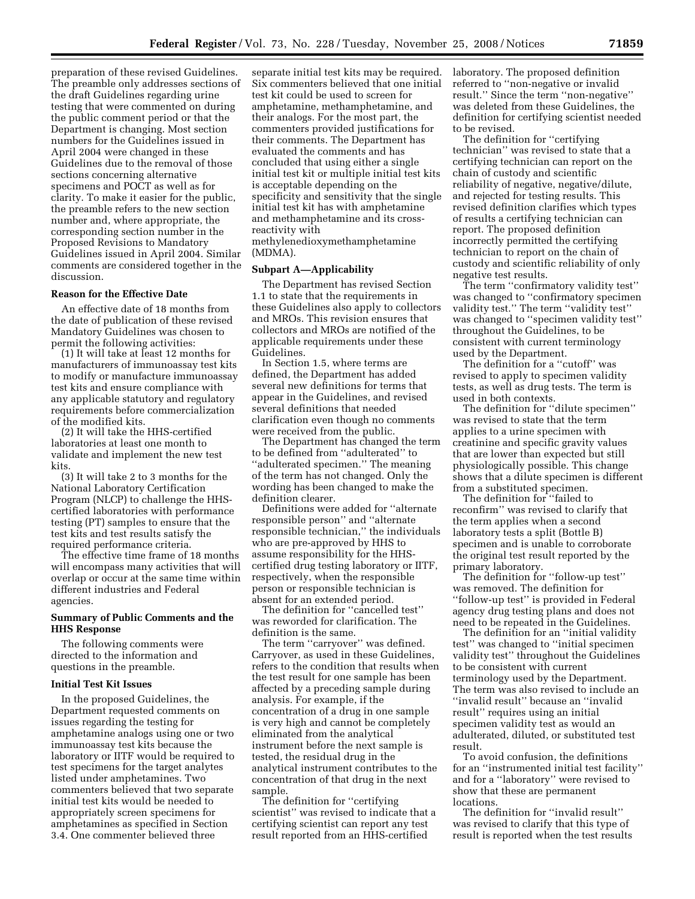preparation of these revised Guidelines. The preamble only addresses sections of the draft Guidelines regarding urine testing that were commented on during the public comment period or that the Department is changing. Most section numbers for the Guidelines issued in April 2004 were changed in these Guidelines due to the removal of those sections concerning alternative specimens and POCT as well as for clarity. To make it easier for the public, the preamble refers to the new section number and, where appropriate, the corresponding section number in the Proposed Revisions to Mandatory Guidelines issued in April 2004. Similar comments are considered together in the discussion.

**Reason for the Effective Date**

An effective date of 18 months from the date of publication of these revised Mandatory Guidelines was chosen to permit the following activities:

(1) It will take at least 12 months for manufacturers of immunoassay test kits to modify or manufacture immunoassay test kits and ensure compliance with any applicable statutory and regulatory requirements before commercialization of the modified kits.

(2) It will take the HHS-certified laboratories at least one month to validate and implement the new test kits.

(3) It will take 2 to 3 months for the National Laboratory Certification Program (NLCP) to challenge the HHS-certified laboratories with performance testing (PT) samples to ensure that the test kits and test results satisfy the required performance criteria.

The effective time frame of 18 months will encompass many activities that will overlap or occur at the same time within different industries and Federal agencies.

**Summary of Public Comments and the HHS Response**

The following comments were directed to the information and questions in the preamble.

**Initial Test Kit Issues**

In the proposed Guidelines, the Department requested comments on issues regarding the testing for amphetamine analogs using one or two immunoassay test kits because the laboratory or IITF would be required to test specimens for the target analytes listed under amphetamines. Two commenters believed that two separate initial test kits would be needed to appropriately screen specimens for amphetamines as specified in Section 3.4. One commenter believed three separate initial test kits may be required. Six commenters believed that one initial test kit could be used to screen for amphetamine, methamphetamine, and their analogs. For the most part, the commenters provided justifications for their comments. The Department has evaluated the comments and has concluded that using either a single initial test kit or multiple initial test kits is acceptable depending on the specificity and sensitivity that the single initial test kit has with amphetamine and methamphetamine and its cross-reactivity with methylenedioxymethamphetamine (MDMA).

**Subpart A—Applicability**

The Department has revised Section 1.1 to state that the requirements in these Guidelines also apply to collectors and MROs. This revision ensures that collectors and MROs are notified of the applicable requirements under these Guidelines.

In Section 1.5, where terms are defined, the Department has added several new definitions for terms that appear in the Guidelines, and revised several definitions that needed clarification even though no comments were received from the public.

The Department has changed the term to be defined from ''adulterated'' to ''adulterated specimen.'' The meaning of the term has not changed. Only the wording has been changed to make the definition clearer.

Definitions were added for ''alternate responsible person'' and ''alternate responsible technician,'' the individuals who are pre-approved by HHS to assume responsibility for the HHS-certified drug testing laboratory or IITF, respectively, when the responsible person or responsible technician is absent for an extended period.

The definition for ''cancelled test'' was reworded for clarification. The definition is the same.

The term ''carryover'' was defined. Carryover, as used in these Guidelines, refers to the condition that results when the test result for one sample has been affected by a preceding sample during analysis. For example, if the concentration of a drug in one sample is very high and cannot be completely eliminated from the analytical instrument before the next sample is tested, the residual drug in the analytical instrument contributes to the concentration of that drug in the next sample.

The definition for ''certifying scientist'' was revised to indicate that a certifying scientist can report any test result reported from an HHS-certified laboratory. The proposed definition referred to ''non-negative or invalid result.'' Since the term ''non-negative'' was deleted from these Guidelines, the definition for certifying scientist needed to be revised.

The definition for ''certifying technician'' was revised to state that a certifying technician can report on the chain of custody and scientific reliability of negative, negative/dilute, and rejected for testing results. This revised definition clarifies which types of results a certifying technician can report. The proposed definition incorrectly permitted the certifying technician to report on the chain of custody and scientific reliability of only negative test results.

The term ''confirmatory validity test'' was changed to ''confirmatory specimen validity test.'' The term ''validity test'' was changed to ''specimen validity test'' throughout the Guidelines, to be consistent with current terminology used by the Department.

The definition for a ''cutoff'' was revised to apply to specimen validity tests, as well as drug tests. The term is used in both contexts.

The definition for ''dilute specimen'' was revised to state that the term applies to a urine specimen with creatinine and specific gravity values that are lower than expected but still physiologically possible. This change shows that a dilute specimen is different from a substituted specimen.

The definition for ''failed to reconfirm'' was revised to clarify that the term applies when a second laboratory tests a split (Bottle B) specimen and is unable to corroborate the original test result reported by the primary laboratory.

The definition for ''follow-up test'' was removed. The definition for ''follow-up test'' is provided in Federal agency drug testing plans and does not need to be repeated in the Guidelines.

The definition for an ''initial validity test'' was changed to ''initial specimen validity test'' throughout the Guidelines to be consistent with current terminology used by the Department. The term was also revised to include an ''invalid result'' because an ''invalid result'' requires using an initial specimen validity test as would an adulterated, diluted, or substituted test result.

To avoid confusion, the definitions for an ''instrumented initial test facility'' and for a ''laboratory'' were revised to show that these are permanent locations.

The definition for ''invalid result'' was revised to clarify that this type of result is reported when the test results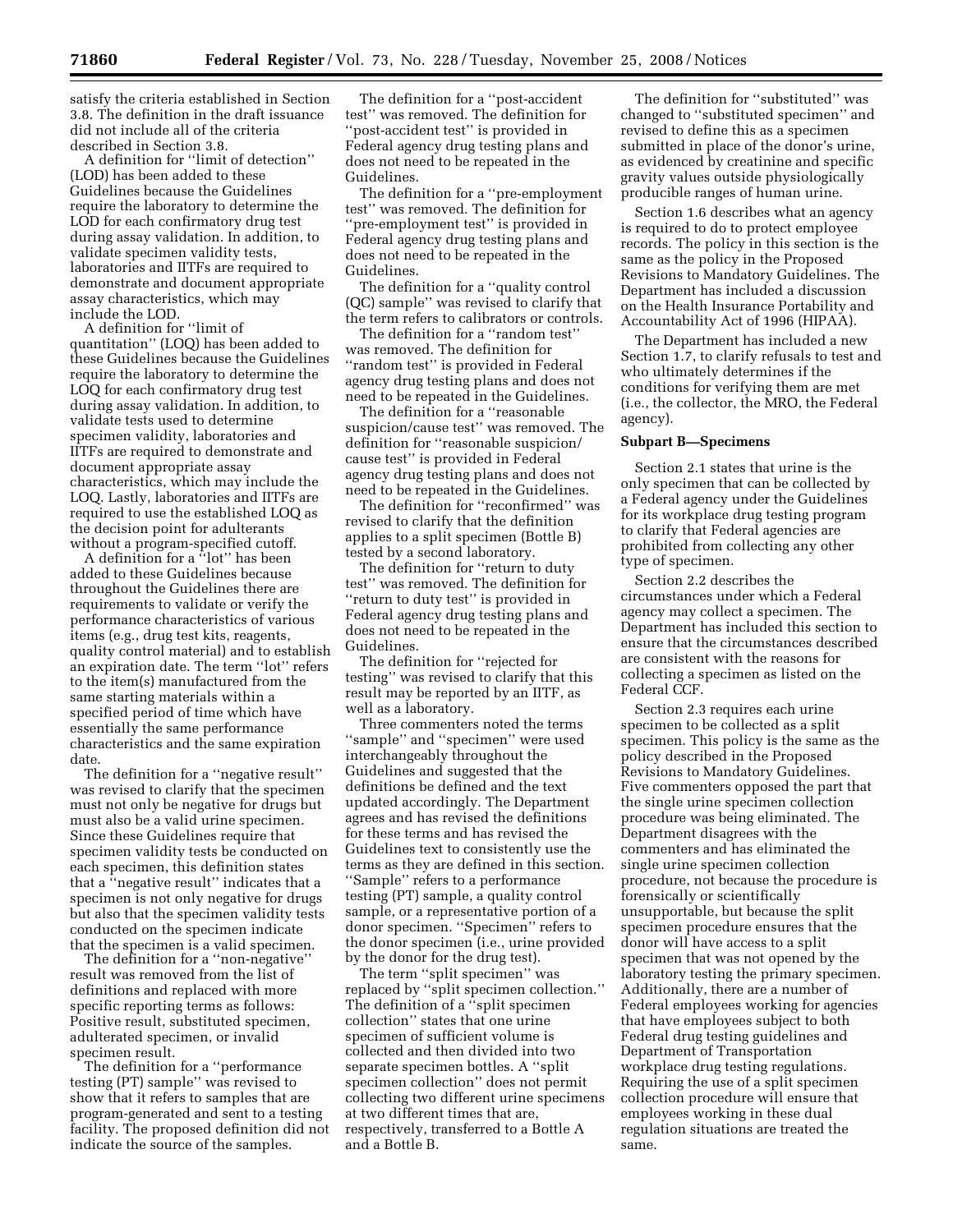satisfy the criteria established in Section 3.8. The definition in the draft issuance did not include all of the criteria described in Section 3.8.

A definition for ''limit of detection'' (LOD) has been added to these Guidelines because the Guidelines require the laboratory to determine the LOD for each confirmatory drug test during assay validation. In addition, to validate specimen validity tests, laboratories and IITFs are required to demonstrate and document appropriate assay characteristics, which may include the LOD.

A definition for ''limit of quantitation'' (LOQ) has been added to these Guidelines because the Guidelines require the laboratory to determine the LOQ for each confirmatory drug test during assay validation. In addition, to validate tests used to determine specimen validity, laboratories and IITFs are required to demonstrate and document appropriate assay characteristics, which may include the LOQ. Lastly, laboratories and IITFs are required to use the established LOQ as the decision point for adulterants without a program-specified cutoff.

A definition for a ''lot'' has been added to these Guidelines because throughout the Guidelines there are requirements to validate or verify the performance characteristics of various items (e.g., drug test kits, reagents, quality control material) and to establish an expiration date. The term ''lot'' refers to the item(s) manufactured from the same starting materials within a specified period of time which have essentially the same performance characteristics and the same expiration date.

The definition for a ''negative result'' was revised to clarify that the specimen must not only be negative for drugs but must also be a valid urine specimen. Since these Guidelines require that specimen validity tests be conducted on each specimen, this definition states that a ''negative result'' indicates that a specimen is not only negative for drugs but also that the specimen validity tests conducted on the specimen indicate that the specimen is a valid specimen.

The definition for a ''non-negative'' result was removed from the list of definitions and replaced with more specific reporting terms as follows: Positive result, substituted specimen, adulterated specimen, or invalid specimen result.

The definition for a ''performance testing (PT) sample'' was revised to show that it refers to samples that are program-generated and sent to a testing facility. The proposed definition did not indicate the source of the samples.

The definition for a ''post-accident test'' was removed. The definition for ''post-accident test'' is provided in Federal agency drug testing plans and does not need to be repeated in the Guidelines.

The definition for a ''pre-employment test'' was removed. The definition for ''pre-employment test'' is provided in Federal agency drug testing plans and does not need to be repeated in the Guidelines.

The definition for a ''quality control (QC) sample'' was revised to clarify that the term refers to calibrators or controls.

The definition for a ''random test'' was removed. The definition for ''random test'' is provided in Federal agency drug testing plans and does not need to be repeated in the Guidelines.

The definition for a ''reasonable suspicion/cause test'' was removed. The definition for ''reasonable suspicion/cause test'' is provided in Federal agency drug testing plans and does not need to be repeated in the Guidelines.

The definition for ''reconfirmed'' was revised to clarify that the definition applies to a split specimen (Bottle B) tested by a second laboratory.

The definition for ''return to duty test'' was removed. The definition for ''return to duty test'' is provided in Federal agency drug testing plans and does not need to be repeated in the Guidelines.

The definition for ''rejected for testing'' was revised to clarify that this result may be reported by an IITF, as well as a laboratory.

Three commenters noted the terms ''sample'' and ''specimen'' were used interchangeably throughout the Guidelines and suggested that the definitions be defined and the text updated accordingly. The Department agrees and has revised the definitions for these terms and has revised the Guidelines text to consistently use the terms as they are defined in this section. ''Sample'' refers to a performance testing (PT) sample, a quality control sample, or a representative portion of a donor specimen. ''Specimen'' refers to the donor specimen (i.e., urine provided by the donor for the drug test).

The term ''split specimen'' was replaced by ''split specimen collection.'' The definition of a ''split specimen collection'' states that one urine specimen of sufficient volume is collected and then divided into two separate specimen bottles. A ''split specimen collection'' does not permit collecting two different urine specimens at two different times that are, respectively, transferred to a Bottle A and a Bottle B.

The definition for ''substituted'' was changed to ''substituted specimen'' and revised to define this as a specimen submitted in place of the donor's urine, as evidenced by creatinine and specific gravity values outside physiologically producible ranges of human urine.

Section 1.6 describes what an agency is required to do to protect employee records. The policy in this section is the same as the policy in the Proposed Revisions to Mandatory Guidelines. The Department has included a discussion on the Health Insurance Portability and Accountability Act of 1996 (HIPAA).

The Department has included a new Section 1.7, to clarify refusals to test and who ultimately determines if the conditions for verifying them are met (i.e., the collector, the MRO, the Federal agency).

**Subpart B—Specimens**

Section 2.1 states that urine is the only specimen that can be collected by a Federal agency under the Guidelines for its workplace drug testing program to clarify that Federal agencies are prohibited from collecting any other type of specimen.

Section 2.2 describes the circumstances under which a Federal agency may collect a specimen. The Department has included this section to ensure that the circumstances described are consistent with the reasons for collecting a specimen as listed on the Federal CCF.

Section 2.3 requires each urine specimen to be collected as a split specimen. This policy is the same as the policy described in the Proposed Revisions to Mandatory Guidelines. Five commenters opposed the part that the single urine specimen collection procedure was being eliminated. The Department disagrees with the commenters and has eliminated the single urine specimen collection procedure, not because the procedure is forensically or scientifically unsupportable, but because the split specimen procedure ensures that the donor will have access to a split specimen that was not opened by the laboratory testing the primary specimen. Additionally, there are a number of Federal employees working for agencies that have employees subject to both Federal drug testing guidelines and Department of Transportation workplace drug testing regulations. Requiring the use of a split specimen collection procedure will ensure that employees working in these dual regulation situations are treated the same.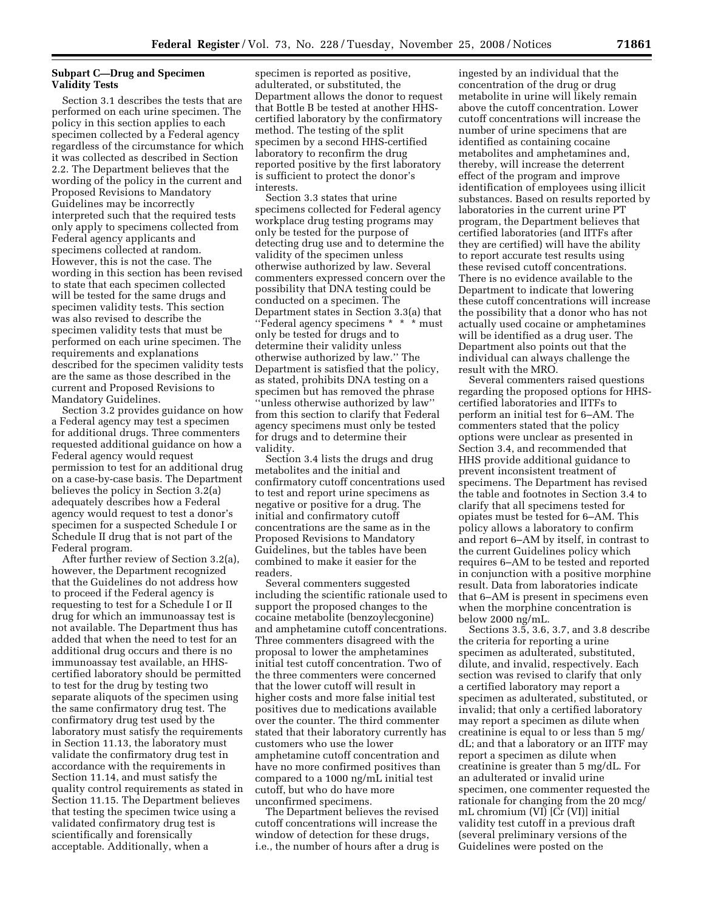**Subpart C—Drug and Specimen Validity Tests**

Section 3.1 describes the tests that are performed on each urine specimen. The policy in this section applies to each specimen collected by a Federal agency regardless of the circumstance for which it was collected as described in Section 2.2. The Department believes that the wording of the policy in the current and Proposed Revisions to Mandatory Guidelines may be incorrectly interpreted such that the required tests only apply to specimens collected from Federal agency applicants and specimens collected at random. However, this is not the case. The wording in this section has been revised to state that each specimen collected will be tested for the same drugs and specimen validity tests. This section was also revised to describe the specimen validity tests that must be performed on each urine specimen. The requirements and explanations described for the specimen validity tests are the same as those described in the current and Proposed Revisions to Mandatory Guidelines.

Section 3.2 provides guidance on how a Federal agency may test a specimen for additional drugs. Three commenters requested additional guidance on how a Federal agency would request permission to test for an additional drug on a case-by-case basis. The Department believes the policy in Section 3.2(a) adequately describes how a Federal agency would request to test a donor's specimen for a suspected Schedule I or Schedule II drug that is not part of the Federal program.

After further review of Section 3.2(a), however, the Department recognized that the Guidelines do not address how to proceed if the Federal agency is requesting to test for a Schedule I or II drug for which an immunoassay test is not available. The Department thus has added that when the need to test for an additional drug occurs and there is no immunoassay test available, an HHS-certified laboratory should be permitted to test for the drug by testing two separate aliquots of the specimen using the same confirmatory drug test. The confirmatory drug test used by the laboratory must satisfy the requirements in Section 11.13, the laboratory must validate the confirmatory drug test in accordance with the requirements in Section 11.14, and must satisfy the quality control requirements as stated in Section 11.15. The Department believes that testing the specimen twice using a validated confirmatory drug test is scientifically and forensically acceptable. Additionally, when a specimen is reported as positive, adulterated, or substituted, the Department allows the donor to request that Bottle B be tested at another HHS-certified laboratory by the confirmatory method. The testing of the split specimen by a second HHS-certified laboratory to reconfirm the drug reported positive by the first laboratory is sufficient to protect the donor's interests.

Section 3.3 states that urine specimens collected for Federal agency workplace drug testing programs may only be tested for the purpose of detecting drug use and to determine the validity of the specimen unless otherwise authorized by law. Several commenters expressed concern over the possibility that DNA testing could be conducted on a specimen. The Department states in Section 3.3(a) that ''Federal agency specimens * * * must only be tested for drugs and to determine their validity unless otherwise authorized by law.'' The Department is satisfied that the policy, as stated, prohibits DNA testing on a specimen but has removed the phrase ''unless otherwise authorized by law'' from this section to clarify that Federal agency specimens must only be tested for drugs and to determine their validity.

Section 3.4 lists the drugs and drug metabolites and the initial and confirmatory cutoff concentrations used to test and report urine specimens as negative or positive for a drug. The initial and confirmatory cutoff concentrations are the same as in the Proposed Revisions to Mandatory Guidelines, but the tables have been combined to make it easier for the readers.

Several commenters suggested including the scientific rationale used to support the proposed changes to the cocaine metabolite (benzoylecgonine) and amphetamine cutoff concentrations. Three commenters disagreed with the proposal to lower the amphetamines initial test cutoff concentration. Two of the three commenters were concerned that the lower cutoff will result in higher costs and more false initial test positives due to medications available over the counter. The third commenter stated that their laboratory currently has customers who use the lower amphetamine cutoff concentration and have no more confirmed positives than compared to a 1000 ng/mL initial test cutoff, but who do have more unconfirmed specimens.

The Department believes the revised cutoff concentrations will increase the window of detection for these drugs, i.e., the number of hours after a drug is ingested by an individual that the concentration of the drug or drug metabolite in urine will likely remain above the cutoff concentration. Lower cutoff concentrations will increase the number of urine specimens that are identified as containing cocaine metabolites and amphetamines and, thereby, will increase the deterrent effect of the program and improve identification of employees using illicit substances. Based on results reported by laboratories in the current urine PT program, the Department believes that certified laboratories (and IITFs after they are certified) will have the ability to report accurate test results using these revised cutoff concentrations. There is no evidence available to the Department to indicate that lowering these cutoff concentrations will increase the possibility that a donor who has not actually used cocaine or amphetamines will be identified as a drug user. The Department also points out that the individual can always challenge the result with the MRO.

Several commenters raised questions regarding the proposed options for HHS-certified laboratories and IITFs to perform an initial test for 6–AM. The commenters stated that the policy options were unclear as presented in Section 3.4, and recommended that HHS provide additional guidance to prevent inconsistent treatment of specimens. The Department has revised the table and footnotes in Section 3.4 to clarify that all specimens tested for opiates must be tested for 6–AM. This policy allows a laboratory to confirm and report 6–AM by itself, in contrast to the current Guidelines policy which requires 6–AM to be tested and reported in conjunction with a positive morphine result. Data from laboratories indicate that 6–AM is present in specimens even when the morphine concentration is below 2000 ng/mL.

Sections 3.5, 3.6, 3.7, and 3.8 describe the criteria for reporting a urine specimen as adulterated, substituted, dilute, and invalid, respectively. Each section was revised to clarify that only a certified laboratory may report a specimen as adulterated, substituted, or invalid; that only a certified laboratory may report a specimen as dilute when creatinine is equal to or less than 5 mg/dL; and that a laboratory or an IITF may report a specimen as dilute when creatinine is greater than 5 mg/dL. For an adulterated or invalid urine specimen, one commenter requested the rationale for changing from the 20 mcg/mL chromium (VI) [Cr (VI)] initial validity test cutoff in a previous draft (several preliminary versions of the Guidelines were posted on the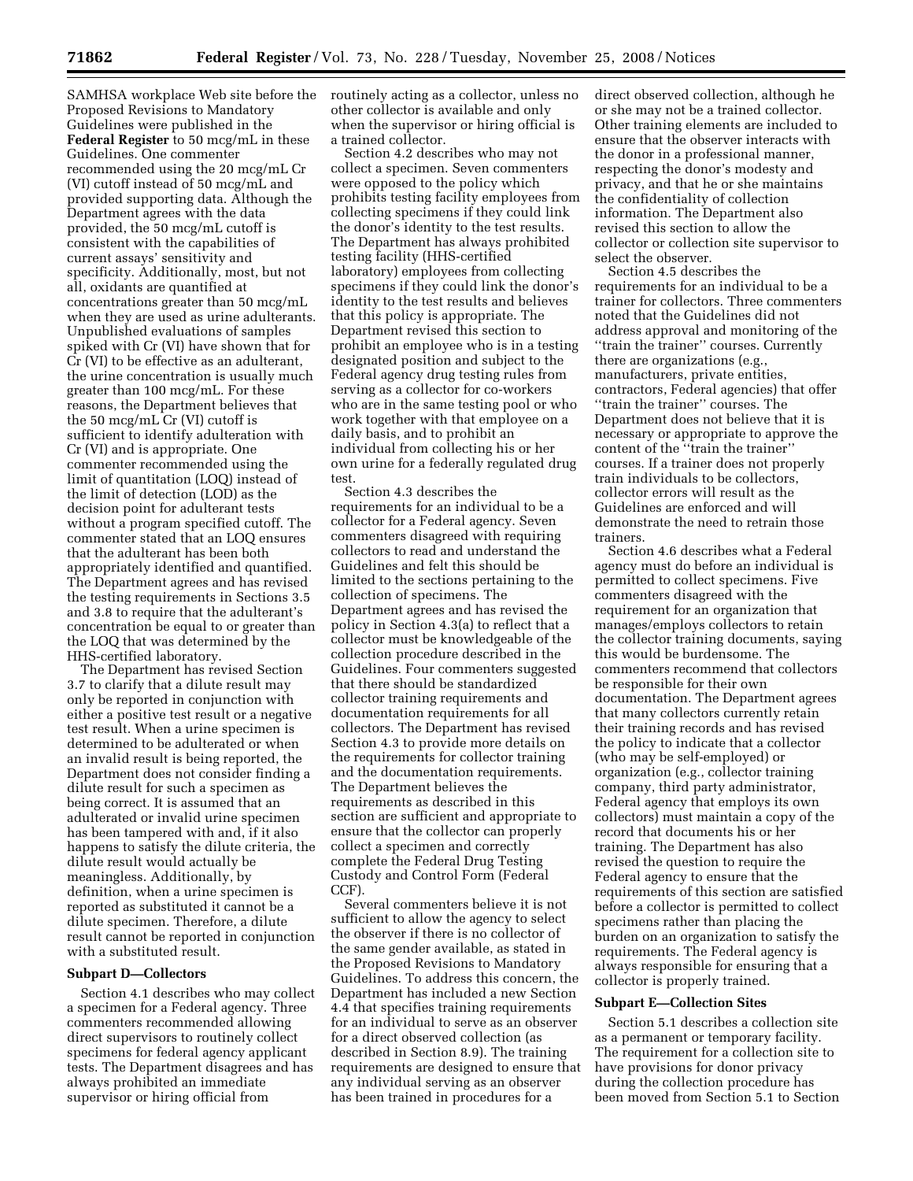SAMHSA workplace Web site before the Proposed Revisions to Mandatory Guidelines were published in the **Federal Register** to 50 mcg/mL in these Guidelines. One commenter recommended using the 20 mcg/mL Cr (VI) cutoff instead of 50 mcg/mL and provided supporting data. Although the Department agrees with the data provided, the 50 mcg/mL cutoff is consistent with the capabilities of current assays' sensitivity and specificity. Additionally, most, but not all, oxidants are quantified at concentrations greater than 50 mcg/mL when they are used as urine adulterants. Unpublished evaluations of samples spiked with Cr (VI) have shown that for Cr (VI) to be effective as an adulterant, the urine concentration is usually much greater than 100 mcg/mL. For these reasons, the Department believes that the 50 mcg/mL Cr (VI) cutoff is sufficient to identify adulteration with Cr (VI) and is appropriate. One commenter recommended using the limit of quantitation (LOQ) instead of the limit of detection (LOD) as the decision point for adulterant tests without a program specified cutoff. The commenter stated that an LOQ ensures that the adulterant has been both appropriately identified and quantified. The Department agrees and has revised the testing requirements in Sections 3.5 and 3.8 to require that the adulterant's concentration be equal to or greater than the LOQ that was determined by the HHS-certified laboratory.

The Department has revised Section 3.7 to clarify that a dilute result may only be reported in conjunction with either a positive test result or a negative test result. When a urine specimen is determined to be adulterated or when an invalid result is being reported, the Department does not consider finding a dilute result for such a specimen as being correct. It is assumed that an adulterated or invalid urine specimen has been tampered with and, if it also happens to satisfy the dilute criteria, the dilute result would actually be meaningless. Additionally, by definition, when a urine specimen is reported as substituted it cannot be a dilute specimen. Therefore, a dilute result cannot be reported in conjunction with a substituted result.

**Subpart D—Collectors**

Section 4.1 describes who may collect a specimen for a Federal agency. Three commenters recommended allowing direct supervisors to routinely collect specimens for federal agency applicant tests. The Department disagrees and has always prohibited an immediate supervisor or hiring official from routinely acting as a collector, unless no other collector is available and only when the supervisor or hiring official is a trained collector.

Section 4.2 describes who may not collect a specimen. Seven commenters were opposed to the policy which prohibits testing facility employees from collecting specimens if they could link the donor's identity to the test results. The Department has always prohibited testing facility (HHS-certified laboratory) employees from collecting specimens if they could link the donor's identity to the test results and believes that this policy is appropriate. The Department revised this section to prohibit an employee who is in a testing designated position and subject to the Federal agency drug testing rules from serving as a collector for co-workers who are in the same testing pool or who work together with that employee on a daily basis, and to prohibit an individual from collecting his or her own urine for a federally regulated drug test.

Section 4.3 describes the requirements for an individual to be a collector for a Federal agency. Seven commenters disagreed with requiring collectors to read and understand the Guidelines and felt this should be limited to the sections pertaining to the collection of specimens. The Department agrees and has revised the policy in Section 4.3(a) to reflect that a collector must be knowledgeable of the collection procedure described in the Guidelines. Four commenters suggested that there should be standardized collector training requirements and documentation requirements for all collectors. The Department has revised Section 4.3 to provide more details on the requirements for collector training and the documentation requirements. The Department believes the requirements as described in this section are sufficient and appropriate to ensure that the collector can properly collect a specimen and correctly complete the Federal Drug Testing Custody and Control Form (Federal CCF).

Several commenters believe it is not sufficient to allow the agency to select the observer if there is no collector of the same gender available, as stated in the Proposed Revisions to Mandatory Guidelines. To address this concern, the Department has included a new Section 4.4 that specifies training requirements for an individual to serve as an observer for a direct observed collection (as described in Section 8.9). The training requirements are designed to ensure that any individual serving as an observer has been trained in procedures for a direct observed collection, although he or she may not be a trained collector. Other training elements are included to ensure that the observer interacts with the donor in a professional manner, respecting the donor's modesty and privacy, and that he or she maintains the confidentiality of collection information. The Department also revised this section to allow the collector or collection site supervisor to select the observer.

Section 4.5 describes the requirements for an individual to be a trainer for collectors. Three commenters noted that the Guidelines did not address approval and monitoring of the "train the trainer" courses. Currently there are organizations (e.g., manufacturers, private entities, contractors, Federal agencies) that offer "train the trainer" courses. The Department does not believe that it is necessary or appropriate to approve the content of the "train the trainer" courses. If a trainer does not properly train individuals to be collectors, collector errors will result as the Guidelines are enforced and will demonstrate the need to retrain those trainers.

Section 4.6 describes what a Federal agency must do before an individual is permitted to collect specimens. Five commenters disagreed with the requirement for an organization that manages/employs collectors to retain the collector training documents, saying this would be burdensome. The commenters recommend that collectors be responsible for their own documentation. The Department agrees that many collectors currently retain their training records and has revised the policy to indicate that a collector (who may be self-employed) or organization (e.g., collector training company, third party administrator, Federal agency that employs its own collectors) must maintain a copy of the record that documents his or her training. The Department has also revised the question to require the Federal agency to ensure that the requirements of this section are satisfied before a collector is permitted to collect specimens rather than placing the burden on an organization to satisfy the requirements. The Federal agency is always responsible for ensuring that a collector is properly trained.

**Subpart E—Collection Sites**

Section 5.1 describes a collection site as a permanent or temporary facility. The requirement for a collection site to have provisions for donor privacy during the collection procedure has been moved from Section 5.1 to Section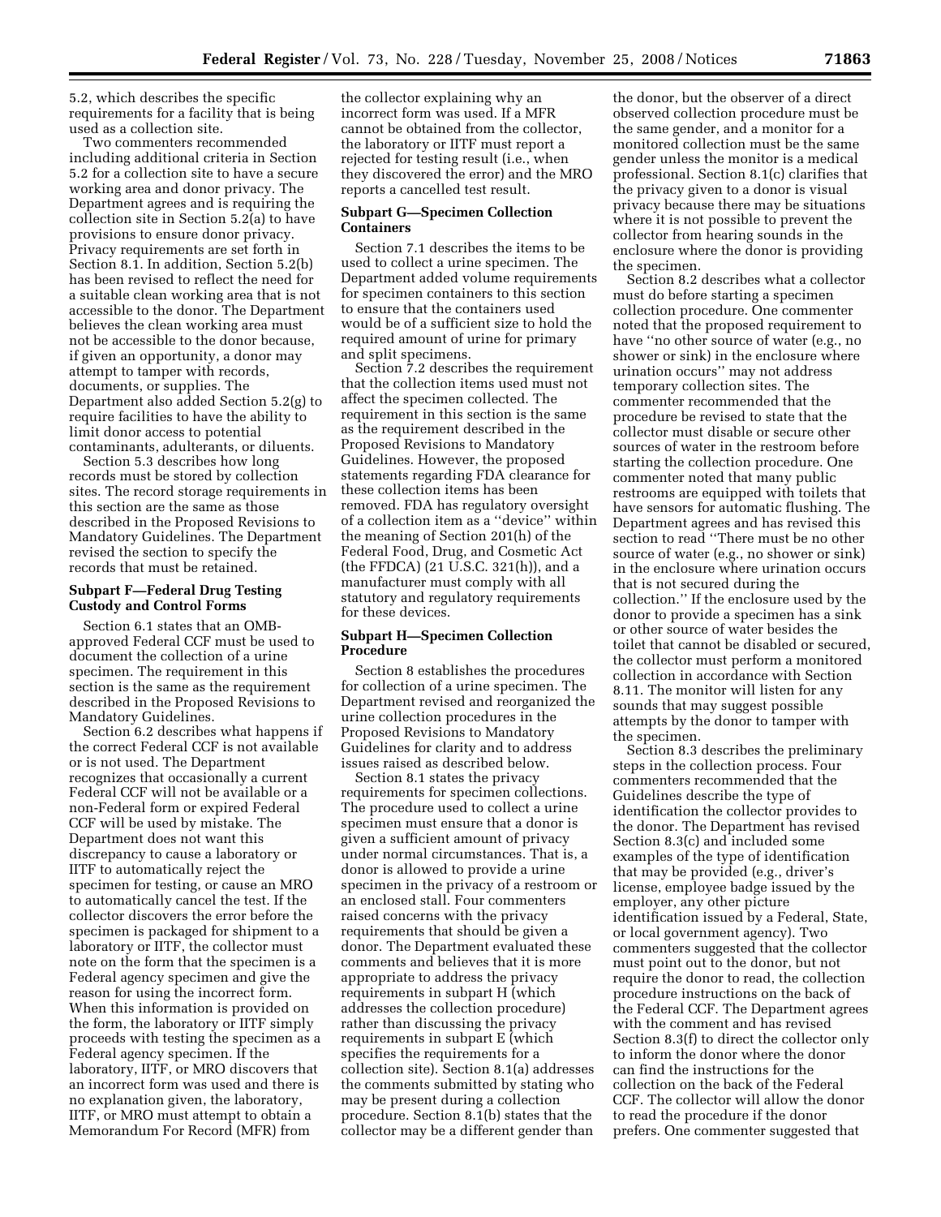5.2, which describes the specific requirements for a facility that is being used as a collection site.

Two commenters recommended including additional criteria in Section 5.2 for a collection site to have a secure working area and donor privacy. The Department agrees and is requiring the collection site in Section 5.2(a) to have provisions to ensure donor privacy. Privacy requirements are set forth in Section 8.1. In addition, Section 5.2(b) has been revised to reflect the need for a suitable clean working area that is not accessible to the donor. The Department believes the clean working area must not be accessible to the donor because, if given an opportunity, a donor may attempt to tamper with records, documents, or supplies. The Department also added Section 5.2(g) to require facilities to have the ability to limit donor access to potential contaminants, adulterants, or diluents.

Section 5.3 describes how long records must be stored by collection sites. The record storage requirements in this section are the same as those described in the Proposed Revisions to Mandatory Guidelines. The Department revised the section to specify the records that must be retained.

### Subpart F—Federal Drug Testing Custody and Control Forms

Section 6.1 states that an OMB-approved Federal CCF must be used to document the collection of a urine specimen. The requirement in this section is the same as the requirement described in the Proposed Revisions to Mandatory Guidelines.

Section 6.2 describes what happens if the correct Federal CCF is not available or is not used. The Department recognizes that occasionally a current Federal CCF will not be available or a non-Federal form or expired Federal CCF will be used by mistake. The Department does not want this discrepancy to cause a laboratory or IITF to automatically reject the specimen for testing, or cause an MRO to automatically cancel the test. If the collector discovers the error before the specimen is packaged for shipment to a laboratory or IITF, the collector must note on the form that the specimen is a Federal agency specimen and give the reason for using the incorrect form. When this information is provided on the form, the laboratory or IITF simply proceeds with testing the specimen as a Federal agency specimen. If the laboratory, IITF, or MRO discovers that an incorrect form was used and there is no explanation given, the laboratory, IITF, or MRO must attempt to obtain a Memorandum For Record (MFR) from the collector explaining why an incorrect form was used. If a MFR cannot be obtained from the collector, the laboratory or IITF must report a rejected for testing result (i.e., when they discovered the error) and the MRO reports a cancelled test result.

### Subpart G—Specimen Collection Containers

Section 7.1 describes the items to be used to collect a urine specimen. The Department added volume requirements for specimen containers to this section to ensure that the containers used would be of a sufficient size to hold the required amount of urine for primary and split specimens.

Section 7.2 describes the requirement that the collection items used must not affect the specimen collected. The requirement in this section is the same as the requirement described in the Proposed Revisions to Mandatory Guidelines. However, the proposed statements regarding FDA clearance for these collection items has been removed. FDA has regulatory oversight of a collection item as a "device" within the meaning of Section 201(h) of the Federal Food, Drug, and Cosmetic Act (the FFDCA) (21 U.S.C. 321(h)), and a manufacturer must comply with all statutory and regulatory requirements for these devices.

### Subpart H—Specimen Collection Procedure

Section 8 establishes the procedures for collection of a urine specimen. The Department revised and reorganized the urine collection procedures in the Proposed Revisions to Mandatory Guidelines for clarity and to address issues raised as described below.

Section 8.1 states the privacy requirements for specimen collections. The procedure used to collect a urine specimen must ensure that a donor is given a sufficient amount of privacy under normal circumstances. That is, a donor is allowed to provide a urine specimen in the privacy of a restroom or an enclosed stall. Four commenters raised concerns with the privacy requirements that should be given a donor. The Department evaluated these comments and believes that it is more appropriate to address the privacy requirements in subpart H (which addresses the collection procedure) rather than discussing the privacy requirements in subpart E (which specifies the requirements for a collection site). Section 8.1(a) addresses the comments submitted by stating who may be present during a collection procedure. Section 8.1(b) states that the collector may be a different gender than the donor, but the observer of a direct observed collection procedure must be the same gender, and a monitor for a monitored collection must be the same gender unless the monitor is a medical professional. Section 8.1(c) clarifies that the privacy given to a donor is visual privacy because there may be situations where it is not possible to prevent the collector from hearing sounds in the enclosure where the donor is providing the specimen.

Section 8.2 describes what a collector must do before starting a specimen collection procedure. One commenter noted that the proposed requirement to have "no other source of water (e.g., no shower or sink) in the enclosure where urination occurs" may not address temporary collection sites. The commenter recommended that the procedure be revised to state that the collector must disable or secure other sources of water in the restroom before starting the collection procedure. One commenter noted that many public restrooms are equipped with toilets that have sensors for automatic flushing. The Department agrees and has revised this section to read "There must be no other source of water (e.g., no shower or sink) in the enclosure where urination occurs that is not secured during the collection." If the enclosure used by the donor to provide a specimen has a sink or other source of water besides the toilet that cannot be disabled or secured, the collector must perform a monitored collection in accordance with Section 8.11. The monitor will listen for any sounds that may suggest possible attempts by the donor to tamper with the specimen.

Section 8.3 describes the preliminary steps in the collection process. Four commenters recommended that the Guidelines describe the type of identification the collector provides to the donor. The Department has revised Section 8.3(c) and included some examples of the type of identification that may be provided (e.g., driver's license, employee badge issued by the employer, any other picture identification issued by a Federal, State, or local government agency). Two commenters suggested that the collector must point out to the donor, but not require the donor to read, the collection procedure instructions on the back of the Federal CCF. The Department agrees with the comment and has revised Section 8.3(f) to direct the collector only to inform the donor where the donor can find the instructions for the collection on the back of the Federal CCF. The collector will allow the donor to read the procedure if the donor prefers. One commenter suggested that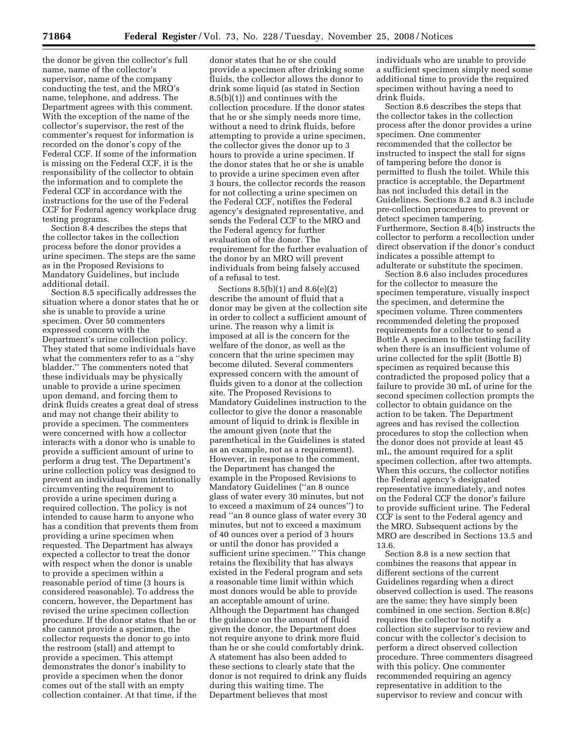the donor be given the collector's full name, name of the collector's supervisor, name of the company conducting the test, and the MRO's name, telephone, and address. The Department agrees with this comment. With the exception of the name of the collector's supervisor, the rest of the commenter's request for information is recorded on the donor's copy of the Federal CCF. If some of the information is missing on the Federal CCF, it is the responsibility of the collector to obtain the information and to complete the Federal CCF in accordance with the instructions for the use of the Federal CCF for Federal agency workplace drug testing programs.

Section 8.4 describes the steps that the collector takes in the collection process before the donor provides a urine specimen. The steps are the same as in the Proposed Revisions to Mandatory Guidelines, but include additional detail.

Section 8.5 specifically addresses the situation where a donor states that he or she is unable to provide a urine specimen. Over 50 commenters expressed concern with the Department's urine collection policy. They stated that some individuals have what the commenters refer to as a ''shy bladder.'' The commenters noted that these individuals may be physically unable to provide a urine specimen upon demand, and forcing them to drink fluids creates a great deal of stress and may not change their ability to provide a specimen. The commenters were concerned with how a collector interacts with a donor who is unable to provide a sufficient amount of urine to perform a drug test. The Department's urine collection policy was designed to prevent an individual from intentionally circumventing the requirement to provide a urine specimen during a required collection. The policy is not intended to cause harm to anyone who has a condition that prevents them from providing a urine specimen when requested. The Department has always expected a collector to treat the donor with respect when the donor is unable to provide a specimen within a reasonable period of time (3 hours is considered reasonable). To address the concern, however, the Department has revised the urine specimen collection procedure. If the donor states that he or she cannot provide a specimen, the collector requests the donor to go into the restroom (stall) and attempt to provide a specimen. This attempt demonstrates the donor's inability to provide a specimen when the donor comes out of the stall with an empty collection container. At that time, if the donor states that he or she could provide a specimen after drinking some fluids, the collector allows the donor to drink some liquid (as stated in Section 8.5(b)(1)) and continues with the collection procedure. If the donor states that he or she simply needs more time, without a need to drink fluids, before attempting to provide a urine specimen, the collector gives the donor up to 3 hours to provide a urine specimen. If the donor states that he or she is unable to provide a urine specimen even after 3 hours, the collector records the reason for not collecting a urine specimen on the Federal CCF, notifies the Federal agency's designated representative, and sends the Federal CCF to the MRO and the Federal agency for further evaluation of the donor. The requirement for the further evaluation of the donor by an MRO will prevent individuals from being falsely accused of a refusal to test.

Sections 8.5(b)(1) and 8.6(e)(2) describe the amount of fluid that a donor may be given at the collection site in order to collect a sufficient amount of urine. The reason why a limit is imposed at all is the concern for the welfare of the donor, as well as the concern that the urine specimen may become diluted. Several commenters expressed concern with the amount of fluids given to a donor at the collection site. The Proposed Revisions to Mandatory Guidelines instruction to the collector to give the donor a reasonable amount of liquid to drink is flexible in the amount given (note that the parenthetical in the Guidelines is stated as an example, not as a requirement). However, in response to the comment, the Department has changed the example in the Proposed Revisions to Mandatory Guidelines (''an 8 ounce glass of water every 30 minutes, but not to exceed a maximum of 24 ounces'') to read ''an 8 ounce glass of water every 30 minutes, but not to exceed a maximum of 40 ounces over a period of 3 hours or until the donor has provided a sufficient urine specimen.'' This change retains the flexibility that has always existed in the Federal program and sets a reasonable time limit within which most donors would be able to provide an acceptable amount of urine. Although the Department has changed the guidance on the amount of fluid given the donor, the Department does not require anyone to drink more fluid than he or she could comfortably drink. A statement has also been added to these sections to clearly state that the donor is not required to drink any fluids during this waiting time. The Department believes that most individuals who are unable to provide a sufficient specimen simply need some additional time to provide the required specimen without having a need to drink fluids.

Section 8.6 describes the steps that the collector takes in the collection process after the donor provides a urine specimen. One commenter recommended that the collector be instructed to inspect the stall for signs of tampering before the donor is permitted to flush the toilet. While this practice is acceptable, the Department has not included this detail in the Guidelines. Sections 8.2 and 8.3 include pre-collection procedures to prevent or detect specimen tampering. Furthermore, Section 8.4(b) instructs the collector to perform a recollection under direct observation if the donor's conduct indicates a possible attempt to adulterate or substitute the specimen.

Section 8.6 also includes procedures for the collector to measure the specimen temperature, visually inspect the specimen, and determine the specimen volume. Three commenters recommended deleting the proposed requirements for a collector to send a Bottle A specimen to the testing facility when there is an insufficient volume of urine collected for the split (Bottle B) specimen as required because this contradicted the proposed policy that a failure to provide 30 mL of urine for the second specimen collection prompts the collector to obtain guidance on the action to be taken. The Department agrees and has revised the collection procedures to stop the collection when the donor does not provide at least 45 mL, the amount required for a split specimen collection, after two attempts. When this occurs, the collector notifies the Federal agency's designated representative immediately, and notes on the Federal CCF the donor's failure to provide sufficient urine. The Federal CCF is sent to the Federal agency and the MRO. Subsequent actions by the MRO are described in Sections 13.5 and 13.6.

Section 8.8 is a new section that combines the reasons that appear in different sections of the current Guidelines regarding when a direct observed collection is used. The reasons are the same; they have simply been combined in one section. Section 8.8(c) requires the collector to notify a collection site supervisor to review and concur with the collector's decision to perform a direct observed collection procedure. Three commenters disagreed with this policy. One commenter recommended requiring an agency representative in addition to the supervisor to review and concur with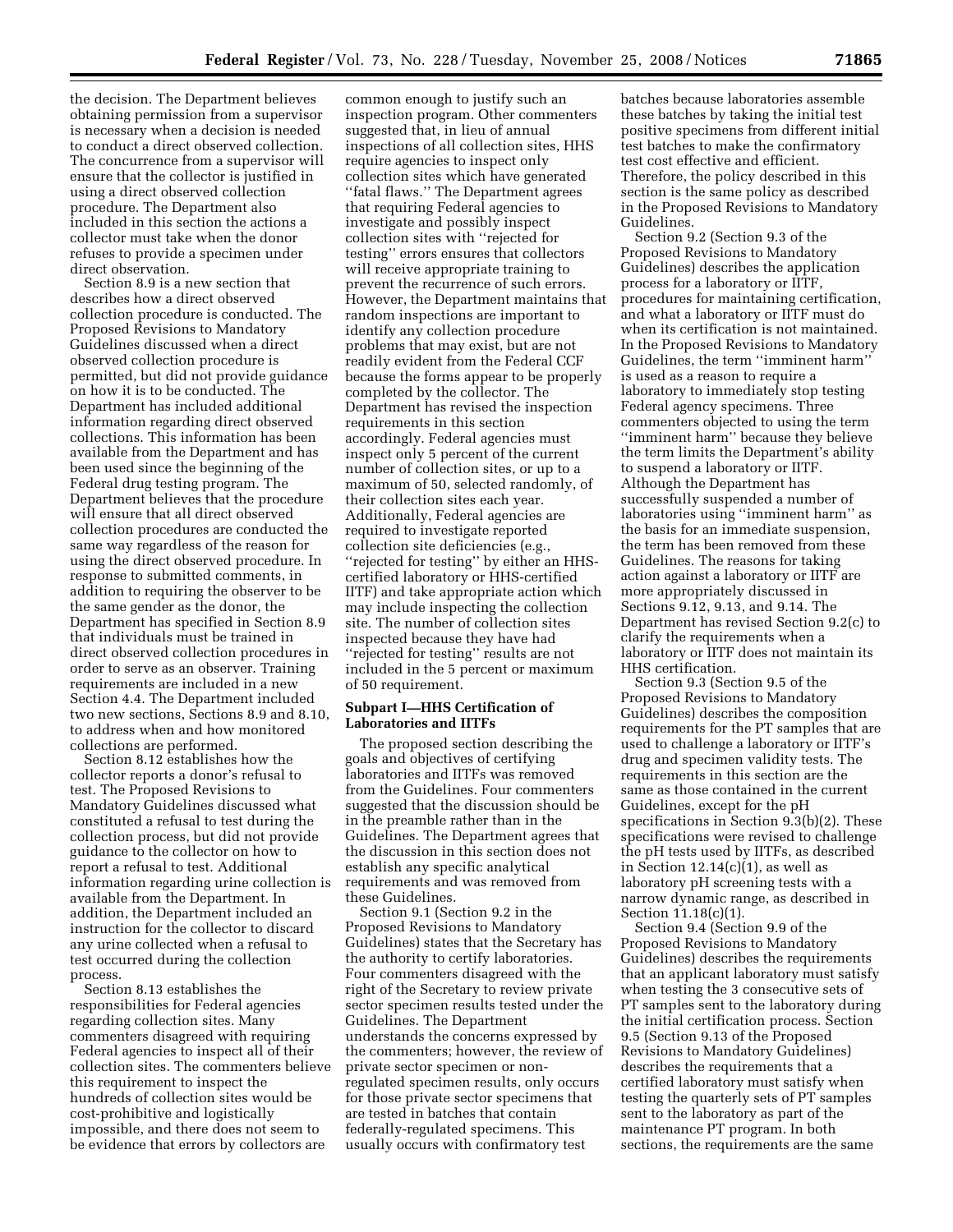the decision. The Department believes obtaining permission from a supervisor is necessary when a decision is needed to conduct a direct observed collection. The concurrence from a supervisor will ensure that the collector is justified in using a direct observed collection procedure. The Department also included in this section the actions a collector must take when the donor refuses to provide a specimen under direct observation.

Section 8.9 is a new section that describes how a direct observed collection procedure is conducted. The Proposed Revisions to Mandatory Guidelines discussed when a direct observed collection procedure is permitted, but did not provide guidance on how it is to be conducted. The Department has included additional information regarding direct observed collections. This information has been available from the Department and has been used since the beginning of the Federal drug testing program. The Department believes that the procedure will ensure that all direct observed collection procedures are conducted the same way regardless of the reason for using the direct observed procedure. In response to submitted comments, in addition to requiring the observer to be the same gender as the donor, the Department has specified in Section 8.9 that individuals must be trained in direct observed collection procedures in order to serve as an observer. Training requirements are included in a new Section 4.4. The Department included two new sections, Sections 8.9 and 8.10, to address when and how monitored collections are performed.

Section 8.12 establishes how the collector reports a donor's refusal to test. The Proposed Revisions to Mandatory Guidelines discussed what constituted a refusal to test during the collection process, but did not provide guidance to the collector on how to report a refusal to test. Additional information regarding urine collection is available from the Department. In addition, the Department included an instruction for the collector to discard any urine collected when a refusal to test occurred during the collection process.

Section 8.13 establishes the responsibilities for Federal agencies regarding collection sites. Many commenters disagreed with requiring Federal agencies to inspect all of their collection sites. The commenters believe this requirement to inspect the hundreds of collection sites would be cost-prohibitive and logistically impossible, and there does not seem to be evidence that errors by collectors are common enough to justify such an inspection program. Other commenters suggested that, in lieu of annual inspections of all collection sites, HHS require agencies to inspect only collection sites which have generated ''fatal flaws.'' The Department agrees that requiring Federal agencies to investigate and possibly inspect collection sites with ''rejected for testing'' errors ensures that collectors will receive appropriate training to prevent the recurrence of such errors. However, the Department maintains that random inspections are important to identify any collection procedure problems that may exist, but are not readily evident from the Federal CCF because the forms appear to be properly completed by the collector. The Department has revised the inspection requirements in this section accordingly. Federal agencies must inspect only 5 percent of the current number of collection sites, or up to a maximum of 50, selected randomly, of their collection sites each year. Additionally, Federal agencies are required to investigate reported collection site deficiencies (e.g., ''rejected for testing'' by either an HHS-certified laboratory or HHS-certified IITF) and take appropriate action which may include inspecting the collection site. The number of collection sites inspected because they have had ''rejected for testing'' results are not included in the 5 percent or maximum of 50 requirement.

## Subpart I—HHS Certification of Laboratories and IITFs

The proposed section describing the goals and objectives of certifying laboratories and IITFs was removed from the Guidelines. Four commenters suggested that the discussion should be in the preamble rather than in the Guidelines. The Department agrees that the discussion in this section does not establish any specific analytical requirements and was removed from these Guidelines.

Section 9.1 (Section 9.2 in the Proposed Revisions to Mandatory Guidelines) states that the Secretary has the authority to certify laboratories. Four commenters disagreed with the right of the Secretary to review private sector specimen results tested under the Guidelines. The Department understands the concerns expressed by the commenters; however, the review of private sector specimen or non-regulated specimen results, only occurs for those private sector specimens that are tested in batches that contain federally-regulated specimens. This usually occurs with confirmatory test batches because laboratories assemble these batches by taking the initial test positive specimens from different initial test batches to make the confirmatory test cost effective and efficient. Therefore, the policy described in this section is the same policy as described in the Proposed Revisions to Mandatory Guidelines.

Section 9.2 (Section 9.3 of the Proposed Revisions to Mandatory Guidelines) describes the application process for a laboratory or IITF, procedures for maintaining certification, and what a laboratory or IITF must do when its certification is not maintained. In the Proposed Revisions to Mandatory Guidelines, the term ''imminent harm'' is used as a reason to require a laboratory to immediately stop testing Federal agency specimens. Three commenters objected to using the term ''imminent harm'' because they believe the term limits the Department's ability to suspend a laboratory or IITF. Although the Department has successfully suspended a number of laboratories using ''imminent harm'' as the basis for an immediate suspension, the term has been removed from these Guidelines. The reasons for taking action against a laboratory or IITF are more appropriately discussed in Sections 9.12, 9.13, and 9.14. The Department has revised Section 9.2(c) to clarify the requirements when a laboratory or IITF does not maintain its HHS certification.

Section 9.3 (Section 9.5 of the Proposed Revisions to Mandatory Guidelines) describes the composition requirements for the PT samples that are used to challenge a laboratory or IITF's drug and specimen validity tests. The requirements in this section are the same as those contained in the current Guidelines, except for the pH specifications in Section 9.3(b)(2). These specifications were revised to challenge the pH tests used by IITFs, as described in Section 12.14(c)(1), as well as laboratory pH screening tests with a narrow dynamic range, as described in Section 11.18(c)(1).

Section 9.4 (Section 9.9 of the Proposed Revisions to Mandatory Guidelines) describes the requirements that an applicant laboratory must satisfy when testing the 3 consecutive sets of PT samples sent to the laboratory during the initial certification process. Section 9.5 (Section 9.13 of the Proposed Revisions to Mandatory Guidelines) describes the requirements that a certified laboratory must satisfy when testing the quarterly sets of PT samples sent to the laboratory as part of the maintenance PT program. In both sections, the requirements are the same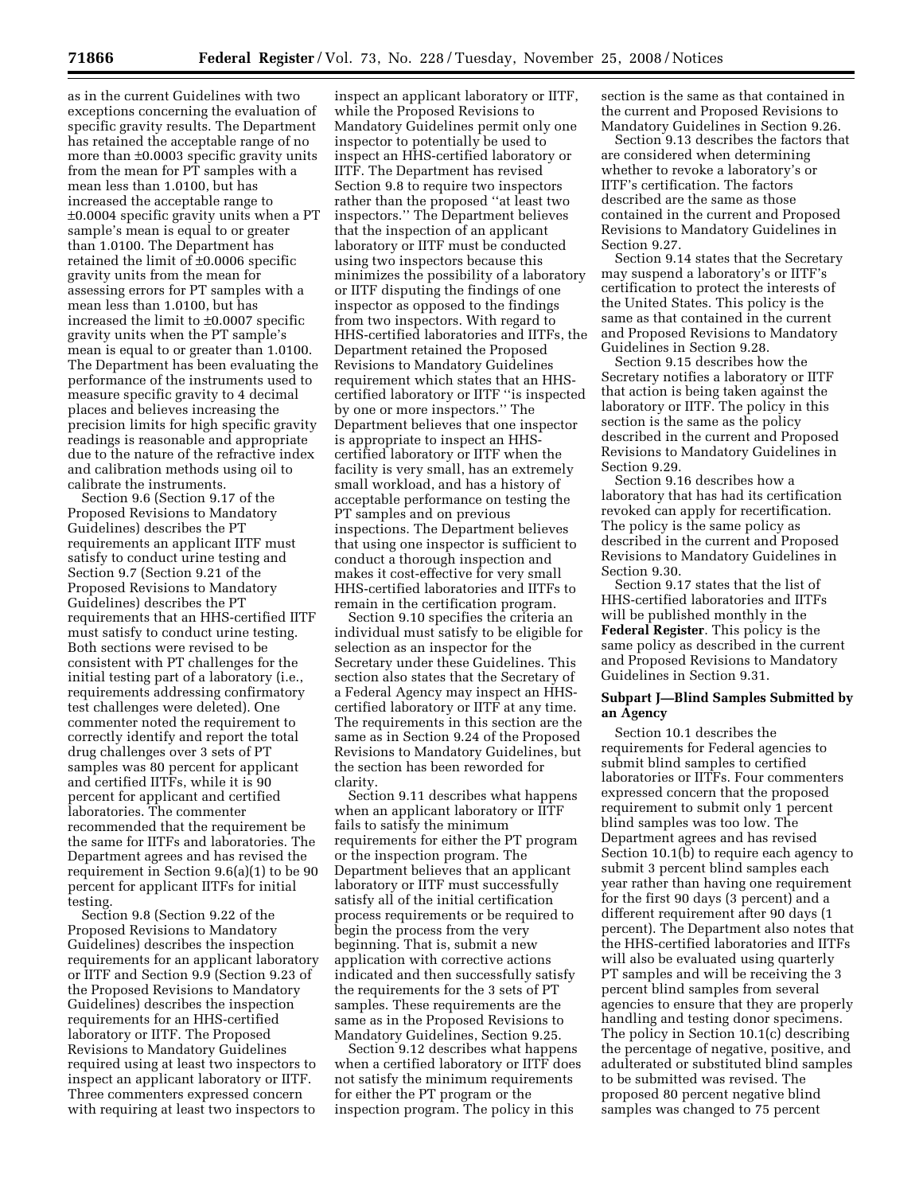as in the current Guidelines with two exceptions concerning the evaluation of specific gravity results. The Department has retained the acceptable range of no more than ±0.0003 specific gravity units from the mean for PT samples with a mean less than 1.0100, but has increased the acceptable range to ±0.0004 specific gravity units when a PT sample's mean is equal to or greater than 1.0100. The Department has retained the limit of ±0.0006 specific gravity units from the mean for assessing errors for PT samples with a mean less than 1.0100, but has increased the limit to ±0.0007 specific gravity units when the PT sample's mean is equal to or greater than 1.0100. The Department has been evaluating the performance of the instruments used to measure specific gravity to 4 decimal places and believes increasing the precision limits for high specific gravity readings is reasonable and appropriate due to the nature of the refractive index and calibration methods using oil to calibrate the instruments.

Section 9.6 (Section 9.17 of the Proposed Revisions to Mandatory Guidelines) describes the PT requirements an applicant IITF must satisfy to conduct urine testing and Section 9.7 (Section 9.21 of the Proposed Revisions to Mandatory Guidelines) describes the PT requirements that an HHS-certified IITF must satisfy to conduct urine testing. Both sections were revised to be consistent with PT challenges for the initial testing part of a laboratory (i.e., requirements addressing confirmatory test challenges were deleted). One commenter noted the requirement to correctly identify and report the total drug challenges over 3 sets of PT samples was 80 percent for applicant and certified IITFs, while it is 90 percent for applicant and certified laboratories. The commenter recommended that the requirement be the same for IITFs and laboratories. The Department agrees and has revised the requirement in Section 9.6(a)(1) to be 90 percent for applicant IITFs for initial testing.

Section 9.8 (Section 9.22 of the Proposed Revisions to Mandatory Guidelines) describes the inspection requirements for an applicant laboratory or IITF and Section 9.9 (Section 9.23 of the Proposed Revisions to Mandatory Guidelines) describes the inspection requirements for an HHS-certified laboratory or IITF. The Proposed Revisions to Mandatory Guidelines required using at least two inspectors to inspect an applicant laboratory or IITF. Three commenters expressed concern with requiring at least two inspectors to inspect an applicant laboratory or IITF, while the Proposed Revisions to Mandatory Guidelines permit only one inspector to potentially be used to inspect an HHS-certified laboratory or IITF. The Department has revised Section 9.8 to require two inspectors rather than the proposed "at least two inspectors." The Department believes that the inspection of an applicant laboratory or IITF must be conducted using two inspectors because this minimizes the possibility of a laboratory or IITF disputing the findings of one inspector as opposed to the findings from two inspectors. With regard to HHS-certified laboratories and IITFs, the Department retained the Proposed Revisions to Mandatory Guidelines requirement which states that an HHS-certified laboratory or IITF "is inspected by one or more inspectors." The Department believes that one inspector is appropriate to inspect an HHS-certified laboratory or IITF when the facility is very small, has an extremely small workload, and has a history of acceptable performance on testing the PT samples and on previous inspections. The Department believes that using one inspector is sufficient to conduct a thorough inspection and makes it cost-effective for very small HHS-certified laboratories and IITFs to remain in the certification program.

Section 9.10 specifies the criteria an individual must satisfy to be eligible for selection as an inspector for the Secretary under these Guidelines. This section also states that the Secretary of a Federal Agency may inspect an HHS-certified laboratory or IITF at any time. The requirements in this section are the same as in Section 9.24 of the Proposed Revisions to Mandatory Guidelines, but the section has been reworded for clarity.

Section 9.11 describes what happens when an applicant laboratory or IITF fails to satisfy the minimum requirements for either the PT program or the inspection program. The Department believes that an applicant laboratory or IITF must successfully satisfy all of the initial certification process requirements or be required to begin the process from the very beginning. That is, submit a new application with corrective actions indicated and then successfully satisfy the requirements for the 3 sets of PT samples. These requirements are the same as in the Proposed Revisions to Mandatory Guidelines, Section 9.25.

Section 9.12 describes what happens when a certified laboratory or IITF does not satisfy the minimum requirements for either the PT program or the inspection program. The policy in this section is the same as that contained in the current and Proposed Revisions to Mandatory Guidelines in Section 9.26.

Section 9.13 describes the factors that are considered when determining whether to revoke a laboratory's or IITF's certification. The factors described are the same as those contained in the current and Proposed Revisions to Mandatory Guidelines in Section 9.27.

Section 9.14 states that the Secretary may suspend a laboratory's or IITF's certification to protect the interests of the United States. This policy is the same as that contained in the current and Proposed Revisions to Mandatory Guidelines in Section 9.28.

Section 9.15 describes how the Secretary notifies a laboratory or IITF that action is being taken against the laboratory or IITF. The policy in this section is the same as the policy described in the current and Proposed Revisions to Mandatory Guidelines in Section 9.29.

Section 9.16 describes how a laboratory that has had its certification revoked can apply for recertification. The policy is the same policy as described in the current and Proposed Revisions to Mandatory Guidelines in Section 9.30.

Section 9.17 states that the list of HHS-certified laboratories and IITFs will be published monthly in the **Federal Register**. This policy is the same policy as described in the current and Proposed Revisions to Mandatory Guidelines in Section 9.31.

## Subpart J—Blind Samples Submitted by an Agency

Section 10.1 describes the requirements for Federal agencies to submit blind samples to certified laboratories or IITFs. Four commenters expressed concern that the proposed requirement to submit only 1 percent blind samples was too low. The Department agrees and has revised Section 10.1(b) to require each agency to submit 3 percent blind samples each year rather than having one requirement for the first 90 days (3 percent) and a different requirement after 90 days (1 percent). The Department also notes that the HHS-certified laboratories and IITFs will also be evaluated using quarterly PT samples and will be receiving the 3 percent blind samples from several agencies to ensure that they are properly handling and testing donor specimens. The policy in Section 10.1(c) describing the percentage of negative, positive, and adulterated or substituted blind samples to be submitted was revised. The proposed 80 percent negative blind samples was changed to 75 percent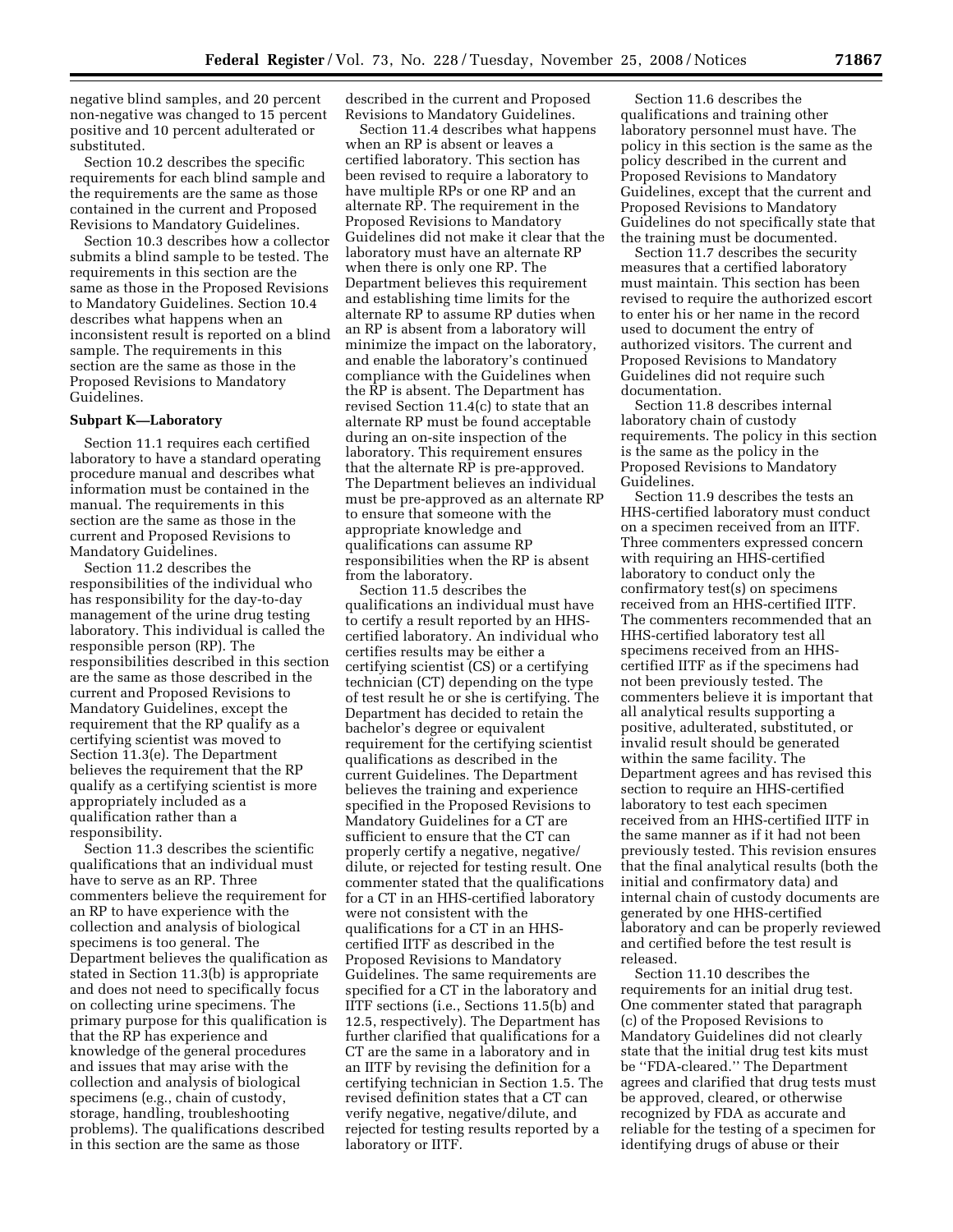negative blind samples, and 20 percent non-negative was changed to 15 percent positive and 10 percent adulterated or substituted.

Section 10.2 describes the specific requirements for each blind sample and the requirements are the same as those contained in the current and Proposed Revisions to Mandatory Guidelines.

Section 10.3 describes how a collector submits a blind sample to be tested. The requirements in this section are the same as those in the Proposed Revisions to Mandatory Guidelines. Section 10.4 describes what happens when an inconsistent result is reported on a blind sample. The requirements in this section are the same as those in the Proposed Revisions to Mandatory Guidelines.

**Subpart K—Laboratory**

Section 11.1 requires each certified laboratory to have a standard operating procedure manual and describes what information must be contained in the manual. The requirements in this section are the same as those in the current and Proposed Revisions to Mandatory Guidelines.

Section 11.2 describes the responsibilities of the individual who has responsibility for the day-to-day management of the urine drug testing laboratory. This individual is called the responsible person (RP). The responsibilities described in this section are the same as those described in the current and Proposed Revisions to Mandatory Guidelines, except the requirement that the RP qualify as a certifying scientist was moved to Section 11.3(e). The Department believes the requirement that the RP qualify as a certifying scientist is more appropriately included as a qualification rather than a responsibility.

Section 11.3 describes the scientific qualifications that an individual must have to serve as an RP. Three commenters believe the requirement for an RP to have experience with the collection and analysis of biological specimens is too general. The Department believes the qualification as stated in Section 11.3(b) is appropriate and does not need to specifically focus on collecting urine specimens. The primary purpose for this qualification is that the RP has experience and knowledge of the general procedures and issues that may arise with the collection and analysis of biological specimens (e.g., chain of custody, storage, handling, troubleshooting problems). The qualifications described in this section are the same as those described in the current and Proposed Revisions to Mandatory Guidelines.

Section 11.4 describes what happens when an RP is absent or leaves a certified laboratory. This section has been revised to require a laboratory to have multiple RPs or one RP and an alternate RP. The requirement in the Proposed Revisions to Mandatory Guidelines did not make it clear that the laboratory must have an alternate RP when there is only one RP. The Department believes this requirement and establishing time limits for the alternate RP to assume RP duties when an RP is absent from a laboratory will minimize the impact on the laboratory, and enable the laboratory's continued compliance with the Guidelines when the RP is absent. The Department has revised Section 11.4(c) to state that an alternate RP must be found acceptable during an on-site inspection of the laboratory. This requirement ensures that the alternate RP is pre-approved. The Department believes an individual must be pre-approved as an alternate RP to ensure that someone with the appropriate knowledge and qualifications can assume RP responsibilities when the RP is absent from the laboratory.

Section 11.5 describes the qualifications an individual must have to certify a result reported by an HHS-certified laboratory. An individual who certifies results may be either a certifying scientist (CS) or a certifying technician (CT) depending on the type of test result he or she is certifying. The Department has decided to retain the bachelor's degree or equivalent requirement for the certifying scientist qualifications as described in the current Guidelines. The Department believes the training and experience specified in the Proposed Revisions to Mandatory Guidelines for a CT are sufficient to ensure that the CT can properly certify a negative, negative/dilute, or rejected for testing result. One commenter stated that the qualifications for a CT in an HHS-certified laboratory were not consistent with the qualifications for a CT in an HHS-certified IITF as described in the Proposed Revisions to Mandatory Guidelines. The same requirements are specified for a CT in the laboratory and IITF sections (i.e., Sections 11.5(b) and 12.5, respectively). The Department has further clarified that qualifications for a CT are the same in a laboratory and in an IITF by revising the definition for a certifying technician in Section 1.5. The revised definition states that a CT can verify negative, negative/dilute, and rejected for testing results reported by a laboratory or IITF.

Section 11.6 describes the qualifications and training other laboratory personnel must have. The policy in this section is the same as the policy described in the current and Proposed Revisions to Mandatory Guidelines, except that the current and Proposed Revisions to Mandatory Guidelines do not specifically state that the training must be documented.

Section 11.7 describes the security measures that a certified laboratory must maintain. This section has been revised to require the authorized escort to enter his or her name in the record used to document the entry of authorized visitors. The current and Proposed Revisions to Mandatory Guidelines did not require such documentation.

Section 11.8 describes internal laboratory chain of custody requirements. The policy in this section is the same as the policy in the Proposed Revisions to Mandatory Guidelines.

Section 11.9 describes the tests an HHS-certified laboratory must conduct on a specimen received from an IITF. Three commenters expressed concern with requiring an HHS-certified laboratory to conduct only the confirmatory test(s) on specimens received from an HHS-certified IITF. The commenters recommended that an HHS-certified laboratory test all specimens received from an HHS-certified IITF as if the specimens had not been previously tested. The commenters believe it is important that all analytical results supporting a positive, adulterated, substituted, or invalid result should be generated within the same facility. The Department agrees and has revised this section to require an HHS-certified laboratory to test each specimen received from an HHS-certified IITF in the same manner as if it had not been previously tested. This revision ensures that the final analytical results (both the initial and confirmatory data) and internal chain of custody documents are generated by one HHS-certified laboratory and can be properly reviewed and certified before the test result is released.

Section 11.10 describes the requirements for an initial drug test. One commenter stated that paragraph (c) of the Proposed Revisions to Mandatory Guidelines did not clearly state that the initial drug test kits must be "FDA-cleared." The Department agrees and clarified that drug tests must be approved, cleared, or otherwise recognized by FDA as accurate and reliable for the testing of a specimen for identifying drugs of abuse or their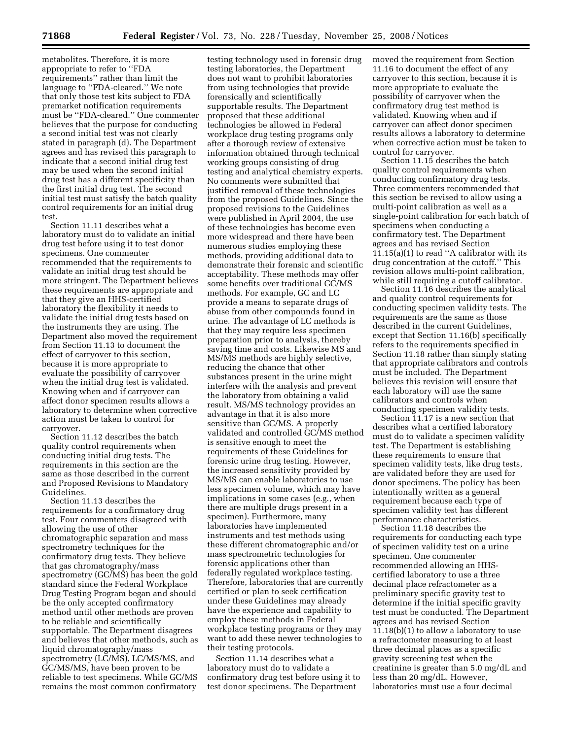metabolites. Therefore, it is more appropriate to refer to ''FDA requirements'' rather than limit the language to ''FDA-cleared.'' We note that only those test kits subject to FDA premarket notification requirements must be ''FDA-cleared.'' One commenter believes that the purpose for conducting a second initial test was not clearly stated in paragraph (d). The Department agrees and has revised this paragraph to indicate that a second initial drug test may be used when the second initial drug test has a different specificity than the first initial drug test. The second initial test must satisfy the batch quality control requirements for an initial drug test.

Section 11.11 describes what a laboratory must do to validate an initial drug test before using it to test donor specimens. One commenter recommended that the requirements to validate an initial drug test should be more stringent. The Department believes these requirements are appropriate and that they give an HHS-certified laboratory the flexibility it needs to validate the initial drug tests based on the instruments they are using. The Department also moved the requirement from Section 11.13 to document the effect of carryover to this section, because it is more appropriate to evaluate the possibility of carryover when the initial drug test is validated. Knowing when and if carryover can affect donor specimen results allows a laboratory to determine when corrective action must be taken to control for carryover.

Section 11.12 describes the batch quality control requirements when conducting initial drug tests. The requirements in this section are the same as those described in the current and Proposed Revisions to Mandatory Guidelines.

Section 11.13 describes the requirements for a confirmatory drug test. Four commenters disagreed with allowing the use of other chromatographic separation and mass spectrometry techniques for the confirmatory drug tests. They believe that gas chromatography/mass spectrometry (GC/MS) has been the gold standard since the Federal Workplace Drug Testing Program began and should be the only accepted confirmatory method until other methods are proven to be reliable and scientifically supportable. The Department disagrees and believes that other methods, such as liquid chromatography/mass spectrometry (LC/MS), LC/MS/MS, and GC/MS/MS, have been proven to be reliable to test specimens. While GC/MS remains the most common confirmatory testing technology used in forensic drug testing laboratories, the Department does not want to prohibit laboratories from using technologies that provide forensically and scientifically supportable results. The Department proposed that these additional technologies be allowed in Federal workplace drug testing programs only after a thorough review of extensive information obtained through technical working groups consisting of drug testing and analytical chemistry experts. No comments were submitted that justified removal of these technologies from the proposed Guidelines. Since the proposed revisions to the Guidelines were published in April 2004, the use of these technologies has become even more widespread and there have been numerous studies employing these methods, providing additional data to demonstrate their forensic and scientific acceptability. These methods may offer some benefits over traditional GC/MS methods. For example, GC and LC provide a means to separate drugs of abuse from other compounds found in urine. The advantage of LC methods is that they may require less specimen preparation prior to analysis, thereby saving time and costs. Likewise MS and MS/MS methods are highly selective, reducing the chance that other substances present in the urine might interfere with the analysis and prevent the laboratory from obtaining a valid result. MS/MS technology provides an advantage in that it is also more sensitive than GC/MS. A properly validated and controlled GC/MS method is sensitive enough to meet the requirements of these Guidelines for forensic urine drug testing. However, the increased sensitivity provided by MS/MS can enable laboratories to use less specimen volume, which may have implications in some cases (e.g., when there are multiple drugs present in a specimen). Furthermore, many laboratories have implemented instruments and test methods using these different chromatographic and/or mass spectrometric technologies for forensic applications other than federally regulated workplace testing. Therefore, laboratories that are currently certified or plan to seek certification under these Guidelines may already have the experience and capability to employ these methods in Federal workplace testing programs or they may want to add these newer technologies to their testing protocols.

Section 11.14 describes what a laboratory must do to validate a confirmatory drug test before using it to test donor specimens. The Department moved the requirement from Section 11.16 to document the effect of any carryover to this section, because it is more appropriate to evaluate the possibility of carryover when the confirmatory drug test method is validated. Knowing when and if carryover can affect donor specimen results allows a laboratory to determine when corrective action must be taken to control for carryover.

Section 11.15 describes the batch quality control requirements when conducting confirmatory drug tests. Three commenters recommended that this section be revised to allow using a multi-point calibration as well as a single-point calibration for each batch of specimens when conducting a confirmatory test. The Department agrees and has revised Section 11.15(a)(1) to read ''A calibrator with its drug concentration at the cutoff.'' This revision allows multi-point calibration, while still requiring a cutoff calibrator.

Section 11.16 describes the analytical and quality control requirements for conducting specimen validity tests. The requirements are the same as those described in the current Guidelines, except that Section 11.16(b) specifically refers to the requirements specified in Section 11.18 rather than simply stating that appropriate calibrators and controls must be included. The Department believes this revision will ensure that each laboratory will use the same calibrators and controls when conducting specimen validity tests.

Section 11.17 is a new section that describes what a certified laboratory must do to validate a specimen validity test. The Department is establishing these requirements to ensure that specimen validity tests, like drug tests, are validated before they are used for donor specimens. The policy has been intentionally written as a general requirement because each type of specimen validity test has different performance characteristics.

Section 11.18 describes the requirements for conducting each type of specimen validity test on a urine specimen. One commenter recommended allowing an HHS-certified laboratory to use a three decimal place refractometer as a preliminary specific gravity test to determine if the initial specific gravity test must be conducted. The Department agrees and has revised Section 11.18(b)(1) to allow a laboratory to use a refractometer measuring to at least three decimal places as a specific gravity screening test when the creatinine is greater than 5.0 mg/dL and less than 20 mg/dL. However, laboratories must use a four decimal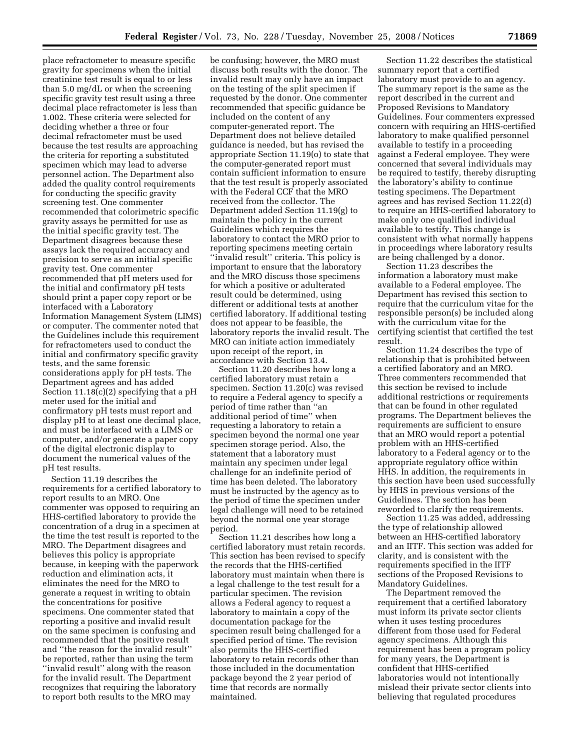place refractometer to measure specific gravity for specimens when the initial creatinine test result is equal to or less than 5.0 mg/dL or when the screening specific gravity test result using a three decimal place refractometer is less than 1.002. These criteria were selected for deciding whether a three or four decimal refractometer must be used because the test results are approaching the criteria for reporting a substituted specimen which may lead to adverse personnel action. The Department also added the quality control requirements for conducting the specific gravity screening test. One commenter recommended that colorimetric specific gravity assays be permitted for use as the initial specific gravity test. The Department disagrees because these assays lack the required accuracy and precision to serve as an initial specific gravity test. One commenter recommended that pH meters used for the initial and confirmatory pH tests should print a paper copy report or be interfaced with a Laboratory Information Management System (LIMS) or computer. The commenter noted that the Guidelines include this requirement for refractometers used to conduct the initial and confirmatory specific gravity tests, and the same forensic considerations apply for pH tests. The Department agrees and has added Section 11.18(c)(2) specifying that a pH meter used for the initial and confirmatory pH tests must report and display pH to at least one decimal place, and must be interfaced with a LIMS or computer, and/or generate a paper copy of the digital electronic display to document the numerical values of the pH test results.

Section 11.19 describes the requirements for a certified laboratory to report results to an MRO. One commenter was opposed to requiring an HHS-certified laboratory to provide the concentration of a drug in a specimen at the time the test result is reported to the MRO. The Department disagrees and believes this policy is appropriate because, in keeping with the paperwork reduction and elimination acts, it eliminates the need for the MRO to generate a request in writing to obtain the concentrations for positive specimens. One commenter stated that reporting a positive and invalid result on the same specimen is confusing and recommended that the positive result and ''the reason for the invalid result'' be reported, rather than using the term ''invalid result'' along with the reason for the invalid result. The Department recognizes that requiring the laboratory to report both results to the MRO may be confusing; however, the MRO must discuss both results with the donor. The invalid result may only have an impact on the testing of the split specimen if requested by the donor. One commenter recommended that specific guidance be included on the content of any computer-generated report. The Department does not believe detailed guidance is needed, but has revised the appropriate Section 11.19(o) to state that the computer-generated report must contain sufficient information to ensure that the test result is properly associated with the Federal CCF that the MRO received from the collector. The Department added Section 11.19(g) to maintain the policy in the current Guidelines which requires the laboratory to contact the MRO prior to reporting specimens meeting certain ''invalid result'' criteria. This policy is important to ensure that the laboratory and the MRO discuss those specimens for which a positive or adulterated result could be determined, using different or additional tests at another certified laboratory. If additional testing does not appear to be feasible, the laboratory reports the invalid result. The MRO can initiate action immediately upon receipt of the report, in accordance with Section 13.4.

Section 11.20 describes how long a certified laboratory must retain a specimen. Section 11.20(c) was revised to require a Federal agency to specify a period of time rather than ''an additional period of time'' when requesting a laboratory to retain a specimen beyond the normal one year specimen storage period. Also, the statement that a laboratory must maintain any specimen under legal challenge for an indefinite period of time has been deleted. The laboratory must be instructed by the agency as to the period of time the specimen under legal challenge will need to be retained beyond the normal one year storage period.

Section 11.21 describes how long a certified laboratory must retain records. This section has been revised to specify the records that the HHS-certified laboratory must maintain when there is a legal challenge to the test result for a particular specimen. The revision allows a Federal agency to request a laboratory to maintain a copy of the documentation package for the specimen result being challenged for a specified period of time. The revision also permits the HHS-certified laboratory to retain records other than those included in the documentation package beyond the 2 year period of time that records are normally maintained.

Section 11.22 describes the statistical summary report that a certified laboratory must provide to an agency. The summary report is the same as the report described in the current and Proposed Revisions to Mandatory Guidelines. Four commenters expressed concern with requiring an HHS-certified laboratory to make qualified personnel available to testify in a proceeding against a Federal employee. They were concerned that several individuals may be required to testify, thereby disrupting the laboratory's ability to continue testing specimens. The Department agrees and has revised Section 11.22(d) to require an HHS-certified laboratory to make only one qualified individual available to testify. This change is consistent with what normally happens in proceedings where laboratory results are being challenged by a donor.

Section 11.23 describes the information a laboratory must make available to a Federal employee. The Department has revised this section to require that the curriculum vitae for the responsible person(s) be included along with the curriculum vitae for the certifying scientist that certified the test result.

Section 11.24 describes the type of relationship that is prohibited between a certified laboratory and an MRO. Three commenters recommended that this section be revised to include additional restrictions or requirements that can be found in other regulated programs. The Department believes the requirements are sufficient to ensure that an MRO would report a potential problem with an HHS-certified laboratory to a Federal agency or to the appropriate regulatory office within HHS. In addition, the requirements in this section have been used successfully by HHS in previous versions of the Guidelines. The section has been reworded to clarify the requirements.

Section 11.25 was added, addressing the type of relationship allowed between an HHS-certified laboratory and an IITF. This section was added for clarity, and is consistent with the requirements specified in the IITF sections of the Proposed Revisions to Mandatory Guidelines.

The Department removed the requirement that a certified laboratory must inform its private sector clients when it uses testing procedures different from those used for Federal agency specimens. Although this requirement has been a program policy for many years, the Department is confident that HHS-certified laboratories would not intentionally mislead their private sector clients into believing that regulated procedures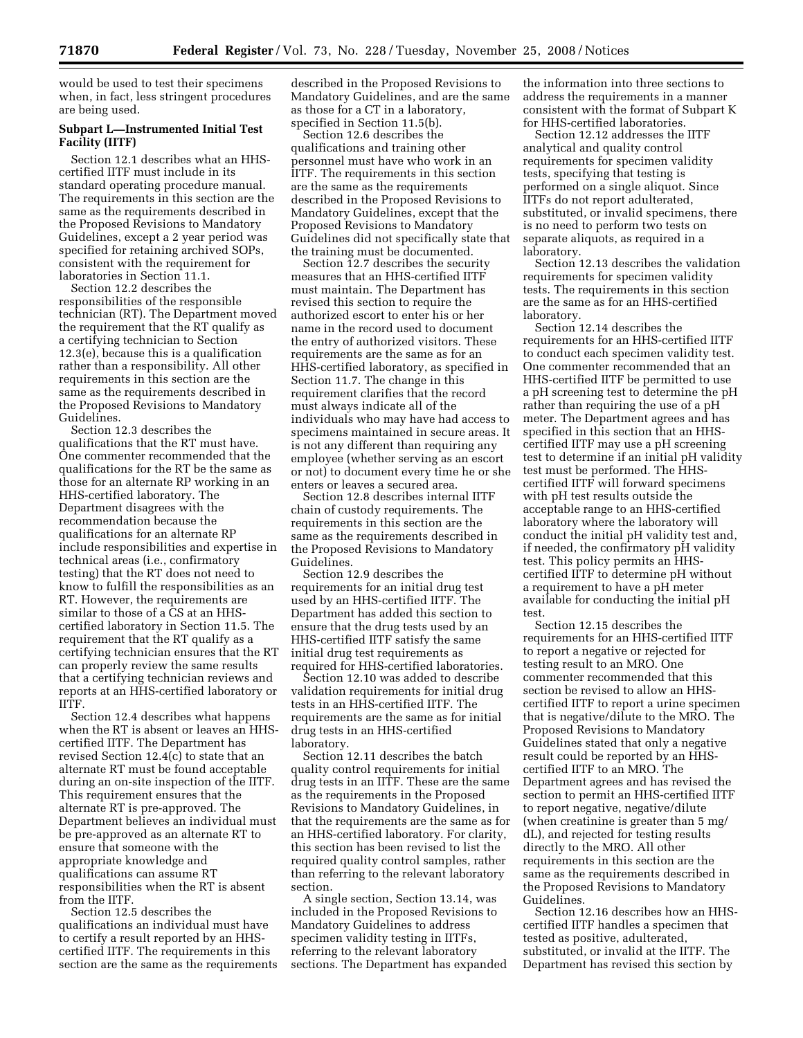would be used to test their specimens when, in fact, less stringent procedures are being used.

**Subpart L—Instrumented Initial Test Facility (IITF)**

Section 12.1 describes what an HHS-certified IITF must include in its standard operating procedure manual. The requirements in this section are the same as the requirements described in the Proposed Revisions to Mandatory Guidelines, except a 2 year period was specified for retaining archived SOPs, consistent with the requirement for laboratories in Section 11.1.

Section 12.2 describes the responsibilities of the responsible technician (RT). The Department moved the requirement that the RT qualify as a certifying technician to Section 12.3(e), because this is a qualification rather than a responsibility. All other requirements in this section are the same as the requirements described in the Proposed Revisions to Mandatory Guidelines.

Section 12.3 describes the qualifications that the RT must have. One commenter recommended that the qualifications for the RT be the same as those for an alternate RP working in an HHS-certified laboratory. The Department disagrees with the recommendation because the qualifications for an alternate RP include responsibilities and expertise in technical areas (i.e., confirmatory testing) that the RT does not need to know to fulfill the responsibilities as an RT. However, the requirements are similar to those of a CS at an HHS-certified laboratory in Section 11.5. The requirement that the RT qualify as a certifying technician ensures that the RT can properly review the same results that a certifying technician reviews and reports at an HHS-certified laboratory or IITF.

Section 12.4 describes what happens when the RT is absent or leaves an HHS-certified IITF. The Department has revised Section 12.4(c) to state that an alternate RT must be found acceptable during an on-site inspection of the IITF. This requirement ensures that the alternate RT is pre-approved. The Department believes an individual must be pre-approved as an alternate RT to ensure that someone with the appropriate knowledge and qualifications can assume RT responsibilities when the RT is absent from the IITF.

Section 12.5 describes the qualifications an individual must have to certify a result reported by an HHS-certified IITF. The requirements in this section are the same as the requirements described in the Proposed Revisions to Mandatory Guidelines, and are the same as those for a CT in a laboratory, specified in Section 11.5(b).

Section 12.6 describes the qualifications and training other personnel must have who work in an IITF. The requirements in this section are the same as the requirements described in the Proposed Revisions to Mandatory Guidelines, except that the Proposed Revisions to Mandatory Guidelines did not specifically state that the training must be documented.

Section 12.7 describes the security measures that an HHS-certified IITF must maintain. The Department has revised this section to require the authorized escort to enter his or her name in the record used to document the entry of authorized visitors. These requirements are the same as for an HHS-certified laboratory, as specified in Section 11.7. The change in this requirement clarifies that the record must always indicate all of the individuals who may have had access to specimens maintained in secure areas. It is not any different than requiring any employee (whether serving as an escort or not) to document every time he or she enters or leaves a secured area.

Section 12.8 describes internal IITF chain of custody requirements. The requirements in this section are the same as the requirements described in the Proposed Revisions to Mandatory Guidelines.

Section 12.9 describes the requirements for an initial drug test used by an HHS-certified IITF. The Department has added this section to ensure that the drug tests used by an HHS-certified IITF satisfy the same initial drug test requirements as required for HHS-certified laboratories.

Section 12.10 was added to describe validation requirements for initial drug tests in an HHS-certified IITF. The requirements are the same as for initial drug tests in an HHS-certified laboratory.

Section 12.11 describes the batch quality control requirements for initial drug tests in an IITF. These are the same as the requirements in the Proposed Revisions to Mandatory Guidelines, in that the requirements are the same as for an HHS-certified laboratory. For clarity, this section has been revised to list the required quality control samples, rather than referring to the relevant laboratory section.

A single section, Section 13.14, was included in the Proposed Revisions to Mandatory Guidelines to address specimen validity testing in IITFs, referring to the relevant laboratory sections. The Department has expanded the information into three sections to address the requirements in a manner consistent with the format of Subpart K for HHS-certified laboratories.

Section 12.12 addresses the IITF analytical and quality control requirements for specimen validity tests, specifying that testing is performed on a single aliquot. Since IITFs do not report adulterated, substituted, or invalid specimens, there is no need to perform two tests on separate aliquots, as required in a laboratory.

Section 12.13 describes the validation requirements for specimen validity tests. The requirements in this section are the same as for an HHS-certified laboratory.

Section 12.14 describes the requirements for an HHS-certified IITF to conduct each specimen validity test. One commenter recommended that an HHS-certified IITF be permitted to use a pH screening test to determine the pH rather than requiring the use of a pH meter. The Department agrees and has specified in this section that an HHS-certified IITF may use a pH screening test to determine if an initial pH validity test must be performed. The HHS-certified IITF will forward specimens with pH test results outside the acceptable range to an HHS-certified laboratory where the laboratory will conduct the initial pH validity test and, if needed, the confirmatory pH validity test. This policy permits an HHS-certified IITF to determine pH without a requirement to have a pH meter available for conducting the initial pH test.

Section 12.15 describes the requirements for an HHS-certified IITF to report a negative or rejected for testing result to an MRO. One commenter recommended that this section be revised to allow an HHS-certified IITF to report a urine specimen that is negative/dilute to the MRO. The Proposed Revisions to Mandatory Guidelines stated that only a negative result could be reported by an HHS-certified IITF to an MRO. The Department agrees and has revised the section to permit an HHS-certified IITF to report negative, negative/dilute (when creatinine is greater than 5 mg/dL), and rejected for testing results directly to the MRO. All other requirements in this section are the same as the requirements described in the Proposed Revisions to Mandatory Guidelines.

Section 12.16 describes how an HHS-certified IITF handles a specimen that tested as positive, adulterated, substituted, or invalid at the IITF. The Department has revised this section by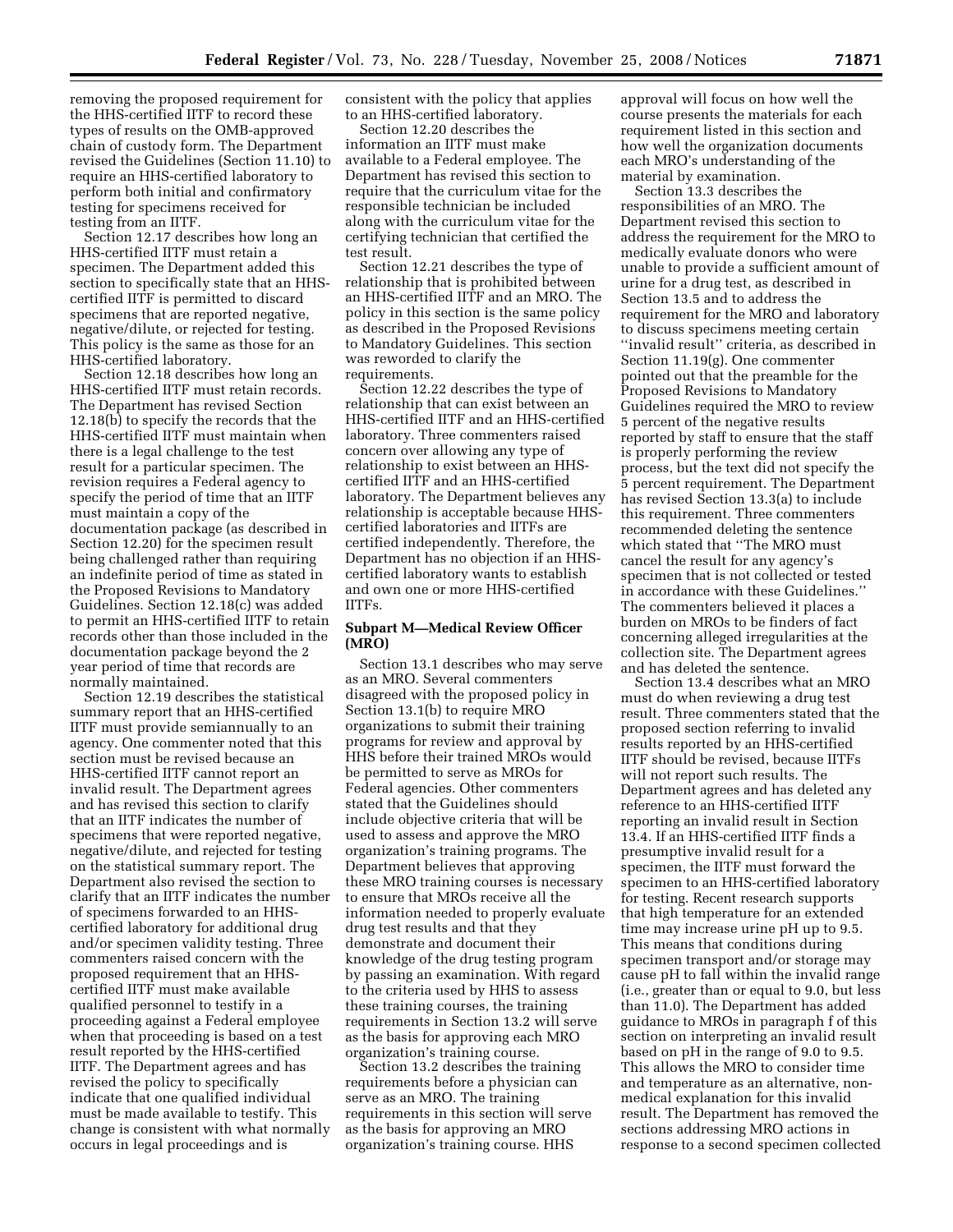removing the proposed requirement for the HHS-certified IITF to record these types of results on the OMB-approved chain of custody form. The Department revised the Guidelines (Section 11.10) to require an HHS-certified laboratory to perform both initial and confirmatory testing for specimens received for testing from an IITF.

Section 12.17 describes how long an HHS-certified IITF must retain a specimen. The Department added this section to specifically state that an HHS-certified IITF is permitted to discard specimens that are reported negative, negative/dilute, or rejected for testing. This policy is the same as those for an HHS-certified laboratory.

Section 12.18 describes how long an HHS-certified IITF must retain records. The Department has revised Section 12.18(b) to specify the records that the HHS-certified IITF must maintain when there is a legal challenge to the test result for a particular specimen. The revision requires a Federal agency to specify the period of time that an IITF must maintain a copy of the documentation package (as described in Section 12.20) for the specimen result being challenged rather than requiring an indefinite period of time as stated in the Proposed Revisions to Mandatory Guidelines. Section 12.18(c) was added to permit an HHS-certified IITF to retain records other than those included in the documentation package beyond the 2 year period of time that records are normally maintained.

Section 12.19 describes the statistical summary report that an HHS-certified IITF must provide semiannually to an agency. One commenter noted that this section must be revised because an HHS-certified IITF cannot report an invalid result. The Department agrees and has revised this section to clarify that an IITF indicates the number of specimens that were reported negative, negative/dilute, and rejected for testing on the statistical summary report. The Department also revised the section to clarify that an IITF indicates the number of specimens forwarded to an HHS-certified laboratory for additional drug and/or specimen validity testing. Three commenters raised concern with the proposed requirement that an HHS-certified IITF must make available qualified personnel to testify in a proceeding against a Federal employee when that proceeding is based on a test result reported by the HHS-certified IITF. The Department agrees and has revised the policy to specifically indicate that one qualified individual must be made available to testify. This change is consistent with what normally occurs in legal proceedings and is consistent with the policy that applies to an HHS-certified laboratory.

Section 12.20 describes the information an IITF must make available to a Federal employee. The Department has revised this section to require that the curriculum vitae for the responsible technician be included along with the curriculum vitae for the certifying technician that certified the test result.

Section 12.21 describes the type of relationship that is prohibited between an HHS-certified IITF and an MRO. The policy in this section is the same policy as described in the Proposed Revisions to Mandatory Guidelines. This section was reworded to clarify the requirements.

Section 12.22 describes the type of relationship that can exist between an HHS-certified IITF and an HHS-certified laboratory. Three commenters raised concern over allowing any type of relationship to exist between an HHS-certified IITF and an HHS-certified laboratory. The Department believes any relationship is acceptable because HHS-certified laboratories and IITFs are certified independently. Therefore, the Department has no objection if an HHS-certified laboratory wants to establish and own one or more HHS-certified IITFs.

### Subpart M—Medical Review Officer (MRO)

Section 13.1 describes who may serve as an MRO. Several commenters disagreed with the proposed policy in Section 13.1(b) to require MRO organizations to submit their training programs for review and approval by HHS before their trained MROs would be permitted to serve as MROs for Federal agencies. Other commenters stated that the Guidelines should include objective criteria that will be used to assess and approve the MRO organization's training programs. The Department believes that approving these MRO training courses is necessary to ensure that MROs receive all the information needed to properly evaluate drug test results and that they demonstrate and document their knowledge of the drug testing program by passing an examination. With regard to the criteria used by HHS to assess these training courses, the training requirements in Section 13.2 will serve as the basis for approving each MRO organization's training course.

Section 13.2 describes the training requirements before a physician can serve as an MRO. The training requirements in this section will serve as the basis for approving an MRO organization's training course. HHS approval will focus on how well the course presents the materials for each requirement listed in this section and how well the organization documents each MRO's understanding of the material by examination.

Section 13.3 describes the responsibilities of an MRO. The Department revised this section to address the requirement for the MRO to medically evaluate donors who were unable to provide a sufficient amount of urine for a drug test, as described in Section 13.5 and to address the requirement for the MRO and laboratory to discuss specimens meeting certain "invalid result" criteria, as described in Section 11.19(g). One commenter pointed out that the preamble for the Proposed Revisions to Mandatory Guidelines required the MRO to review 5 percent of the negative results reported by staff to ensure that the staff is properly performing the review process, but the text did not specify the 5 percent requirement. The Department has revised Section 13.3(a) to include this requirement. Three commenters recommended deleting the sentence which stated that "The MRO must cancel the result for any agency's specimen that is not collected or tested in accordance with these Guidelines." The commenters believed it places a burden on MROs to be finders of fact concerning alleged irregularities at the collection site. The Department agrees and has deleted the sentence.

Section 13.4 describes what an MRO must do when reviewing a drug test result. Three commenters stated that the proposed section referring to invalid results reported by an HHS-certified IITF should be revised, because IITFs will not report such results. The Department agrees and has deleted any reference to an HHS-certified IITF reporting an invalid result in Section 13.4. If an HHS-certified IITF finds a presumptive invalid result for a specimen, the IITF must forward the specimen to an HHS-certified laboratory for testing. Recent research supports that high temperature for an extended time may increase urine pH up to 9.5. This means that conditions during specimen transport and/or storage may cause pH to fall within the invalid range (i.e., greater than or equal to 9.0, but less than 11.0). The Department has added guidance to MROs in paragraph f of this section on interpreting an invalid result based on pH in the range of 9.0 to 9.5. This allows the MRO to consider time and temperature as an alternative, non-medical explanation for this invalid result. The Department has removed the sections addressing MRO actions in response to a second specimen collected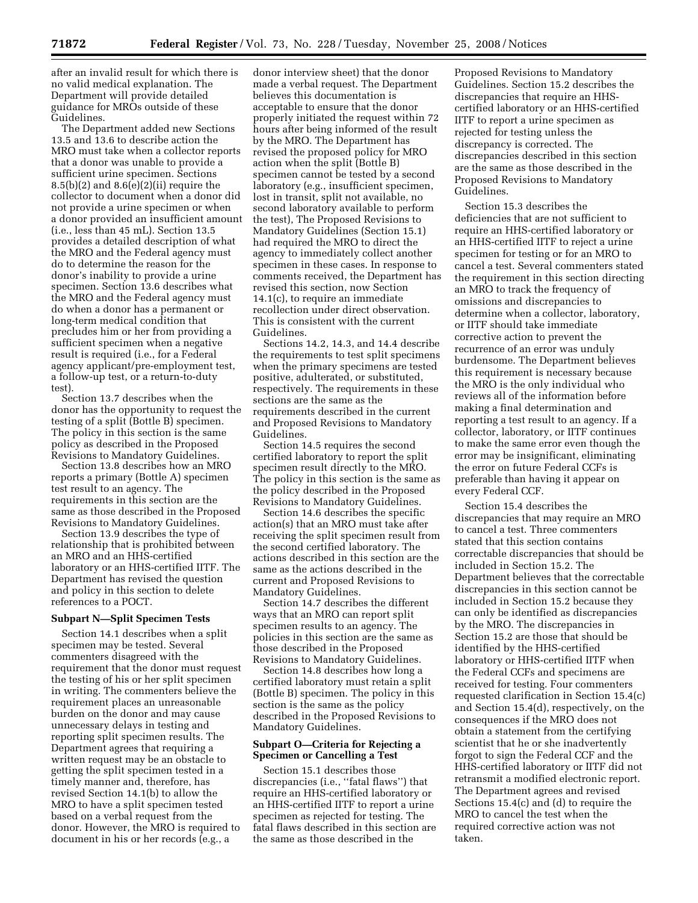after an invalid result for which there is no valid medical explanation. The Department will provide detailed guidance for MROs outside of these Guidelines.

The Department added new Sections 13.5 and 13.6 to describe action the MRO must take when a collector reports that a donor was unable to provide a sufficient urine specimen. Sections 8.5(b)(2) and 8.6(e)(2)(ii) require the collector to document when a donor did not provide a urine specimen or when a donor provided an insufficient amount (i.e., less than 45 mL). Section 13.5 provides a detailed description of what the MRO and the Federal agency must do to determine the reason for the donor's inability to provide a urine specimen. Section 13.6 describes what the MRO and the Federal agency must do when a donor has a permanent or long-term medical condition that precludes him or her from providing a sufficient specimen when a negative result is required (i.e., for a Federal agency applicant/pre-employment test, a follow-up test, or a return-to-duty test).

Section 13.7 describes when the donor has the opportunity to request the testing of a split (Bottle B) specimen. The policy in this section is the same policy as described in the Proposed Revisions to Mandatory Guidelines.

Section 13.8 describes how an MRO reports a primary (Bottle A) specimen test result to an agency. The requirements in this section are the same as those described in the Proposed Revisions to Mandatory Guidelines.

Section 13.9 describes the type of relationship that is prohibited between an MRO and an HHS-certified laboratory or an HHS-certified IITF. The Department has revised the question and policy in this section to delete references to a POCT.

### Subpart N—Split Specimen Tests

Section 14.1 describes when a split specimen may be tested. Several commenters disagreed with the requirement that the donor must request the testing of his or her split specimen in writing. The commenters believe the requirement places an unreasonable burden on the donor and may cause unnecessary delays in testing and reporting split specimen results. The Department agrees that requiring a written request may be an obstacle to getting the split specimen tested in a timely manner and, therefore, has revised Section 14.1(b) to allow the MRO to have a split specimen tested based on a verbal request from the donor. However, the MRO is required to document in his or her records (e.g., a donor interview sheet) that the donor made a verbal request. The Department believes this documentation is acceptable to ensure that the donor properly initiated the request within 72 hours after being informed of the result by the MRO. The Department has revised the proposed policy for MRO action when the split (Bottle B) specimen cannot be tested by a second laboratory (e.g., insufficient specimen, lost in transit, split not available, no second laboratory available to perform the test), The Proposed Revisions to Mandatory Guidelines (Section 15.1) had required the MRO to direct the agency to immediately collect another specimen in these cases. In response to comments received, the Department has revised this section, now Section 14.1(c), to require an immediate recollection under direct observation. This is consistent with the current Guidelines.

Sections 14.2, 14.3, and 14.4 describe the requirements to test split specimens when the primary specimens are tested positive, adulterated, or substituted, respectively. The requirements in these sections are the same as the requirements described in the current and Proposed Revisions to Mandatory Guidelines.

Section 14.5 requires the second certified laboratory to report the split specimen result directly to the MRO. The policy in this section is the same as the policy described in the Proposed Revisions to Mandatory Guidelines.

Section 14.6 describes the specific action(s) that an MRO must take after receiving the split specimen result from the second certified laboratory. The actions described in this section are the same as the actions described in the current and Proposed Revisions to Mandatory Guidelines.

Section 14.7 describes the different ways that an MRO can report split specimen results to an agency. The policies in this section are the same as those described in the Proposed Revisions to Mandatory Guidelines.

Section 14.8 describes how long a certified laboratory must retain a split (Bottle B) specimen. The policy in this section is the same as the policy described in the Proposed Revisions to Mandatory Guidelines.

### Subpart O—Criteria for Rejecting a Specimen or Cancelling a Test

Section 15.1 describes those discrepancies (i.e., "fatal flaws") that require an HHS-certified laboratory or an HHS-certified IITF to report a urine specimen as rejected for testing. The fatal flaws described in this section are the same as those described in the Proposed Revisions to Mandatory Guidelines. Section 15.2 describes the discrepancies that require an HHS-certified laboratory or an HHS-certified IITF to report a urine specimen as rejected for testing unless the discrepancy is corrected. The discrepancies described in this section are the same as those described in the Proposed Revisions to Mandatory Guidelines.

Section 15.3 describes the deficiencies that are not sufficient to require an HHS-certified laboratory or an HHS-certified IITF to reject a urine specimen for testing or for an MRO to cancel a test. Several commenters stated the requirement in this section directing an MRO to track the frequency of omissions and discrepancies to determine when a collector, laboratory, or IITF should take immediate corrective action to prevent the recurrence of an error was unduly burdensome. The Department believes this requirement is necessary because the MRO is the only individual who reviews all of the information before making a final determination and reporting a test result to an agency. If a collector, laboratory, or IITF continues to make the same error even though the error may be insignificant, eliminating the error on future Federal CCFs is preferable than having it appear on every Federal CCF.

Section 15.4 describes the discrepancies that may require an MRO to cancel a test. Three commenters stated that this section contains correctable discrepancies that should be included in Section 15.2. The Department believes that the correctable discrepancies in this section cannot be included in Section 15.2 because they can only be identified as discrepancies by the MRO. The discrepancies in Section 15.2 are those that should be identified by the HHS-certified laboratory or HHS-certified IITF when the Federal CCFs and specimens are received for testing. Four commenters requested clarification in Section 15.4(c) and Section 15.4(d), respectively, on the consequences if the MRO does not obtain a statement from the certifying scientist that he or she inadvertently forgot to sign the Federal CCF and the HHS-certified laboratory or IITF did not retransmit a modified electronic report. The Department agrees and revised Sections 15.4(c) and (d) to require the MRO to cancel the test when the required corrective action was not taken.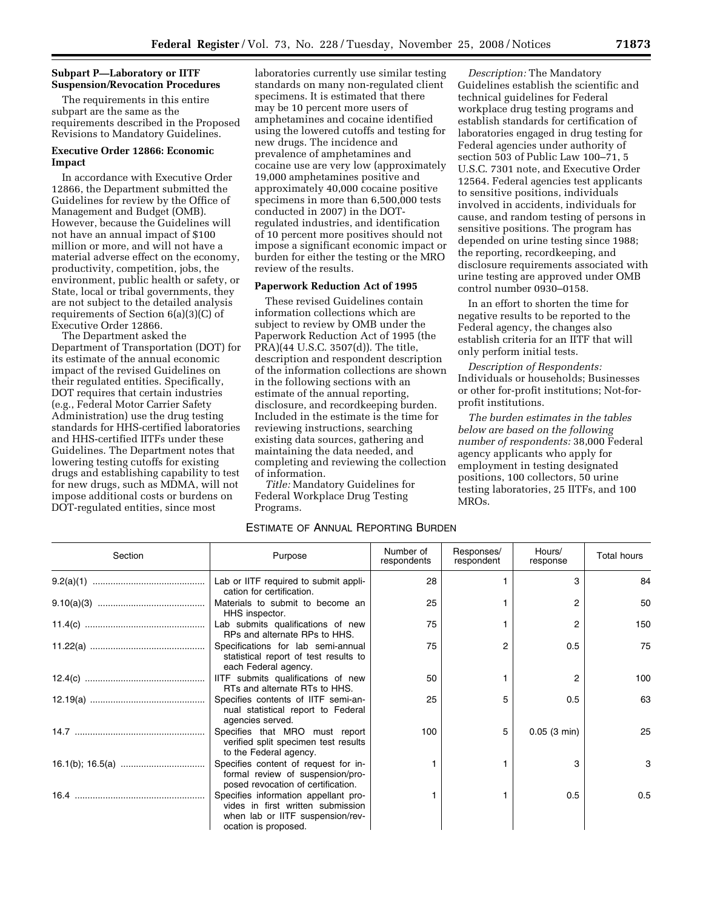**Subpart P—Laboratory or IITF Suspension/Revocation Procedures**

The requirements in this entire subpart are the same as the requirements described in the Proposed Revisions to Mandatory Guidelines.

**Executive Order 12866: Economic Impact**

In accordance with Executive Order 12866, the Department submitted the Guidelines for review by the Office of Management and Budget (OMB). However, because the Guidelines will not have an annual impact of $100 million or more, and will not have a material adverse effect on the economy, productivity, competition, jobs, the environment, public health or safety, or State, local or tribal governments, they are not subject to the detailed analysis requirements of Section 6(a)(3)(C) of Executive Order 12866.

The Department asked the Department of Transportation (DOT) for its estimate of the annual economic impact of the revised Guidelines on their regulated entities. Specifically, DOT requires that certain industries (e.g., Federal Motor Carrier Safety Administration) use the drug testing standards for HHS-certified laboratories and HHS-certified IITFs under these Guidelines. The Department notes that lowering testing cutoffs for existing drugs and establishing capability to test for new drugs, such as MDMA, will not impose additional costs or burdens on DOT-regulated entities, since most laboratories currently use similar testing standards on many non-regulated client specimens. It is estimated that there may be 10 percent more users of amphetamines and cocaine identified using the lowered cutoffs and testing for new drugs. The incidence and prevalence of amphetamines and cocaine use are very low (approximately 19,000 amphetamines positive and approximately 40,000 cocaine positive specimens in more than 6,500,000 tests conducted in 2007) in the DOT-regulated industries, and identification of 10 percent more positives should not impose a significant economic impact or burden for either the testing or the MRO review of the results.

**Paperwork Reduction Act of 1995**

These revised Guidelines contain information collections which are subject to review by OMB under the Paperwork Reduction Act of 1995 (the PRA)(44 U.S.C. 3507(d)). The title, description and respondent description of the information collections are shown in the following sections with an estimate of the annual reporting, disclosure, and recordkeeping burden. Included in the estimate is the time for reviewing instructions, searching existing data sources, gathering and maintaining the data needed, and completing and reviewing the collection of information.

*Title:* Mandatory Guidelines for Federal Workplace Drug Testing Programs.

*Description:* The Mandatory Guidelines establish the scientific and technical guidelines for Federal workplace drug testing programs and establish standards for certification of laboratories engaged in drug testing for Federal agencies under authority of section 503 of Public Law 100–71, 5 U.S.C. 7301 note, and Executive Order 12564. Federal agencies test applicants to sensitive positions, individuals involved in accidents, individuals for cause, and random testing of persons in sensitive positions. The program has depended on urine testing since 1988; the reporting, recordkeeping, and disclosure requirements associated with urine testing are approved under OMB control number 0930–0158.

In an effort to shorten the time for negative results to be reported to the Federal agency, the changes also establish criteria for an IITF that will only perform initial tests.

*Description of Respondents:* Individuals or households; Businesses or other for-profit institutions; Not-for-profit institutions.

*The burden estimates in the tables below are based on the following number of respondents:* 38,000 Federal agency applicants who apply for employment in testing designated positions, 100 collectors, 50 urine testing laboratories, 25 IITFs, and 100 MROs.

ESTIMATE OF ANNUAL REPORTING BURDEN

| Section | Purpose | Number of respondents | Responses/ respondent | Hours/ response | Total hours |
|---|---|---|---|---|---|
| 9.2(a)(1) | Lab or IITF required to submit application for certification. | 28 | 1 | 3 | 84 |
| 9.10(a)(3) | Materials to submit to become an HHS inspector. | 25 | 1 | 2 | 50 |
| 11.4(c) | Lab submits qualifications of new RPs and alternate RPs to HHS. | 75 | 1 | 2 | 150 |
| 11.22(a) | Specifications for lab semi-annual statistical report of test results to each Federal agency. | 75 | 2 | 0.5 | 75 |
| 12.4(c) | IITF submits qualifications of new RTs and alternate RTs to HHS. | 50 | 1 | 2 | 100 |
| 12.19(a) | Specifies contents of IITF semi-annual statistical report to Federal agencies served. | 25 | 5 | 0.5 | 63 |
| 14.7 | Specifies that MRO must report verified split specimen test results to the Federal agency. | 100 | 5 | 0.05 (3 min) | 25 |
| 16.1(b); 16.5(a) | Specifies content of request for informal review of suspension/proposed revocation of certification. | 1 | 1 | 3 | 3 |
| 16.4 | Specifies information appellant provides in first written submission when lab or IITF suspension/revocation is proposed. | 1 | 1 | 0.5 | 0.5 |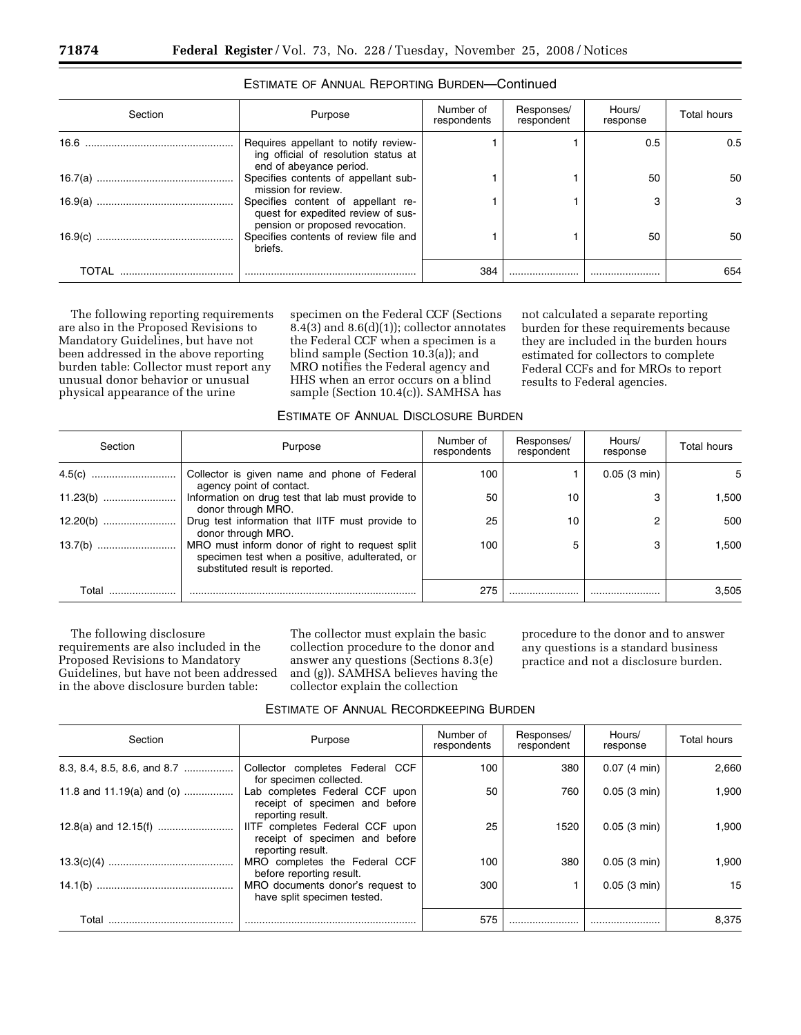ESTIMATE OF ANNUAL REPORTING BURDEN—Continued

| Section | Purpose | Number of respondents | Responses/ respondent | Hours/ response | Total hours |
|---|---|---|---|---|---|
| 16.6 | Requires appellant to notify reviewing official of resolution status at end of abeyance period. | 1 | 1 | 0.5 | 0.5 |
| 16.7(a) | Specifies contents of appellant submission for review. | 1 | 1 | 50 | 50 |
| 16.9(a) | Specifies content of appellant request for expedited review of suspension or proposed revocation. | 1 | 1 | 3 | 3 |
| 16.9(c) | Specifies contents of review file and briefs. | 1 | 1 | 50 | 50 |
| TOTAL | | 384 | | | 654 |

The following reporting requirements are also in the Proposed Revisions to Mandatory Guidelines, but have not been addressed in the above reporting burden table: Collector must report any unusual donor behavior or unusual physical appearance of the urine specimen on the Federal CCF (Sections 8.4(3) and 8.6(d)(1)); collector annotates the Federal CCF when a specimen is a blind sample (Section 10.3(a)); and MRO notifies the Federal agency and HHS when an error occurs on a blind sample (Section 10.4(c)). SAMHSA has not calculated a separate reporting burden for these requirements because they are included in the burden hours estimated for collectors to complete Federal CCFs and for MROs to report results to Federal agencies.

ESTIMATE OF ANNUAL DISCLOSURE BURDEN

| Section | Purpose | Number of respondents | Responses/ respondent | Hours/ response | Total hours |
|---|---|---|---|---|---|
| 4.5(c) | Collector is given name and phone of Federal agency point of contact. | 100 | 1 | 0.05 (3 min) | 5 |
| 11.23(b) | Information on drug test that lab must provide to donor through MRO. | 50 | 10 | 3 | 1,500 |
| 12.20(b) | Drug test information that IITF must provide to donor through MRO. | 25 | 10 | 2 | 500 |
| 13.7(b) | MRO must inform donor of right to request split specimen test when a positive, adulterated, or substituted result is reported. | 100 | 5 | 3 | 1,500 |
| Total | | 275 | | | 3,505 |

The following disclosure requirements are also included in the Proposed Revisions to Mandatory Guidelines, but have not been addressed in the above disclosure burden table: The collector must explain the basic collection procedure to the donor and answer any questions (Sections 8.3(e) and (g)). SAMHSA believes having the collector explain the collection procedure to the donor and to answer any questions is a standard business practice and not a disclosure burden.

ESTIMATE OF ANNUAL RECORDKEEPING BURDEN

| Section | Purpose | Number of respondents | Responses/ respondent | Hours/ response | Total hours |
|---|---|---|---|---|---|
| 8.3, 8.4, 8.5, 8.6, and 8.7 | Collector completes Federal CCF for specimen collected. | 100 | 380 | 0.07 (4 min) | 2,660 |
| 11.8 and 11.19(a) and (o) | Lab completes Federal CCF upon receipt of specimen and before reporting result. | 50 | 760 | 0.05 (3 min) | 1,900 |
| 12.8(a) and 12.15(f) | IITF completes Federal CCF upon receipt of specimen and before reporting result. | 25 | 1520 | 0.05 (3 min) | 1,900 |
| 13.3(c)(4) | MRO completes the Federal CCF before reporting result. | 100 | 380 | 0.05 (3 min) | 1,900 |
| 14.1(b) | MRO documents donor's request to have split specimen tested. | 300 | 1 | 0.05 (3 min) | 15 |
| Total | | 575 | | | 8,375 |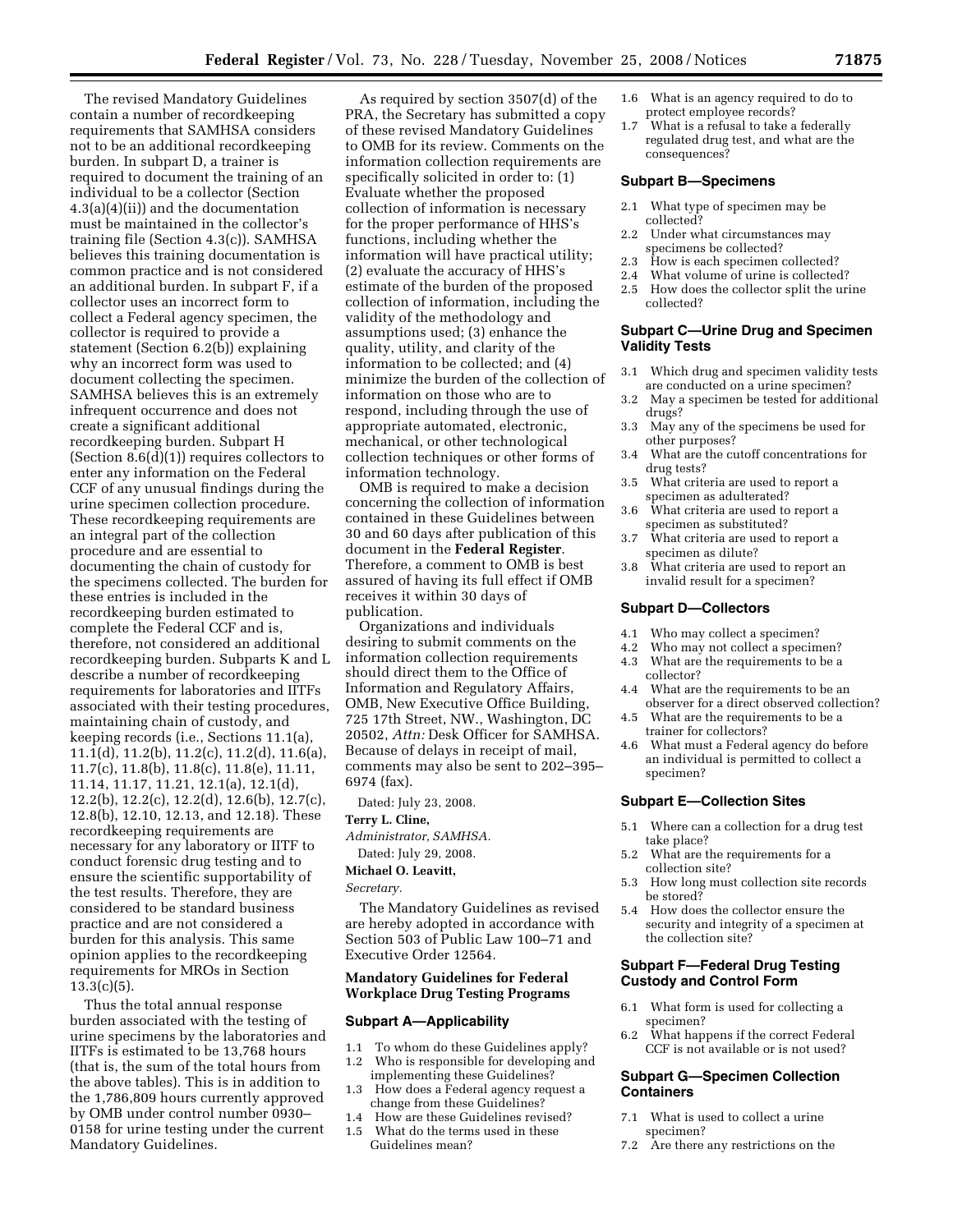The revised Mandatory Guidelines contain a number of recordkeeping requirements that SAMHSA considers not to be an additional recordkeeping burden. In subpart D, a trainer is required to document the training of an individual to be a collector (Section 4.3(a)(4)(ii)) and the documentation must be maintained in the collector's training file (Section 4.3(c)). SAMHSA believes this training documentation is common practice and is not considered an additional burden. In subpart F, if a collector uses an incorrect form to collect a Federal agency specimen, the collector is required to provide a statement (Section 6.2(b)) explaining why an incorrect form was used to document collecting the specimen. SAMHSA believes this is an extremely infrequent occurrence and does not create a significant additional recordkeeping burden. Subpart H (Section 8.6(d)(1)) requires collectors to enter any information on the Federal CCF of any unusual findings during the urine specimen collection procedure. These recordkeeping requirements are an integral part of the collection procedure and are essential to documenting the chain of custody for the specimens collected. The burden for these entries is included in the recordkeeping burden estimated to complete the Federal CCF and is, therefore, not considered an additional recordkeeping burden. Subparts K and L describe a number of recordkeeping requirements for laboratories and IITFs associated with their testing procedures, maintaining chain of custody, and keeping records (i.e., Sections 11.1(a), 11.1(d), 11.2(b), 11.2(c), 11.2(d), 11.6(a), 11.7(c), 11.8(b), 11.8(c), 11.8(e), 11.11, 11.14, 11.17, 11.21, 12.1(a), 12.1(d), 12.2(b), 12.2(c), 12.2(d), 12.6(b), 12.7(c), 12.8(b), 12.10, 12.13, and 12.18). These recordkeeping requirements are necessary for any laboratory or IITF to conduct forensic drug testing and to ensure the scientific supportability of the test results. Therefore, they are considered to be standard business practice and are not considered a burden for this analysis. This same opinion applies to the recordkeeping requirements for MROs in Section 13.3(c)(5).

Thus the total annual response burden associated with the testing of urine specimens by the laboratories and IITFs is estimated to be 13,768 hours (that is, the sum of the total hours from the above tables). This is in addition to the 1,786,809 hours currently approved by OMB under control number 0930–0158 for urine testing under the current Mandatory Guidelines.

As required by section 3507(d) of the PRA, the Secretary has submitted a copy of these revised Mandatory Guidelines to OMB for its review. Comments on the information collection requirements are specifically solicited in order to: (1) Evaluate whether the proposed collection of information is necessary for the proper performance of HHS's functions, including whether the information will have practical utility; (2) evaluate the accuracy of HHS's estimate of the burden of the proposed collection of information, including the validity of the methodology and assumptions used; (3) enhance the quality, utility, and clarity of the information to be collected; and (4) minimize the burden of the collection of information on those who are to respond, including through the use of appropriate automated, electronic, mechanical, or other technological collection techniques or other forms of information technology.

OMB is required to make a decision concerning the collection of information contained in these Guidelines between 30 and 60 days after publication of this document in the **Federal Register**. Therefore, a comment to OMB is best assured of having its full effect if OMB receives it within 30 days of publication.

Organizations and individuals desiring to submit comments on the information collection requirements should direct them to the Office of Information and Regulatory Affairs, OMB, New Executive Office Building, 725 17th Street, NW., Washington, DC 20502, *Attn:* Desk Officer for SAMHSA. Because of delays in receipt of mail, comments may also be sent to 202–395–6974 (fax).

Dated: July 23, 2008.

**Terry L. Cline,**

*Administrator, SAMHSA.*

Dated: July 29, 2008.

**Michael O. Leavitt,**

*Secretary.*

The Mandatory Guidelines as revised are hereby adopted in accordance with Section 503 of Public Law 100–71 and Executive Order 12564.

## Mandatory Guidelines for Federal Workplace Drug Testing Programs

### Subpart A—Applicability

1.1 To whom do these Guidelines apply?
1.2 Who is responsible for developing and implementing these Guidelines?
1.3 How does a Federal agency request a change from these Guidelines?
1.4 How are these Guidelines revised?
1.5 What do the terms used in these Guidelines mean?
1.6 What is an agency required to do to protect employee records?
1.7 What is a refusal to take a federally regulated drug test, and what are the consequences?

### Subpart B—Specimens

2.1 What type of specimen may be collected?
2.2 Under what circumstances may specimens be collected?
2.3 How is each specimen collected?
2.4 What volume of urine is collected?
2.5 How does the collector split the urine collected?

### Subpart C—Urine Drug and Specimen Validity Tests

3.1 Which drug and specimen validity tests are conducted on a urine specimen?
3.2 May a specimen be tested for additional drugs?
3.3 May any of the specimens be used for other purposes?
3.4 What are the cutoff concentrations for drug tests?
3.5 What criteria are used to report a specimen as adulterated?
3.6 What criteria are used to report a specimen as substituted?
3.7 What criteria are used to report a specimen as dilute?
3.8 What criteria are used to report an invalid result for a specimen?

### Subpart D—Collectors

4.1 Who may collect a specimen?
4.2 Who may not collect a specimen?
4.3 What are the requirements to be a collector?
4.4 What are the requirements to be an observer for a direct observed collection?
4.5 What are the requirements to be a trainer for collectors?
4.6 What must a Federal agency do before an individual is permitted to collect a specimen?

### Subpart E—Collection Sites

5.1 Where can a collection for a drug test take place?
5.2 What are the requirements for a collection site?
5.3 How long must collection site records be stored?
5.4 How does the collector ensure the security and integrity of a specimen at the collection site?

### Subpart F—Federal Drug Testing Custody and Control Form

6.1 What form is used for collecting a specimen?
6.2 What happens if the correct Federal CCF is not available or is not used?

### Subpart G—Specimen Collection Containers

7.1 What is used to collect a urine specimen?
7.2 Are there any restrictions on the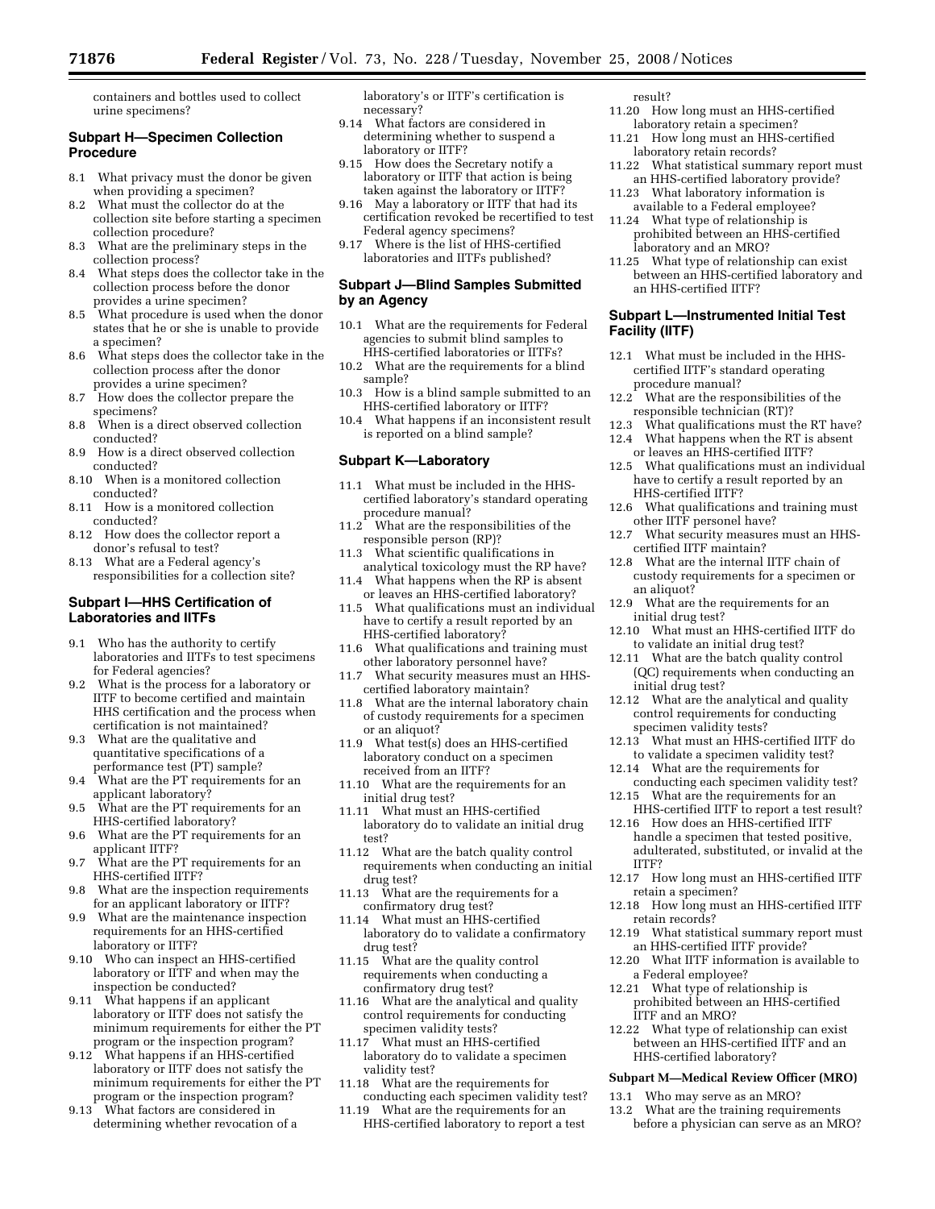containers and bottles used to collect urine specimens?

### Subpart H—Specimen Collection Procedure

8.1 What privacy must the donor be given when providing a specimen?
8.2 What must the collector do at the collection site before starting a specimen collection procedure?
8.3 What are the preliminary steps in the collection process?
8.4 What steps does the collector take in the collection process before the donor provides a urine specimen?
8.5 What procedure is used when the donor states that he or she is unable to provide a specimen?
8.6 What steps does the collector take in the collection process after the donor provides a urine specimen?
8.7 How does the collector prepare the specimens?
8.8 When is a direct observed collection conducted?
8.9 How is a direct observed collection conducted?
8.10 When is a monitored collection conducted?
8.11 How is a monitored collection conducted?
8.12 How does the collector report a donor's refusal to test?
8.13 What are a Federal agency's responsibilities for a collection site?

### Subpart I—HHS Certification of Laboratories and IITFs

9.1 Who has the authority to certify laboratories and IITFs to test specimens for Federal agencies?
9.2 What is the process for a laboratory or IITF to become certified and maintain HHS certification and the process when certification is not maintained?
9.3 What are the qualitative and quantitative specifications of a performance test (PT) sample?
9.4 What are the PT requirements for an applicant laboratory?
9.5 What are the PT requirements for an HHS-certified laboratory?
9.6 What are the PT requirements for an applicant IITF?
9.7 What are the PT requirements for an HHS-certified IITF?
9.8 What are the inspection requirements for an applicant laboratory or IITF?
9.9 What are the maintenance inspection requirements for an HHS-certified laboratory or IITF?
9.10 Who can inspect an HHS-certified laboratory or IITF and when may the inspection be conducted?
9.11 What happens if an applicant laboratory or IITF does not satisfy the minimum requirements for either the PT program or the inspection program?
9.12 What happens if an HHS-certified laboratory or IITF does not satisfy the minimum requirements for either the PT program or the inspection program?
9.13 What factors are considered in determining whether revocation of a laboratory's or IITF's certification is necessary?
9.14 What factors are considered in determining whether to suspend a laboratory or IITF?
9.15 How does the Secretary notify a laboratory or IITF that action is being taken against the laboratory or IITF?
9.16 May a laboratory or IITF that had its certification revoked be recertified to test Federal agency specimens?
9.17 Where is the list of HHS-certified laboratories and IITFs published?

### Subpart J—Blind Samples Submitted by an Agency

10.1 What are the requirements for Federal agencies to submit blind samples to HHS-certified laboratories or IITFs?
10.2 What are the requirements for a blind sample?
10.3 How is a blind sample submitted to an HHS-certified laboratory or IITF?
10.4 What happens if an inconsistent result is reported on a blind sample?

### Subpart K—Laboratory

11.1 What must be included in the HHS-certified laboratory's standard operating procedure manual?
11.2 What are the responsibilities of the responsible person (RP)?
11.3 What scientific qualifications in analytical toxicology must the RP have?
11.4 What happens when the RP is absent or leaves an HHS-certified laboratory?
11.5 What qualifications must an individual have to certify a result reported by an HHS-certified laboratory?
11.6 What qualifications and training must other laboratory personnel have?
11.7 What security measures must an HHS-certified laboratory maintain?
11.8 What are the internal laboratory chain of custody requirements for a specimen or an aliquot?
11.9 What test(s) does an HHS-certified laboratory conduct on a specimen received from an IITF?
11.10 What are the requirements for an initial drug test?
11.11 What must an HHS-certified laboratory do to validate an initial drug test?
11.12 What are the batch quality control requirements when conducting an initial drug test?
11.13 What are the requirements for a confirmatory drug test?
11.14 What must an HHS-certified laboratory do to validate a confirmatory drug test?
11.15 What are the quality control requirements when conducting a confirmatory drug test?
11.16 What are the analytical and quality control requirements for conducting specimen validity tests?
11.17 What must an HHS-certified laboratory do to validate a specimen validity test?
11.18 What are the requirements for conducting each specimen validity test?
11.19 What are the requirements for an HHS-certified laboratory to report a test result?
11.20 How long must an HHS-certified laboratory retain a specimen?
11.21 How long must an HHS-certified laboratory retain records?
11.22 What statistical summary report must an HHS-certified laboratory provide?
11.23 What laboratory information is available to a Federal employee?
11.24 What type of relationship is prohibited between an HHS-certified laboratory and an MRO?
11.25 What type of relationship can exist between an HHS-certified laboratory and an HHS-certified IITF?

### Subpart L—Instrumented Initial Test Facility (IITF)

12.1 What must be included in the HHS-certified IITF's standard operating procedure manual?
12.2 What are the responsibilities of the responsible technician (RT)?
12.3 What qualifications must the RT have?
12.4 What happens when the RT is absent or leaves an HHS-certified IITF?
12.5 What qualifications must an individual have to certify a result reported by an HHS-certified IITF?
12.6 What qualifications and training must other IITF personel have?
12.7 What security measures must an HHS-certified IITF maintain?
12.8 What are the internal IITF chain of custody requirements for a specimen or an aliquot?
12.9 What are the requirements for an initial drug test?
12.10 What must an HHS-certified IITF do to validate an initial drug test?
12.11 What are the batch quality control (QC) requirements when conducting an initial drug test?
12.12 What are the analytical and quality control requirements for conducting specimen validity tests?
12.13 What must an HHS-certified IITF do to validate a specimen validity test?
12.14 What are the requirements for conducting each specimen validity test?
12.15 What are the requirements for an HHS-certified IITF to report a test result?
12.16 How does an HHS-certified IITF handle a specimen that tested positive, adulterated, substituted, or invalid at the IITF?
12.17 How long must an HHS-certified IITF retain a specimen?
12.18 How long must an HHS-certified IITF retain records?
12.19 What statistical summary report must an HHS-certified IITF provide?
12.20 What IITF information is available to a Federal employee?
12.21 What type of relationship is prohibited between an HHS-certified IITF and an MRO?
12.22 What type of relationship can exist between an HHS-certified IITF and an HHS-certified laboratory?

### Subpart M—Medical Review Officer (MRO)

13.1 Who may serve as an MRO?
13.2 What are the training requirements before a physician can serve as an MRO?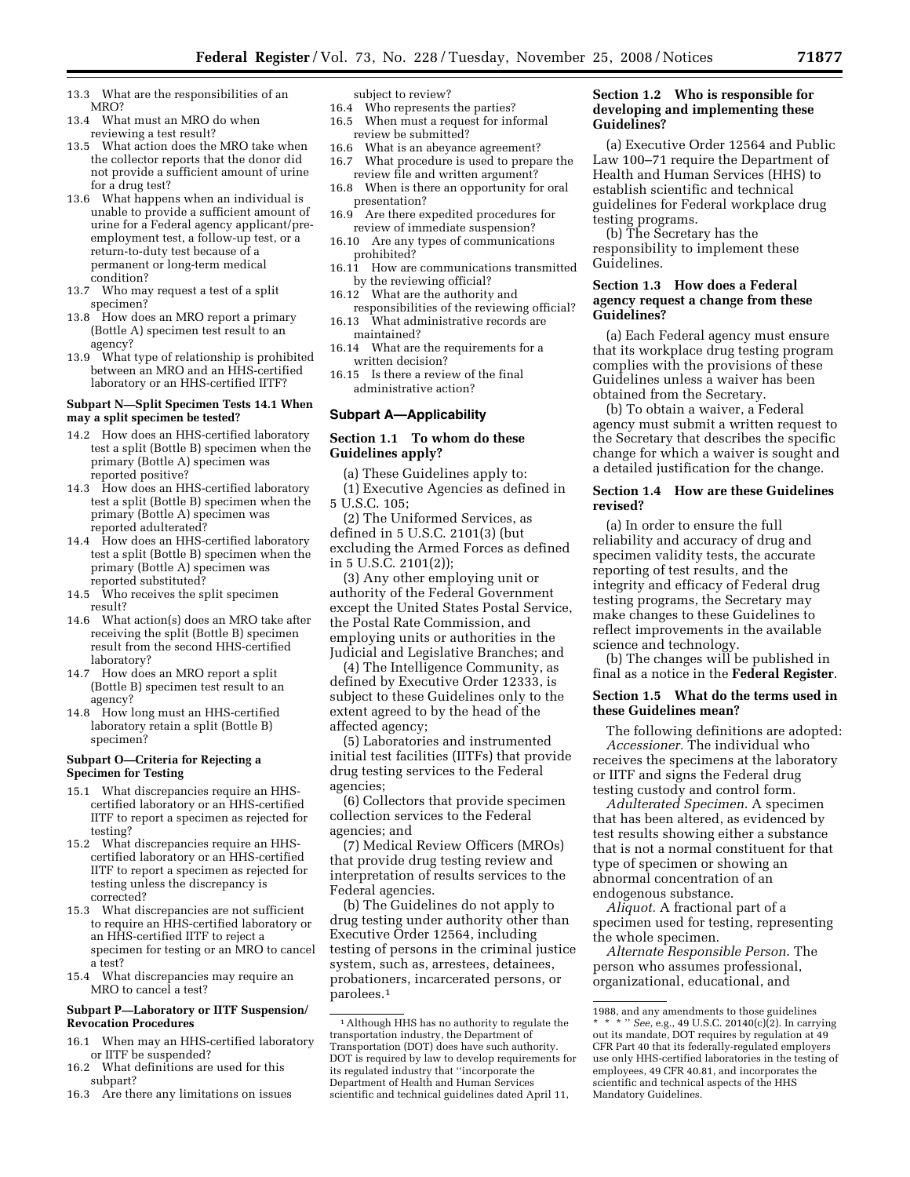13.3 What are the responsibilities of an MRO?
13.4 What must an MRO do when reviewing a test result?
13.5 What action does the MRO take when the collector reports that the donor did not provide a sufficient amount of urine for a drug test?
13.6 What happens when an individual is unable to provide a sufficient amount of urine for a Federal agency applicant/pre-employment test, a follow-up test, or a return-to-duty test because of a permanent or long-term medical condition?
13.7 Who may request a test of a split specimen?
13.8 How does an MRO report a primary (Bottle A) specimen test result to an agency?
13.9 What type of relationship is prohibited between an MRO and an HHS-certified laboratory or an HHS-certified IITF?

#### Subpart N—Split Specimen Tests 14.1 When may a split specimen be tested?

14.2 How does an HHS-certified laboratory test a split (Bottle B) specimen when the primary (Bottle A) specimen was reported positive?
14.3 How does an HHS-certified laboratory test a split (Bottle B) specimen when the primary (Bottle A) specimen was reported adulterated?
14.4 How does an HHS-certified laboratory test a split (Bottle B) specimen when the primary (Bottle A) specimen was reported substituted?
14.5 Who receives the split specimen result?
14.6 What action(s) does an MRO take after receiving the split (Bottle B) specimen result from the second HHS-certified laboratory?
14.7 How does an MRO report a split (Bottle B) specimen test result to an agency?
14.8 How long must an HHS-certified laboratory retain a split (Bottle B) specimen?

#### Subpart O—Criteria for Rejecting a Specimen for Testing

15.1 What discrepancies require an HHS-certified laboratory or an HHS-certified IITF to report a specimen as rejected for testing?
15.2 What discrepancies require an HHS-certified laboratory or an HHS-certified IITF to report a specimen as rejected for testing unless the discrepancy is corrected?
15.3 What discrepancies are not sufficient to require an HHS-certified laboratory or an HHS-certified IITF to reject a specimen for testing or an MRO to cancel a test?
15.4 What discrepancies may require an MRO to cancel a test?

#### Subpart P—Laboratory or IITF Suspension/Revocation Procedures

16.1 When may an HHS-certified laboratory or IITF be suspended?
16.2 What definitions are used for this subpart?
16.3 Are there any limitations on issues subject to review?
16.4 Who represents the parties?
16.5 When must a request for informal review be submitted?
16.6 What is an abeyance agreement?
16.7 What procedure is used to prepare the review file and written argument?
16.8 When is there an opportunity for oral presentation?
16.9 Are there expedited procedures for review of immediate suspension?
16.10 Are any types of communications prohibited?
16.11 How are communications transmitted by the reviewing official?
16.12 What are the authority and responsibilities of the reviewing official?
16.13 What administrative records are maintained?
16.14 What are the requirements for a written decision?
16.15 Is there a review of the final administrative action?

### Subpart A—Applicability

#### Section 1.1 To whom do these Guidelines apply?

(a) These Guidelines apply to:

(1) Executive Agencies as defined in 5 U.S.C. 105;

(2) The Uniformed Services, as defined in 5 U.S.C. 2101(3) (but excluding the Armed Forces as defined in 5 U.S.C. 2101(2));

(3) Any other employing unit or authority of the Federal Government except the United States Postal Service, the Postal Rate Commission, and employing units or authorities in the Judicial and Legislative Branches; and

(4) The Intelligence Community, as defined by Executive Order 12333, is subject to these Guidelines only to the extent agreed to by the head of the affected agency;

(5) Laboratories and instrumented initial test facilities (IITFs) that provide drug testing services to the Federal agencies;

(6) Collectors that provide specimen collection services to the Federal agencies; and

(7) Medical Review Officers (MROs) that provide drug testing review and interpretation of results services to the Federal agencies.

(b) The Guidelines do not apply to drug testing under authority other than Executive Order 12564, including testing of persons in the criminal justice system, such as, arrestees, detainees, probationers, incarcerated persons, or parolees.[1]

#### Section 1.2 Who is responsible for developing and implementing these Guidelines?

(a) Executive Order 12564 and Public Law 100–71 require the Department of Health and Human Services (HHS) to establish scientific and technical guidelines for Federal workplace drug testing programs.

(b) The Secretary has the responsibility to implement these Guidelines.

#### Section 1.3 How does a Federal agency request a change from these Guidelines?

(a) Each Federal agency must ensure that its workplace drug testing program complies with the provisions of these Guidelines unless a waiver has been obtained from the Secretary.

(b) To obtain a waiver, a Federal agency must submit a written request to the Secretary that describes the specific change for which a waiver is sought and a detailed justification for the change.

#### Section 1.4 How are these Guidelines revised?

(a) In order to ensure the full reliability and accuracy of drug and specimen validity tests, the accurate reporting of test results, and the integrity and efficacy of Federal drug testing programs, the Secretary may make changes to these Guidelines to reflect improvements in the available science and technology.

(b) The changes will be published in final as a notice in the **Federal Register**.

#### Section 1.5 What do the terms used in these Guidelines mean?

The following definitions are adopted:

*Accessioner.* The individual who receives the specimens at the laboratory or IITF and signs the Federal drug testing custody and control form.

*Adulterated Specimen.* A specimen that has been altered, as evidenced by test results showing either a substance that is not a normal constituent for that type of specimen or showing an abnormal concentration of an endogenous substance.

*Aliquot.* A fractional part of a specimen used for testing, representing the whole specimen.

*Alternate Responsible Person.* The person who assumes professional, organizational, educational, and

---

[1] Although HHS has no authority to regulate the transportation industry, the Department of Transportation (DOT) does have such authority. DOT is required by law to develop requirements for its regulated industry that "incorporate the Department of Health and Human Services scientific and technical guidelines dated April 11, 1988, and any amendments to those guidelines * * *" *See*, e.g., 49 U.S.C. 20140(c)(2). In carrying out its mandate, DOT requires by regulation at 49 CFR Part 40 that its federally-regulated employers use only HHS-certified laboratories in the testing of employees, 49 CFR 40.81, and incorporates the scientific and technical aspects of the HHS Mandatory Guidelines.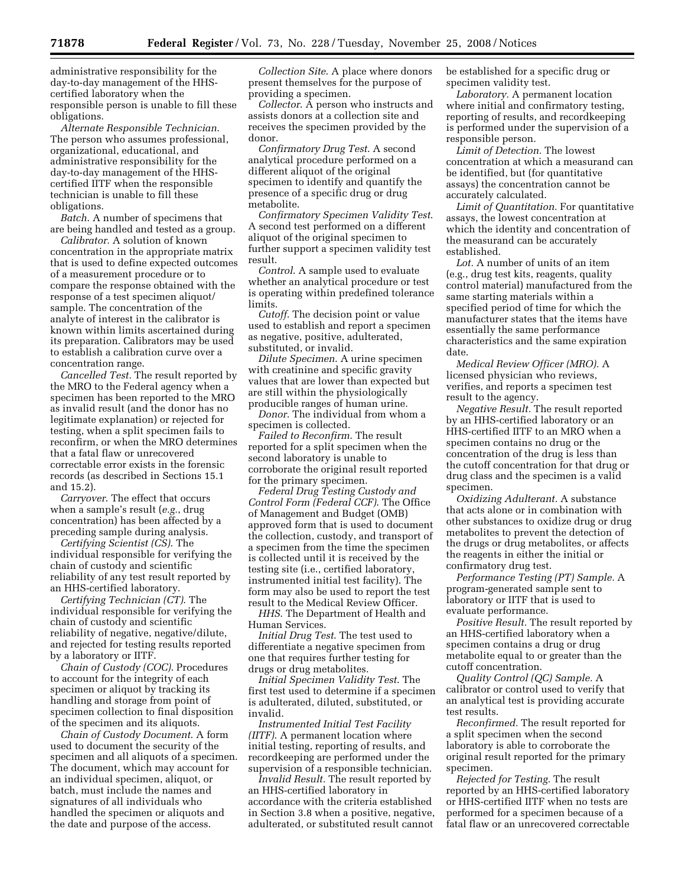administrative responsibility for the day-to-day management of the HHS-certified laboratory when the responsible person is unable to fill these obligations.

*Alternate Responsible Technician*. The person who assumes professional, organizational, educational, and administrative responsibility for the day-to-day management of the HHS-certified IITF when the responsible technician is unable to fill these obligations.

*Batch*. A number of specimens that are being handled and tested as a group.

*Calibrator*. A solution of known concentration in the appropriate matrix that is used to define expected outcomes of a measurement procedure or to compare the response obtained with the response of a test specimen aliquot/sample. The concentration of the analyte of interest in the calibrator is known within limits ascertained during its preparation. Calibrators may be used to establish a calibration curve over a concentration range.

*Cancelled Test*. The result reported by the MRO to the Federal agency when a specimen has been reported to the MRO as invalid result (and the donor has no legitimate explanation) or rejected for testing, when a split specimen fails to reconfirm, or when the MRO determines that a fatal flaw or unrecovered correctable error exists in the forensic records (as described in Sections 15.1 and 15.2).

*Carryover*. The effect that occurs when a sample's result (*e.g.*, drug concentration) has been affected by a preceding sample during analysis.

*Certifying Scientist (CS)*. The individual responsible for verifying the chain of custody and scientific reliability of any test result reported by an HHS-certified laboratory.

*Certifying Technician (CT)*. The individual responsible for verifying the chain of custody and scientific reliability of negative, negative/dilute, and rejected for testing results reported by a laboratory or IITF.

*Chain of Custody (COC)*. Procedures to account for the integrity of each specimen or aliquot by tracking its handling and storage from point of specimen collection to final disposition of the specimen and its aliquots.

*Chain of Custody Document*. A form used to document the security of the specimen and all aliquots of a specimen. The document, which may account for an individual specimen, aliquot, or batch, must include the names and signatures of all individuals who handled the specimen or aliquots and the date and purpose of the access.

*Collection Site*. A place where donors present themselves for the purpose of providing a specimen.

*Collector*. A person who instructs and assists donors at a collection site and receives the specimen provided by the donor.

*Confirmatory Drug Test*. A second analytical procedure performed on a different aliquot of the original specimen to identify and quantify the presence of a specific drug or drug metabolite.

*Confirmatory Specimen Validity Test*. A second test performed on a different aliquot of the original specimen to further support a specimen validity test result.

*Control*. A sample used to evaluate whether an analytical procedure or test is operating within predefined tolerance limits.

*Cutoff*. The decision point or value used to establish and report a specimen as negative, positive, adulterated, substituted, or invalid.

*Dilute Specimen*. A urine specimen with creatinine and specific gravity values that are lower than expected but are still within the physiologically producible ranges of human urine.

*Donor*. The individual from whom a specimen is collected.

*Failed to Reconfirm*. The result reported for a split specimen when the second laboratory is unable to corroborate the original result reported for the primary specimen.

*Federal Drug Testing Custody and Control Form (Federal CCF)*. The Office of Management and Budget (OMB) approved form that is used to document the collection, custody, and transport of a specimen from the time the specimen is collected until it is received by the testing site (i.e., certified laboratory, instrumented initial test facility). The form may also be used to report the test result to the Medical Review Officer.

*HHS*. The Department of Health and Human Services.

*Initial Drug Test*. The test used to differentiate a negative specimen from one that requires further testing for drugs or drug metabolites.

*Initial Specimen Validity Test*. The first test used to determine if a specimen is adulterated, diluted, substituted, or invalid.

*Instrumented Initial Test Facility (IITF)*. A permanent location where initial testing, reporting of results, and recordkeeping are performed under the supervision of a responsible technician.

*Invalid Result*. The result reported by an HHS-certified laboratory in accordance with the criteria established in Section 3.8 when a positive, negative, adulterated, or substituted result cannot be established for a specific drug or specimen validity test.

*Laboratory*. A permanent location where initial and confirmatory testing, reporting of results, and recordkeeping is performed under the supervision of a responsible person.

*Limit of Detection*. The lowest concentration at which a measurand can be identified, but (for quantitative assays) the concentration cannot be accurately calculated.

*Limit of Quantitation*. For quantitative assays, the lowest concentration at which the identity and concentration of the measurand can be accurately established.

*Lot*. A number of units of an item (e.g., drug test kits, reagents, quality control material) manufactured from the same starting materials within a specified period of time for which the manufacturer states that the items have essentially the same performance characteristics and the same expiration date.

*Medical Review Officer (MRO)*. A licensed physician who reviews, verifies, and reports a specimen test result to the agency.

*Negative Result*. The result reported by an HHS-certified laboratory or an HHS-certified IITF to an MRO when a specimen contains no drug or the concentration of the drug is less than the cutoff concentration for that drug or drug class and the specimen is a valid specimen.

*Oxidizing Adulterant*. A substance that acts alone or in combination with other substances to oxidize drug or drug metabolites to prevent the detection of the drugs or drug metabolites, or affects the reagents in either the initial or confirmatory drug test.

*Performance Testing (PT) Sample*. A program-generated sample sent to laboratory or IITF that is used to evaluate performance.

*Positive Result*. The result reported by an HHS-certified laboratory when a specimen contains a drug or drug metabolite equal to or greater than the cutoff concentration.

*Quality Control (QC) Sample*. A calibrator or control used to verify that an analytical test is providing accurate test results.

*Reconfirmed*. The result reported for a split specimen when the second laboratory is able to corroborate the original result reported for the primary specimen.

*Rejected for Testing*. The result reported by an HHS-certified laboratory or HHS-certified IITF when no tests are performed for a specimen because of a fatal flaw or an unrecovered correctable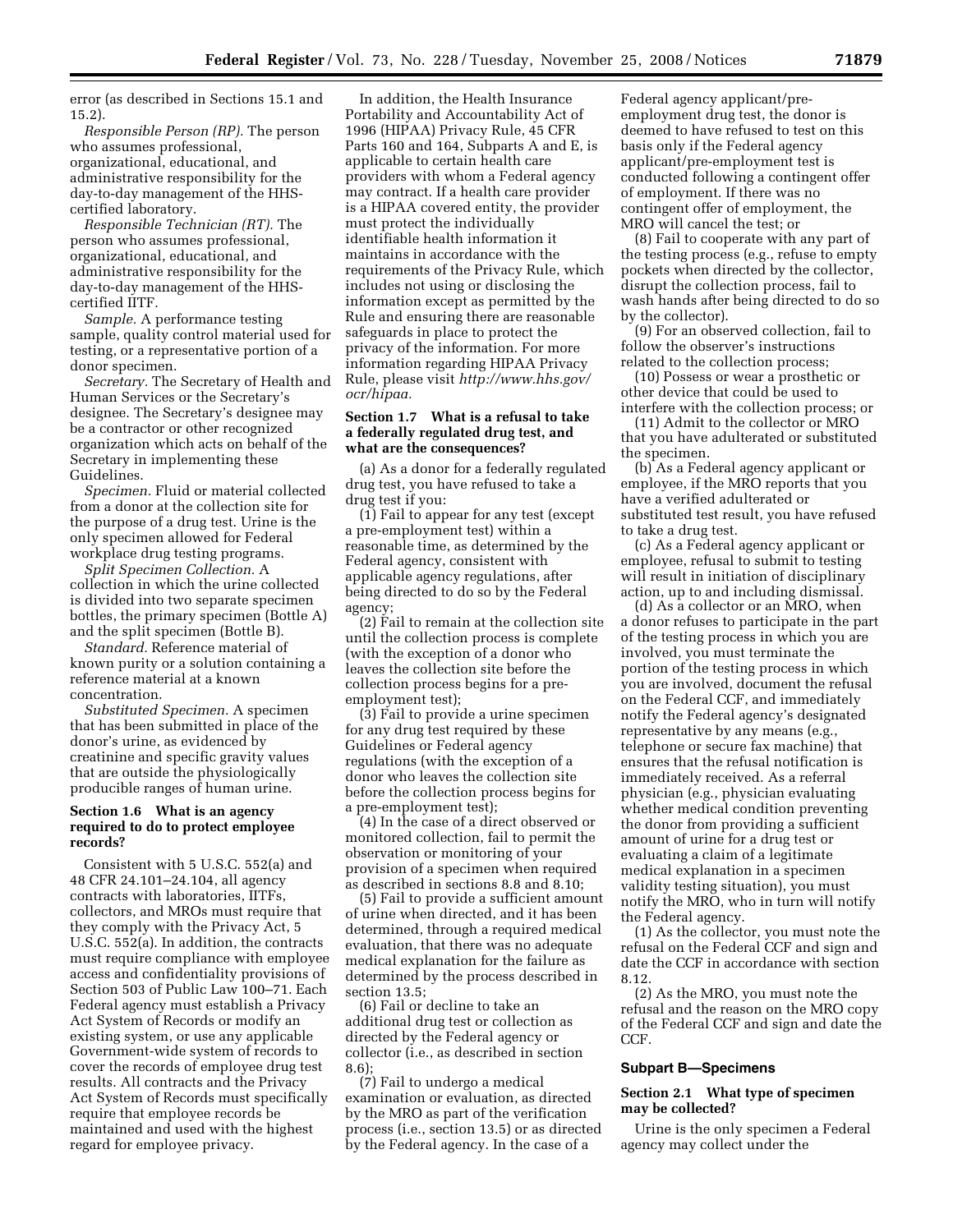error (as described in Sections 15.1 and 15.2).

*Responsible Person (RP).* The person who assumes professional, organizational, educational, and administrative responsibility for the day-to-day management of the HHS-certified laboratory.

*Responsible Technician (RT).* The person who assumes professional, organizational, educational, and administrative responsibility for the day-to-day management of the HHS-certified IITF.

*Sample.* A performance testing sample, quality control material used for testing, or a representative portion of a donor specimen.

*Secretary.* The Secretary of Health and Human Services or the Secretary's designee. The Secretary's designee may be a contractor or other recognized organization which acts on behalf of the Secretary in implementing these Guidelines.

*Specimen.* Fluid or material collected from a donor at the collection site for the purpose of a drug test. Urine is the only specimen allowed for Federal workplace drug testing programs.

*Split Specimen Collection.* A collection in which the urine collected is divided into two separate specimen bottles, the primary specimen (Bottle A) and the split specimen (Bottle B).

*Standard.* Reference material of known purity or a solution containing a reference material at a known concentration.

*Substituted Specimen.* A specimen that has been submitted in place of the donor's urine, as evidenced by creatinine and specific gravity values that are outside the physiologically producible ranges of human urine.

### Section 1.6 What is an agency required to do to protect employee records?

Consistent with 5 U.S.C. 552(a) and 48 CFR 24.101–24.104, all agency contracts with laboratories, IITFs, collectors, and MROs must require that they comply with the Privacy Act, 5 U.S.C. 552(a). In addition, the contracts must require compliance with employee access and confidentiality provisions of Section 503 of Public Law 100–71. Each Federal agency must establish a Privacy Act System of Records or modify an existing system, or use any applicable Government-wide system of records to cover the records of employee drug test results. All contracts and the Privacy Act System of Records must specifically require that employee records be maintained and used with the highest regard for employee privacy.

In addition, the Health Insurance Portability and Accountability Act of 1996 (HIPAA) Privacy Rule, 45 CFR Parts 160 and 164, Subparts A and E, is applicable to certain health care providers with whom a Federal agency may contract. If a health care provider is a HIPAA covered entity, the provider must protect the individually identifiable health information it maintains in accordance with the requirements of the Privacy Rule, which includes not using or disclosing the information except as permitted by the Rule and ensuring there are reasonable safeguards in place to protect the privacy of the information. For more information regarding HIPAA Privacy Rule, please visit *http://www.hhs.gov/ocr/hipaa.*

### Section 1.7 What is a refusal to take a federally regulated drug test, and what are the consequences?

(a) As a donor for a federally regulated drug test, you have refused to take a drug test if you:

(1) Fail to appear for any test (except a pre-employment test) within a reasonable time, as determined by the Federal agency, consistent with applicable agency regulations, after being directed to do so by the Federal agency;

(2) Fail to remain at the collection site until the collection process is complete (with the exception of a donor who leaves the collection site before the collection process begins for a pre-employment test);

(3) Fail to provide a urine specimen for any drug test required by these Guidelines or Federal agency regulations (with the exception of a donor who leaves the collection site before the collection process begins for a pre-employment test);

(4) In the case of a direct observed or monitored collection, fail to permit the observation or monitoring of your provision of a specimen when required as described in sections 8.8 and 8.10;

(5) Fail to provide a sufficient amount of urine when directed, and it has been determined, through a required medical evaluation, that there was no adequate medical explanation for the failure as determined by the process described in section 13.5;

(6) Fail or decline to take an additional drug test or collection as directed by the Federal agency or collector (i.e., as described in section 8.6);

(7) Fail to undergo a medical examination or evaluation, as directed by the MRO as part of the verification process (i.e., section 13.5) or as directed by the Federal agency. In the case of a Federal agency applicant/pre-employment drug test, the donor is deemed to have refused to test on this basis only if the Federal agency applicant/pre-employment test is conducted following a contingent offer of employment. If there was no contingent offer of employment, the MRO will cancel the test; or

(8) Fail to cooperate with any part of the testing process (e.g., refuse to empty pockets when directed by the collector, disrupt the collection process, fail to wash hands after being directed to do so by the collector).

(9) For an observed collection, fail to follow the observer's instructions related to the collection process;

(10) Possess or wear a prosthetic or other device that could be used to interfere with the collection process; or

(11) Admit to the collector or MRO that you have adulterated or substituted the specimen.

(b) As a Federal agency applicant or employee, if the MRO reports that you have a verified adulterated or substituted test result, you have refused to take a drug test.

(c) As a Federal agency applicant or employee, refusal to submit to testing will result in initiation of disciplinary action, up to and including dismissal.

(d) As a collector or an MRO, when a donor refuses to participate in the part of the testing process in which you are involved, you must terminate the portion of the testing process in which you are involved, document the refusal on the Federal CCF, and immediately notify the Federal agency's designated representative by any means (e.g., telephone or secure fax machine) that ensures that the refusal notification is immediately received. As a referral physician (e.g., physician evaluating whether medical condition preventing the donor from providing a sufficient amount of urine for a drug test or evaluating a claim of a legitimate medical explanation in a specimen validity testing situation), you must notify the MRO, who in turn will notify the Federal agency.

(1) As the collector, you must note the refusal on the Federal CCF and sign and date the CCF in accordance with section 8.12.

(2) As the MRO, you must note the refusal and the reason on the MRO copy of the Federal CCF and sign and date the CCF.

## Subpart B—Specimens

### Section 2.1 What type of specimen may be collected?

Urine is the only specimen a Federal agency may collect under the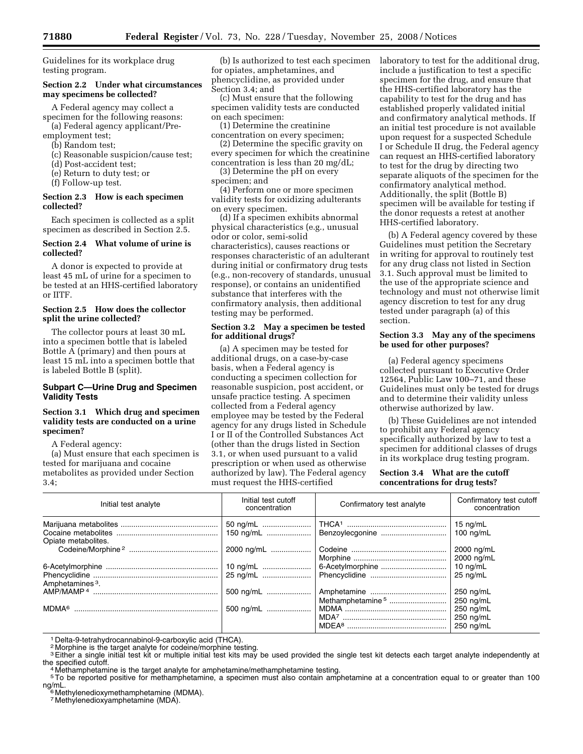Guidelines for its workplace drug testing program.

### Section 2.2 Under what circumstances may specimens be collected?

A Federal agency may collect a specimen for the following reasons:

(a) Federal agency applicant/Pre-employment test;

(b) Random test;

(c) Reasonable suspicion/cause test;

(d) Post-accident test;

(e) Return to duty test; or

(f) Follow-up test.

### Section 2.3 How is each specimen collected?

Each specimen is collected as a split specimen as described in Section 2.5.

### Section 2.4 What volume of urine is collected?

A donor is expected to provide at least 45 mL of urine for a specimen to be tested at an HHS-certified laboratory or IITF.

### Section 2.5 How does the collector split the urine collected?

The collector pours at least 30 mL into a specimen bottle that is labeled Bottle A (primary) and then pours at least 15 mL into a specimen bottle that is labeled Bottle B (split).

## Subpart C—Urine Drug and Specimen Validity Tests

### Section 3.1 Which drug and specimen validity tests are conducted on a urine specimen?

A Federal agency:

(a) Must ensure that each specimen is tested for marijuana and cocaine metabolites as provided under Section 3.4;

(b) Is authorized to test each specimen for opiates, amphetamines, and phencyclidine, as provided under Section 3.4; and

(c) Must ensure that the following specimen validity tests are conducted on each specimen:

(1) Determine the creatinine concentration on every specimen;

(2) Determine the specific gravity on every specimen for which the creatinine concentration is less than 20 mg/dL;

(3) Determine the pH on every specimen; and

(4) Perform one or more specimen validity tests for oxidizing adulterants on every specimen.

(d) If a specimen exhibits abnormal physical characteristics (e.g., unusual odor or color, semi-solid characteristics), causes reactions or responses characteristic of an adulterant during initial or confirmatory drug tests (e.g., non-recovery of standards, unusual response), or contains an unidentified substance that interferes with the confirmatory analysis, then additional testing may be performed.

### Section 3.2 May a specimen be tested for additional drugs?

(a) A specimen may be tested for additional drugs, on a case-by-case basis, when a Federal agency is conducting a specimen collection for reasonable suspicion, post accident, or unsafe practice testing. A specimen collected from a Federal agency employee may be tested by the Federal agency for any drugs listed in Schedule I or II of the Controlled Substances Act (other than the drugs listed in Section 3.1, or when used pursuant to a valid prescription or when used as otherwise authorized by law). The Federal agency must request the HHS-certified laboratory to test for the additional drug, include a justification to test a specific specimen for the drug, and ensure that the HHS-certified laboratory has the capability to test for the drug and has established properly validated initial and confirmatory analytical methods. If an initial test procedure is not available upon request for a suspected Schedule I or Schedule II drug, the Federal agency can request an HHS-certified laboratory to test for the drug by directing two separate aliquots of the specimen for the confirmatory analytical method. Additionally, the split (Bottle B) specimen will be available for testing if the donor requests a retest at another HHS-certified laboratory.

(b) A Federal agency covered by these Guidelines must petition the Secretary in writing for approval to routinely test for any drug class not listed in Section 3.1. Such approval must be limited to the use of the appropriate science and technology and must not otherwise limit agency discretion to test for any drug tested under paragraph (a) of this section.

### Section 3.3 May any of the specimens be used for other purposes?

(a) Federal agency specimens collected pursuant to Executive Order 12564, Public Law 100–71, and these Guidelines must only be tested for drugs and to determine their validity unless otherwise authorized by law.

(b) These Guidelines are not intended to prohibit any Federal agency specifically authorized by law to test a specimen for additional classes of drugs in its workplace drug testing program.

### Section 3.4 What are the cutoff concentrations for drug tests?

| Initial test analyte | Initial test cutoff concentration | Confirmatory test analyte | Confirmatory test cutoff concentration |
|---|---|---|---|
| Marijuana metabolites | 50 ng/mL | THCA[1] | 15 ng/mL |
| Cocaine metabolites | 150 ng/mL | Benzoylecgonine | 100 ng/mL |
| Opiate metabolites. | | | |
| Codeine/Morphine[2] | 2000 ng/mL | Codeine | 2000 ng/mL |
| | | Morphine | 2000 ng/mL |
| 6-Acetylmorphine | 10 ng/mL | 6-Acetylmorphine | 10 ng/mL |
| Phencyclidine | 25 ng/mL | Phencyclidine | 25 ng/mL |
| Amphetamines[3]. | | | |
| AMP/MAMP[4] | 500 ng/mL | Amphetamine | 250 ng/mL |
| | | Methamphetamine[5] | 250 ng/mL |
| MDMA[6] | 500 ng/mL | MDMA | 250 ng/mL |
| | | MDA[7] | 250 ng/mL |
| | | MDEA[8] | 250 ng/mL |

[1] Delta-9-tetrahydrocannabinol-9-carboxylic acid (THCA).

[2] Morphine is the target analyte for codeine/morphine testing.

[3] Either a single initial test kit or multiple initial test kits may be used provided the single test kit detects each target analyte independently at the specified cutoff.

[4] Methamphetamine is the target analyte for amphetamine/methamphetamine testing.

[5] To be reported positive for methamphetamine, a specimen must also contain amphetamine at a concentration equal to or greater than 100 ng/mL.

[6] Methylenedioxymethamphetamine (MDMA).

[7] Methylenedioxyamphetamine (MDA).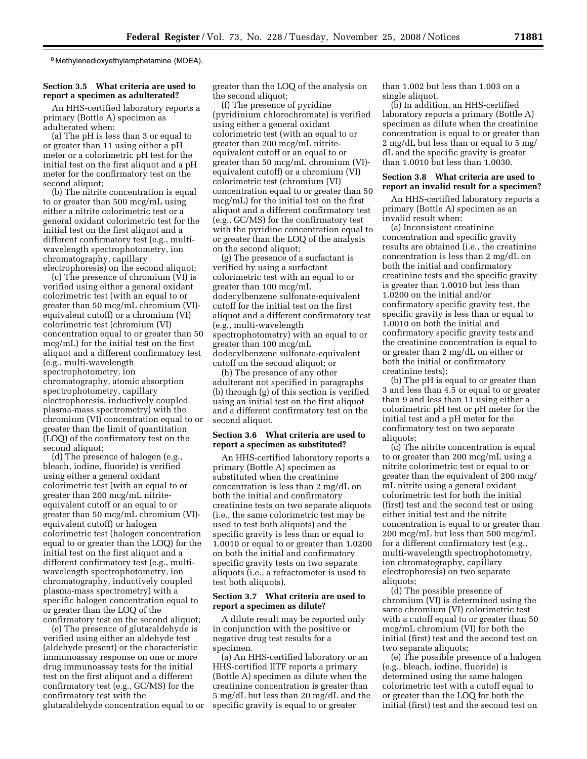[8] Methylenedioxyethylamphetamine (MDEA).

### Section 3.5 What criteria are used to report a specimen as adulterated?

An HHS-certified laboratory reports a primary (Bottle A) specimen as adulterated when:

(a) The pH is less than 3 or equal to or greater than 11 using either a pH meter or a colorimetric pH test for the initial test on the first aliquot and a pH meter for the confirmatory test on the second aliquot;

(b) The nitrite concentration is equal to or greater than 500 mcg/mL using either a nitrite colorimetric test or a general oxidant colorimetric test for the initial test on the first aliquot and a different confirmatory test (e.g., multi-wavelength spectrophotometry, ion chromatography, capillary electrophoresis) on the second aliquot;

(c) The presence of chromium (VI) is verified using either a general oxidant colorimetric test (with an equal to or greater than 50 mcg/mL chromium (VI)-equivalent cutoff) or a chromium (VI) colorimetric test (chromium (VI) concentration equal to or greater than 50 mcg/mL) for the initial test on the first aliquot and a different confirmatory test (e.g., multi-wavelength spectrophotometry, ion chromatography, atomic absorption spectrophotometry, capillary electrophoresis, inductively coupled plasma-mass spectrometry) with the chromium (VI) concentration equal to or greater than the limit of quantitation (LOQ) of the confirmatory test on the second aliquot;

(d) The presence of halogen (e.g., bleach, iodine, fluoride) is verified using either a general oxidant colorimetric test (with an equal to or greater than 200 mcg/mL nitrite-equivalent cutoff or an equal to or greater than 50 mcg/mL chromium (VI)-equivalent cutoff) or halogen colorimetric test (halogen concentration equal to or greater than the LOQ) for the initial test on the first aliquot and a different confirmatory test (e.g., multi-wavelength spectrophotometry, ion chromatography, inductively coupled plasma-mass spectrometry) with a specific halogen concentration equal to or greater than the LOQ of the confirmatory test on the second aliquot;

(e) The presence of glutaraldehyde is verified using either an aldehyde test (aldehyde present) or the characteristic immunoassay response on one or more drug immunoassay tests for the initial test on the first aliquot and a different confirmatory test (e.g., GC/MS) for the confirmatory test with the glutaraldehyde concentration equal to or greater than the LOQ of the analysis on the second aliquot;

(f) The presence of pyridine (pyridinium chlorochromate) is verified using either a general oxidant colorimetric test (with an equal to or greater than 200 mcg/mL nitrite-equivalent cutoff or an equal to or greater than 50 mcg/mL chromium (VI)-equivalent cutoff) or a chromium (VI) colorimetric test (chromium (VI) concentration equal to or greater than 50 mcg/mL) for the initial test on the first aliquot and a different confirmatory test (e.g., GC/MS) for the confirmatory test with the pyridine concentration equal to or greater than the LOQ of the analysis on the second aliquot;

(g) The presence of a surfactant is verified by using a surfactant colorimetric test with an equal to or greater than 100 mcg/mL dodecylbenzene sulfonate-equivalent cutoff for the initial test on the first aliquot and a different confirmatory test (e.g., multi-wavelength spectrophotometry) with an equal to or greater than 100 mcg/mL dodecylbenzene sulfonate-equivalent cutoff on the second aliquot; or

(h) The presence of any other adulterant not specified in paragraphs (b) through (g) of this section is verified using an initial test on the first aliquot and a different confirmatory test on the second aliquot.

### Section 3.6 What criteria are used to report a specimen as substituted?

An HHS-certified laboratory reports a primary (Bottle A) specimen as substituted when the creatinine concentration is less than 2 mg/dL on both the initial and confirmatory creatinine tests on two separate aliquots (i.e., the same colorimetric test may be used to test both aliquots) and the specific gravity is less than or equal to 1.0010 or equal to or greater than 1.0200 on both the initial and confirmatory specific gravity tests on two separate aliquots (i.e., a refractometer is used to test both aliquots).

### Section 3.7 What criteria are used to report a specimen as dilute?

A dilute result may be reported only in conjunction with the positive or negative drug test results for a specimen.

(a) An HHS-certified laboratory or an HHS-certified IITF reports a primary (Bottle A) specimen as dilute when the creatinine concentration is greater than 5 mg/dL but less than 20 mg/dL and the specific gravity is equal to or greater than 1.002 but less than 1.003 on a single aliquot.

(b) In addition, an HHS-certified laboratory reports a primary (Bottle A) specimen as dilute when the creatinine concentration is equal to or greater than 2 mg/dL but less than or equal to 5 mg/dL and the specific gravity is greater than 1.0010 but less than 1.0030.

### Section 3.8 What criteria are used to report an invalid result for a specimen?

An HHS-certified laboratory reports a primary (Bottle A) specimen as an invalid result when:

(a) Inconsistent creatinine concentration and specific gravity results are obtained (i.e., the creatinine concentration is less than 2 mg/dL on both the initial and confirmatory creatinine tests and the specific gravity is greater than 1.0010 but less than 1.0200 on the initial and/or confirmatory specific gravity test, the specific gravity is less than or equal to 1.0010 on both the initial and confirmatory specific gravity tests and the creatinine concentration is equal to or greater than 2 mg/dL on either or both the initial or confirmatory creatinine tests);

(b) The pH is equal to or greater than 3 and less than 4.5 or equal to or greater than 9 and less than 11 using either a colorimetric pH test or pH meter for the initial test and a pH meter for the confirmatory test on two separate aliquots;

(c) The nitrite concentration is equal to or greater than 200 mcg/mL using a nitrite colorimetric test or equal to or greater than the equivalent of 200 mcg/mL nitrite using a general oxidant colorimetric test for both the initial (first) test and the second test or using either initial test and the nitrite concentration is equal to or greater than 200 mcg/mL but less than 500 mcg/mL for a different confirmatory test (e.g., multi-wavelength spectrophotometry, ion chromatography, capillary electrophoresis) on two separate aliquots;

(d) The possible presence of chromium (VI) is determined using the same chromium (VI) colorimetric test with a cutoff equal to or greater than 50 mcg/mL chromium (VI) for both the initial (first) test and the second test on two separate aliquots;

(e) The possible presence of a halogen (e.g., bleach, iodine, fluoride) is determined using the same halogen colorimetric test with a cutoff equal to or greater than the LOQ for both the initial (first) test and the second test on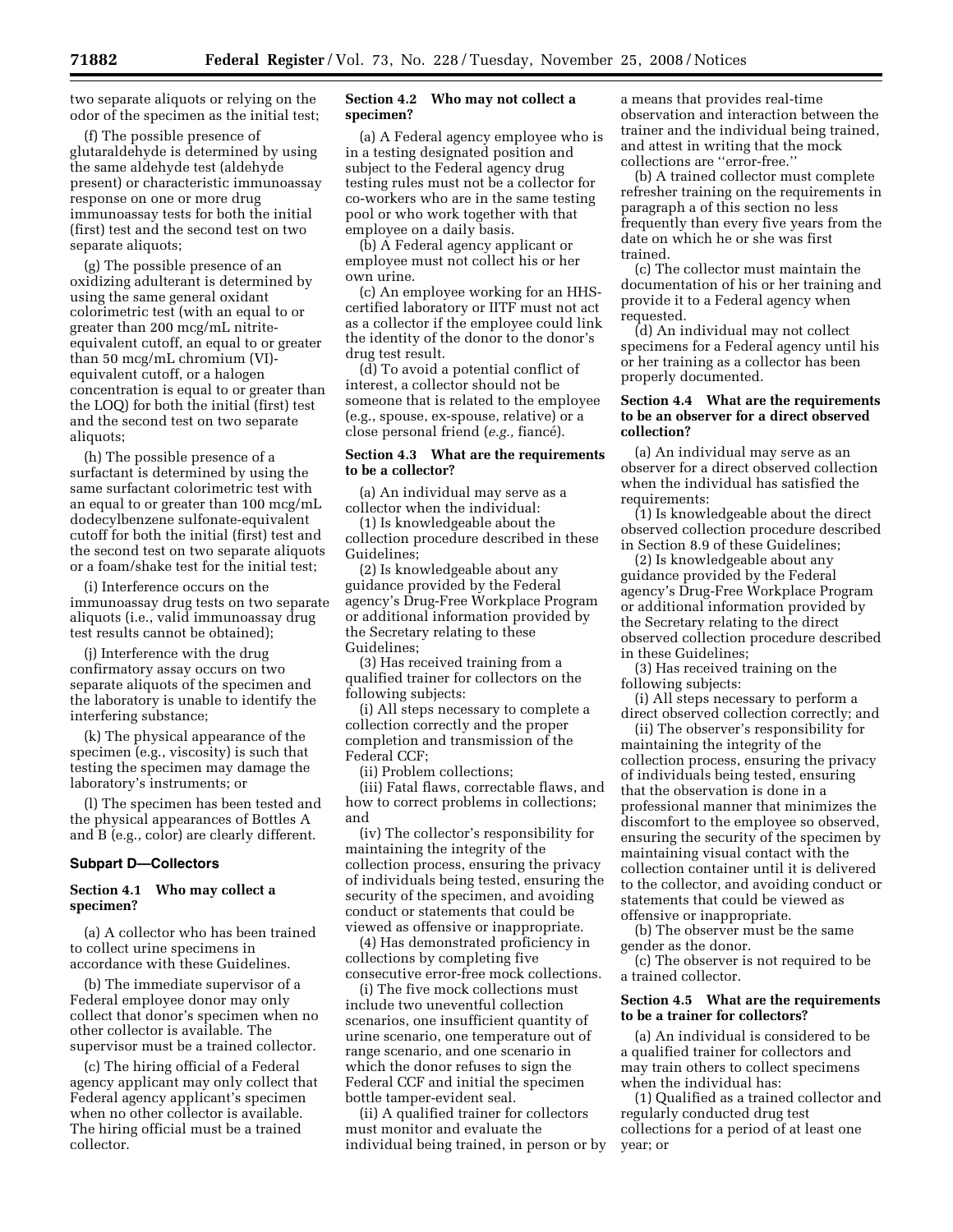two separate aliquots or relying on the odor of the specimen as the initial test;

(f) The possible presence of glutaraldehyde is determined by using the same aldehyde test (aldehyde present) or characteristic immunoassay response on one or more drug immunoassay tests for both the initial (first) test and the second test on two separate aliquots;

(g) The possible presence of an oxidizing adulterant is determined by using the same general oxidant colorimetric test (with an equal to or greater than 200 mcg/mL nitrite-equivalent cutoff, an equal to or greater than 50 mcg/mL chromium (VI)-equivalent cutoff, or a halogen concentration is equal to or greater than the LOQ) for both the initial (first) test and the second test on two separate aliquots;

(h) The possible presence of a surfactant is determined by using the same surfactant colorimetric test with an equal to or greater than 100 mcg/mL dodecylbenzene sulfonate-equivalent cutoff for both the initial (first) test and the second test on two separate aliquots or a foam/shake test for the initial test;

(i) Interference occurs on the immunoassay drug tests on two separate aliquots (i.e., valid immunoassay drug test results cannot be obtained);

(j) Interference with the drug confirmatory assay occurs on two separate aliquots of the specimen and the laboratory is unable to identify the interfering substance;

(k) The physical appearance of the specimen (e.g., viscosity) is such that testing the specimen may damage the laboratory's instruments; or

(l) The specimen has been tested and the physical appearances of Bottles A and B (e.g., color) are clearly different.

## Subpart D—Collectors

### Section 4.1 Who may collect a specimen?

(a) A collector who has been trained to collect urine specimens in accordance with these Guidelines.

(b) The immediate supervisor of a Federal employee donor may only collect that donor's specimen when no other collector is available. The supervisor must be a trained collector.

(c) The hiring official of a Federal agency applicant may only collect that Federal agency applicant's specimen when no other collector is available. The hiring official must be a trained collector.

### Section 4.2 Who may not collect a specimen?

(a) A Federal agency employee who is in a testing designated position and subject to the Federal agency drug testing rules must not be a collector for co-workers who are in the same testing pool or who work together with that employee on a daily basis.

(b) A Federal agency applicant or employee must not collect his or her own urine.

(c) An employee working for an HHS-certified laboratory or IITF must not act as a collector if the employee could link the identity of the donor to the donor's drug test result.

(d) To avoid a potential conflict of interest, a collector should not be someone that is related to the employee (e.g., spouse, ex-spouse, relative) or a close personal friend (*e.g.,* fiancé).

### Section 4.3 What are the requirements to be a collector?

(a) An individual may serve as a collector when the individual:

(1) Is knowledgeable about the collection procedure described in these Guidelines;

(2) Is knowledgeable about any guidance provided by the Federal agency's Drug-Free Workplace Program or additional information provided by the Secretary relating to these Guidelines;

(3) Has received training from a qualified trainer for collectors on the following subjects:

(i) All steps necessary to complete a collection correctly and the proper completion and transmission of the Federal CCF;

(ii) Problem collections;

(iii) Fatal flaws, correctable flaws, and how to correct problems in collections; and

(iv) The collector's responsibility for maintaining the integrity of the collection process, ensuring the privacy of individuals being tested, ensuring the security of the specimen, and avoiding conduct or statements that could be viewed as offensive or inappropriate.

(4) Has demonstrated proficiency in collections by completing five consecutive error-free mock collections.

(i) The five mock collections must include two uneventful collection scenarios, one insufficient quantity of urine scenario, one temperature out of range scenario, and one scenario in which the donor refuses to sign the Federal CCF and initial the specimen bottle tamper-evident seal.

(ii) A qualified trainer for collectors must monitor and evaluate the individual being trained, in person or by a means that provides real-time observation and interaction between the trainer and the individual being trained, and attest in writing that the mock collections are "error-free."

(b) A trained collector must complete refresher training on the requirements in paragraph a of this section no less frequently than every five years from the date on which he or she was first trained.

(c) The collector must maintain the documentation of his or her training and provide it to a Federal agency when requested.

(d) An individual may not collect specimens for a Federal agency until his or her training as a collector has been properly documented.

### Section 4.4 What are the requirements to be an observer for a direct observed collection?

(a) An individual may serve as an observer for a direct observed collection when the individual has satisfied the requirements:

(1) Is knowledgeable about the direct observed collection procedure described in Section 8.9 of these Guidelines;

(2) Is knowledgeable about any guidance provided by the Federal agency's Drug-Free Workplace Program or additional information provided by the Secretary relating to the direct observed collection procedure described in these Guidelines;

(3) Has received training on the following subjects:

(i) All steps necessary to perform a direct observed collection correctly; and

(ii) The observer's responsibility for maintaining the integrity of the collection process, ensuring the privacy of individuals being tested, ensuring that the observation is done in a professional manner that minimizes the discomfort to the employee so observed, ensuring the security of the specimen by maintaining visual contact with the collection container until it is delivered to the collector, and avoiding conduct or statements that could be viewed as offensive or inappropriate.

(b) The observer must be the same gender as the donor.

(c) The observer is not required to be a trained collector.

### Section 4.5 What are the requirements to be a trainer for collectors?

(a) An individual is considered to be a qualified trainer for collectors and may train others to collect specimens when the individual has:

(1) Qualified as a trained collector and regularly conducted drug test collections for a period of at least one year; or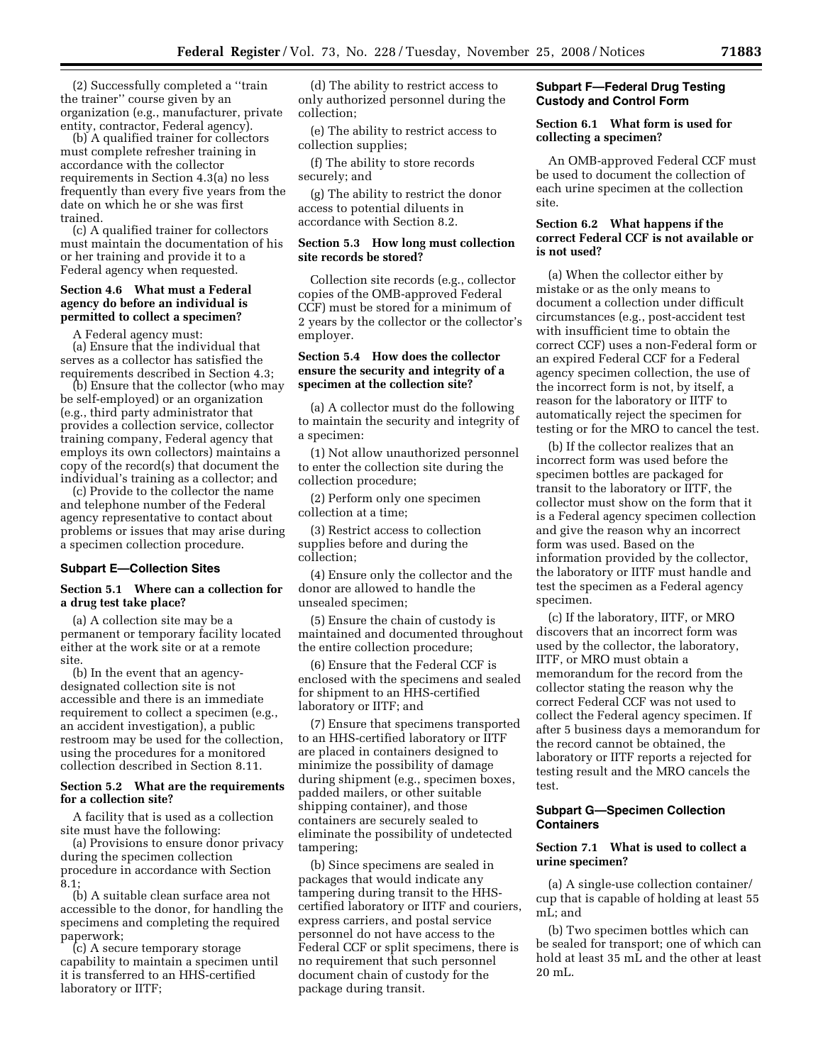(2) Successfully completed a "train the trainer" course given by an organization (e.g., manufacturer, private entity, contractor, Federal agency).

(b) A qualified trainer for collectors must complete refresher training in accordance with the collector requirements in Section 4.3(a) no less frequently than every five years from the date on which he or she was first trained.

(c) A qualified trainer for collectors must maintain the documentation of his or her training and provide it to a Federal agency when requested.

#### Section 4.6 What must a Federal agency do before an individual is permitted to collect a specimen?

A Federal agency must:

(a) Ensure that the individual that serves as a collector has satisfied the requirements described in Section 4.3;

(b) Ensure that the collector (who may be self-employed) or an organization (e.g., third party administrator that provides a collection service, collector training company, Federal agency that employs its own collectors) maintains a copy of the record(s) that document the individual's training as a collector; and

(c) Provide to the collector the name and telephone number of the Federal agency representative to contact about problems or issues that may arise during a specimen collection procedure.

### Subpart E—Collection Sites

#### Section 5.1 Where can a collection for a drug test take place?

(a) A collection site may be a permanent or temporary facility located either at the work site or at a remote site.

(b) In the event that an agency-designated collection site is not accessible and there is an immediate requirement to collect a specimen (e.g., an accident investigation), a public restroom may be used for the collection, using the procedures for a monitored collection described in Section 8.11.

#### Section 5.2 What are the requirements for a collection site?

A facility that is used as a collection site must have the following:

(a) Provisions to ensure donor privacy during the specimen collection procedure in accordance with Section 8.1;

(b) A suitable clean surface area not accessible to the donor, for handling the specimens and completing the required paperwork;

(c) A secure temporary storage capability to maintain a specimen until it is transferred to an HHS-certified laboratory or IITF;

(d) The ability to restrict access to only authorized personnel during the collection;

(e) The ability to restrict access to collection supplies;

(f) The ability to store records securely; and

(g) The ability to restrict the donor access to potential diluents in accordance with Section 8.2.

#### Section 5.3 How long must collection site records be stored?

Collection site records (e.g., collector copies of the OMB-approved Federal CCF) must be stored for a minimum of 2 years by the collector or the collector's employer.

#### Section 5.4 How does the collector ensure the security and integrity of a specimen at the collection site?

(a) A collector must do the following to maintain the security and integrity of a specimen:

(1) Not allow unauthorized personnel to enter the collection site during the collection procedure;

(2) Perform only one specimen collection at a time;

(3) Restrict access to collection supplies before and during the collection;

(4) Ensure only the collector and the donor are allowed to handle the unsealed specimen;

(5) Ensure the chain of custody is maintained and documented throughout the entire collection procedure;

(6) Ensure that the Federal CCF is enclosed with the specimens and sealed for shipment to an HHS-certified laboratory or IITF; and

(7) Ensure that specimens transported to an HHS-certified laboratory or IITF are placed in containers designed to minimize the possibility of damage during shipment (e.g., specimen boxes, padded mailers, or other suitable shipping container), and those containers are securely sealed to eliminate the possibility of undetected tampering;

(b) Since specimens are sealed in packages that would indicate any tampering during transit to the HHS-certified laboratory or IITF and couriers, express carriers, and postal service personnel do not have access to the Federal CCF or split specimens, there is no requirement that such personnel document chain of custody for the package during transit.

### Subpart F—Federal Drug Testing Custody and Control Form

#### Section 6.1 What form is used for collecting a specimen?

An OMB-approved Federal CCF must be used to document the collection of each urine specimen at the collection site.

#### Section 6.2 What happens if the correct Federal CCF is not available or is not used?

(a) When the collector either by mistake or as the only means to document a collection under difficult circumstances (e.g., post-accident test with insufficient time to obtain the correct CCF) uses a non-Federal form or an expired Federal CCF for a Federal agency specimen collection, the use of the incorrect form is not, by itself, a reason for the laboratory or IITF to automatically reject the specimen for testing or for the MRO to cancel the test.

(b) If the collector realizes that an incorrect form was used before the specimen bottles are packaged for transit to the laboratory or IITF, the collector must show on the form that it is a Federal agency specimen collection and give the reason why an incorrect form was used. Based on the information provided by the collector, the laboratory or IITF must handle and test the specimen as a Federal agency specimen.

(c) If the laboratory, IITF, or MRO discovers that an incorrect form was used by the collector, the laboratory, IITF, or MRO must obtain a memorandum for the record from the collector stating the reason why the correct Federal CCF was not used to collect the Federal agency specimen. If after 5 business days a memorandum for the record cannot be obtained, the laboratory or IITF reports a rejected for testing result and the MRO cancels the test.

### Subpart G—Specimen Collection Containers

#### Section 7.1 What is used to collect a urine specimen?

(a) A single-use collection container/cup that is capable of holding at least 55 mL; and

(b) Two specimen bottles which can be sealed for transport; one of which can hold at least 35 mL and the other at least 20 mL.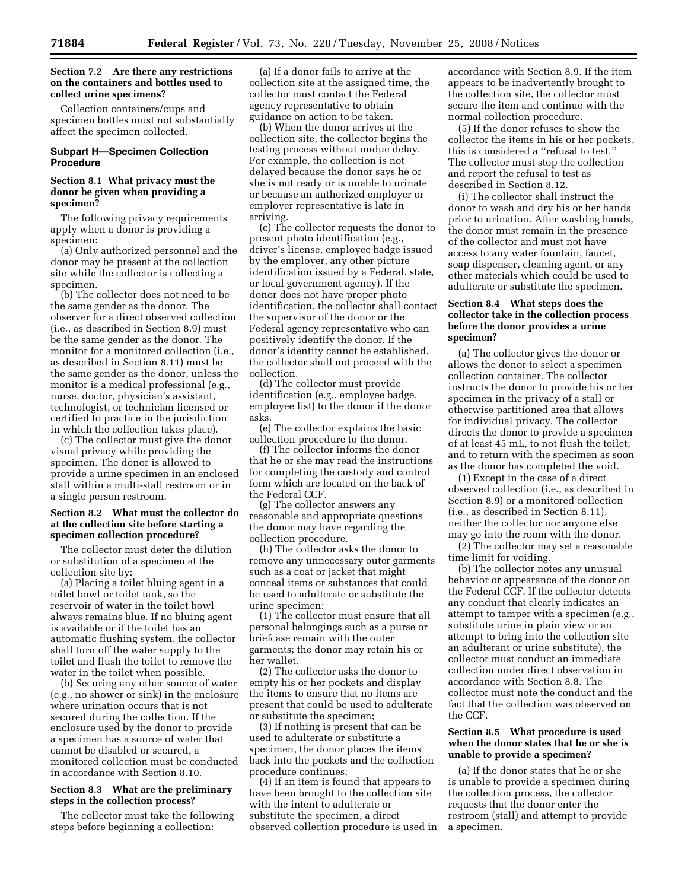## Section 7.2 Are there any restrictions on the containers and bottles used to collect urine specimens?

Collection containers/cups and specimen bottles must not substantially affect the specimen collected.

## Subpart H—Specimen Collection Procedure

### Section 8.1 What privacy must the donor be given when providing a specimen?

The following privacy requirements apply when a donor is providing a specimen:

(a) Only authorized personnel and the donor may be present at the collection site while the collector is collecting a specimen.

(b) The collector does not need to be the same gender as the donor. The observer for a direct observed collection (i.e., as described in Section 8.9) must be the same gender as the donor. The monitor for a monitored collection (i.e., as described in Section 8.11) must be the same gender as the donor, unless the monitor is a medical professional (e.g., nurse, doctor, physician's assistant, technologist, or technician licensed or certified to practice in the jurisdiction in which the collection takes place).

(c) The collector must give the donor visual privacy while providing the specimen. The donor is allowed to provide a urine specimen in an enclosed stall within a multi-stall restroom or in a single person restroom.

### Section 8.2 What must the collector do at the collection site before starting a specimen collection procedure?

The collector must deter the dilution or substitution of a specimen at the collection site by:

(a) Placing a toilet bluing agent in a toilet bowl or toilet tank, so the reservoir of water in the toilet bowl always remains blue. If no bluing agent is available or if the toilet has an automatic flushing system, the collector shall turn off the water supply to the toilet and flush the toilet to remove the water in the toilet when possible.

(b) Securing any other source of water (e.g., no shower or sink) in the enclosure where urination occurs that is not secured during the collection. If the enclosure used by the donor to provide a specimen has a source of water that cannot be disabled or secured, a monitored collection must be conducted in accordance with Section 8.10.

### Section 8.3 What are the preliminary steps in the collection process?

The collector must take the following steps before beginning a collection:

(a) If a donor fails to arrive at the collection site at the assigned time, the collector must contact the Federal agency representative to obtain guidance on action to be taken.

(b) When the donor arrives at the collection site, the collector begins the testing process without undue delay. For example, the collection is not delayed because the donor says he or she is not ready or is unable to urinate or because an authorized employer or employer representative is late in arriving.

(c) The collector requests the donor to present photo identification (e.g., driver's license, employee badge issued by the employer, any other picture identification issued by a Federal, state, or local government agency). If the donor does not have proper photo identification, the collector shall contact the supervisor of the donor or the Federal agency representative who can positively identify the donor. If the donor's identity cannot be established, the collector shall not proceed with the collection.

(d) The collector must provide identification (e.g., employee badge, employee list) to the donor if the donor asks.

(e) The collector explains the basic collection procedure to the donor.

(f) The collector informs the donor that he or she may read the instructions for completing the custody and control form which are located on the back of the Federal CCF.

(g) The collector answers any reasonable and appropriate questions the donor may have regarding the collection procedure.

(h) The collector asks the donor to remove any unnecessary outer garments such as a coat or jacket that might conceal items or substances that could be used to adulterate or substitute the urine specimen:

(1) The collector must ensure that all personal belongings such as a purse or briefcase remain with the outer garments; the donor may retain his or her wallet.

(2) The collector asks the donor to empty his or her pockets and display the items to ensure that no items are present that could be used to adulterate or substitute the specimen;

(3) If nothing is present that can be used to adulterate or substitute a specimen, the donor places the items back into the pockets and the collection procedure continues;

(4) If an item is found that appears to have been brought to the collection site with the intent to adulterate or substitute the specimen, a direct observed collection procedure is used in accordance with Section 8.9. If the item appears to be inadvertently brought to the collection site, the collector must secure the item and continue with the normal collection procedure.

(5) If the donor refuses to show the collector the items in his or her pockets, this is considered a "refusal to test." The collector must stop the collection and report the refusal to test as described in Section 8.12.

(i) The collector shall instruct the donor to wash and dry his or her hands prior to urination. After washing hands, the donor must remain in the presence of the collector and must not have access to any water fountain, faucet, soap dispenser, cleaning agent, or any other materials which could be used to adulterate or substitute the specimen.

### Section 8.4 What steps does the collector take in the collection process before the donor provides a urine specimen?

(a) The collector gives the donor or allows the donor to select a specimen collection container. The collector instructs the donor to provide his or her specimen in the privacy of a stall or otherwise partitioned area that allows for individual privacy. The collector directs the donor to provide a specimen of at least 45 mL, to not flush the toilet, and to return with the specimen as soon as the donor has completed the void.

(1) Except in the case of a direct observed collection (i.e., as described in Section 8.9) or a monitored collection (i.e., as described in Section 8.11), neither the collector nor anyone else may go into the room with the donor.

(2) The collector may set a reasonable time limit for voiding.

(b) The collector notes any unusual behavior or appearance of the donor on the Federal CCF. If the collector detects any conduct that clearly indicates an attempt to tamper with a specimen (e.g., substitute urine in plain view or an attempt to bring into the collection site an adulterant or urine substitute), the collector must conduct an immediate collection under direct observation in accordance with Section 8.8. The collector must note the conduct and the fact that the collection was observed on the CCF.

### Section 8.5 What procedure is used when the donor states that he or she is unable to provide a specimen?

(a) If the donor states that he or she is unable to provide a specimen during the collection process, the collector requests that the donor enter the restroom (stall) and attempt to provide a specimen.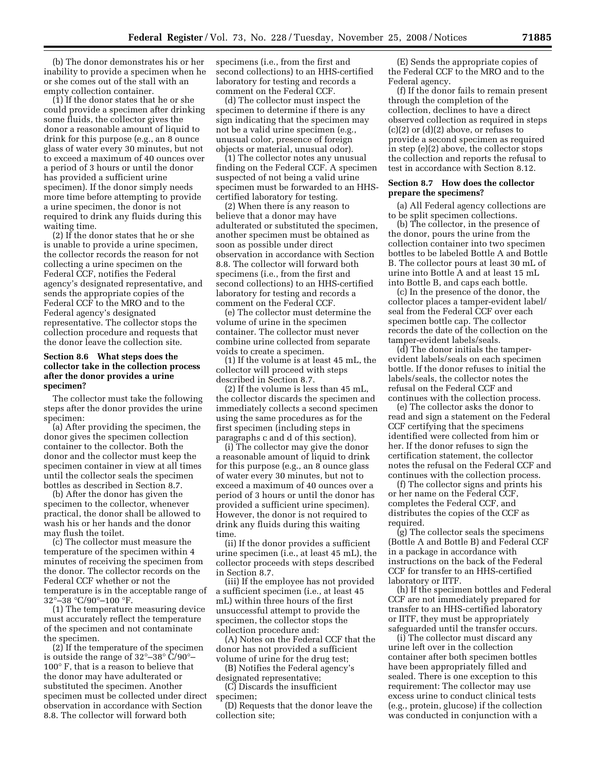(b) The donor demonstrates his or her inability to provide a specimen when he or she comes out of the stall with an empty collection container.

(1) If the donor states that he or she could provide a specimen after drinking some fluids, the collector gives the donor a reasonable amount of liquid to drink for this purpose (e.g., an 8 ounce glass of water every 30 minutes, but not to exceed a maximum of 40 ounces over a period of 3 hours or until the donor has provided a sufficient urine specimen). If the donor simply needs more time before attempting to provide a urine specimen, the donor is not required to drink any fluids during this waiting time.

(2) If the donor states that he or she is unable to provide a urine specimen, the collector records the reason for not collecting a urine specimen on the Federal CCF, notifies the Federal agency's designated representative, and sends the appropriate copies of the Federal CCF to the MRO and to the Federal agency's designated representative. The collector stops the collection procedure and requests that the donor leave the collection site.

### Section 8.6 What steps does the collector take in the collection process after the donor provides a urine specimen?

The collector must take the following steps after the donor provides the urine specimen:

(a) After providing the specimen, the donor gives the specimen collection container to the collector. Both the donor and the collector must keep the specimen container in view at all times until the collector seals the specimen bottles as described in Section 8.7.

(b) After the donor has given the specimen to the collector, whenever practical, the donor shall be allowed to wash his or her hands and the donor may flush the toilet.

(c) The collector must measure the temperature of the specimen within 4 minutes of receiving the specimen from the donor. The collector records on the Federal CCF whether or not the temperature is in the acceptable range of 32°–38 °C/90°–100 °F.

(1) The temperature measuring device must accurately reflect the temperature of the specimen and not contaminate the specimen.

(2) If the temperature of the specimen is outside the range of 32°–38° C/90°–100° F, that is a reason to believe that the donor may have adulterated or substituted the specimen. Another specimen must be collected under direct observation in accordance with Section 8.8. The collector will forward both specimens (i.e., from the first and second collections) to an HHS-certified laboratory for testing and records a comment on the Federal CCF.

(d) The collector must inspect the specimen to determine if there is any sign indicating that the specimen may not be a valid urine specimen (e.g., unusual color, presence of foreign objects or material, unusual odor).

(1) The collector notes any unusual finding on the Federal CCF. A specimen suspected of not being a valid urine specimen must be forwarded to an HHS-certified laboratory for testing.

(2) When there is any reason to believe that a donor may have adulterated or substituted the specimen, another specimen must be obtained as soon as possible under direct observation in accordance with Section 8.8. The collector will forward both specimens (i.e., from the first and second collections) to an HHS-certified laboratory for testing and records a comment on the Federal CCF.

(e) The collector must determine the volume of urine in the specimen container. The collector must never combine urine collected from separate voids to create a specimen.

(1) If the volume is at least 45 mL, the collector will proceed with steps described in Section 8.7.

(2) If the volume is less than 45 mL, the collector discards the specimen and immediately collects a second specimen using the same procedures as for the first specimen (including steps in paragraphs c and d of this section).

(i) The collector may give the donor a reasonable amount of liquid to drink for this purpose (e.g., an 8 ounce glass of water every 30 minutes, but not to exceed a maximum of 40 ounces over a period of 3 hours or until the donor has provided a sufficient urine specimen). However, the donor is not required to drink any fluids during this waiting time.

(ii) If the donor provides a sufficient urine specimen (i.e., at least 45 mL), the collector proceeds with steps described in Section 8.7.

(iii) If the employee has not provided a sufficient specimen (i.e., at least 45 mL) within three hours of the first unsuccessful attempt to provide the specimen, the collector stops the collection procedure and:

(A) Notes on the Federal CCF that the donor has not provided a sufficient volume of urine for the drug test;

(B) Notifies the Federal agency's designated representative;

(C) Discards the insufficient specimen;

(D) Requests that the donor leave the collection site;

(E) Sends the appropriate copies of the Federal CCF to the MRO and to the Federal agency.

(f) If the donor fails to remain present through the completion of the collection, declines to have a direct observed collection as required in steps (c)(2) or (d)(2) above, or refuses to provide a second specimen as required in step (e)(2) above, the collector stops the collection and reports the refusal to test in accordance with Section 8.12.

### Section 8.7 How does the collector prepare the specimens?

(a) All Federal agency collections are to be split specimen collections.

(b) The collector, in the presence of the donor, pours the urine from the collection container into two specimen bottles to be labeled Bottle A and Bottle B. The collector pours at least 30 mL of urine into Bottle A and at least 15 mL into Bottle B, and caps each bottle.

(c) In the presence of the donor, the collector places a tamper-evident label/seal from the Federal CCF over each specimen bottle cap. The collector records the date of the collection on the tamper-evident labels/seals.

(d) The donor initials the tamper-evident labels/seals on each specimen bottle. If the donor refuses to initial the labels/seals, the collector notes the refusal on the Federal CCF and continues with the collection process.

(e) The collector asks the donor to read and sign a statement on the Federal CCF certifying that the specimens identified were collected from him or her. If the donor refuses to sign the certification statement, the collector notes the refusal on the Federal CCF and continues with the collection process.

(f) The collector signs and prints his or her name on the Federal CCF, completes the Federal CCF, and distributes the copies of the CCF as required.

(g) The collector seals the specimens (Bottle A and Bottle B) and Federal CCF in a package in accordance with instructions on the back of the Federal CCF for transfer to an HHS-certified laboratory or IITF.

(h) If the specimen bottles and Federal CCF are not immediately prepared for transfer to an HHS-certified laboratory or IITF, they must be appropriately safeguarded until the transfer occurs.

(i) The collector must discard any urine left over in the collection container after both specimen bottles have been appropriately filled and sealed. There is one exception to this requirement: The collector may use excess urine to conduct clinical tests (e.g., protein, glucose) if the collection was conducted in conjunction with a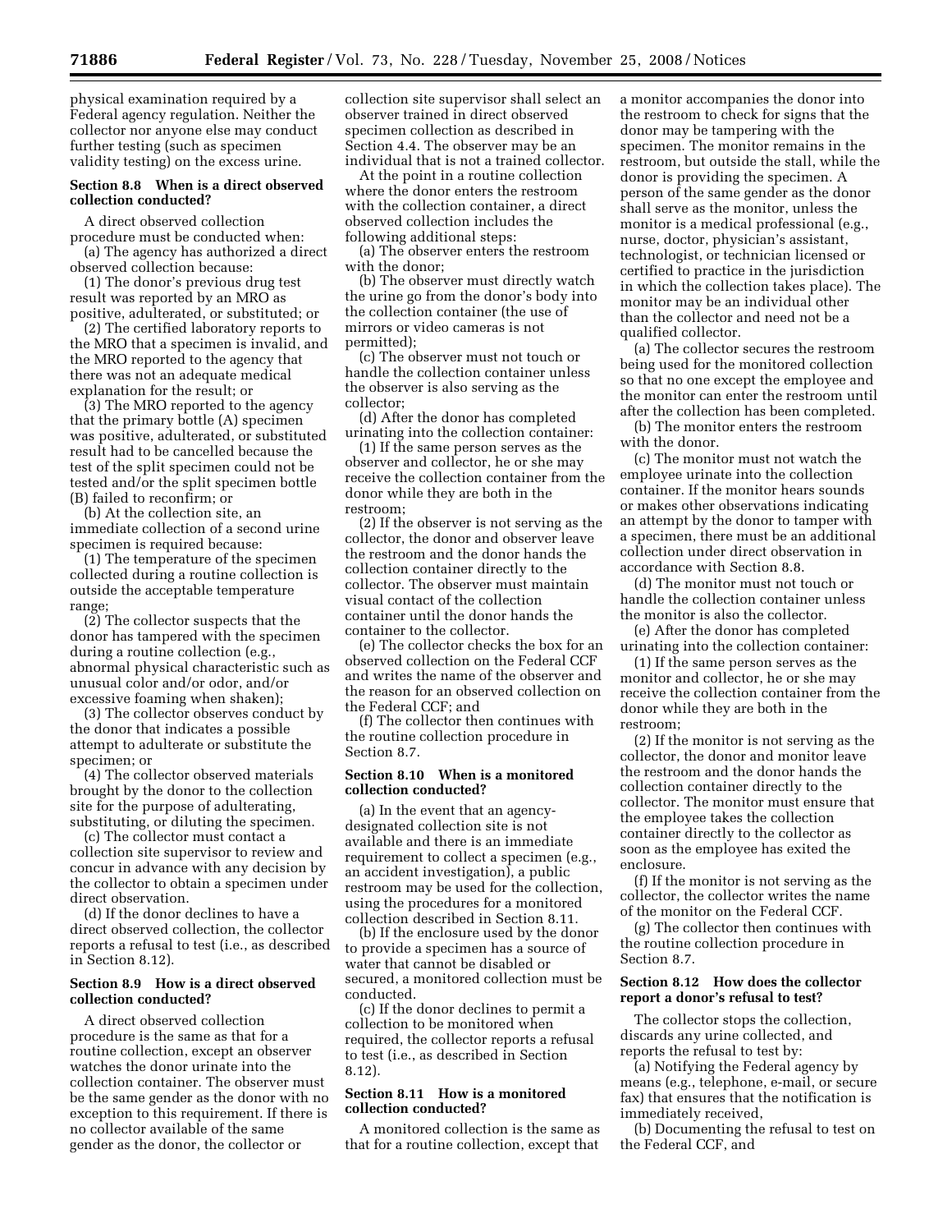physical examination required by a Federal agency regulation. Neither the collector nor anyone else may conduct further testing (such as specimen validity testing) on the excess urine.

### Section 8.8 When is a direct observed collection conducted?

A direct observed collection procedure must be conducted when:

(a) The agency has authorized a direct observed collection because:

(1) The donor's previous drug test result was reported by an MRO as positive, adulterated, or substituted; or

(2) The certified laboratory reports to the MRO that a specimen is invalid, and the MRO reported to the agency that there was not an adequate medical explanation for the result; or

(3) The MRO reported to the agency that the primary bottle (A) specimen was positive, adulterated, or substituted result had to be cancelled because the test of the split specimen could not be tested and/or the split specimen bottle (B) failed to reconfirm; or

(b) At the collection site, an immediate collection of a second urine specimen is required because:

(1) The temperature of the specimen collected during a routine collection is outside the acceptable temperature range;

(2) The collector suspects that the donor has tampered with the specimen during a routine collection (e.g., abnormal physical characteristic such as unusual color and/or odor, and/or excessive foaming when shaken);

(3) The collector observes conduct by the donor that indicates a possible attempt to adulterate or substitute the specimen; or

(4) The collector observed materials brought by the donor to the collection site for the purpose of adulterating, substituting, or diluting the specimen.

(c) The collector must contact a collection site supervisor to review and concur in advance with any decision by the collector to obtain a specimen under direct observation.

(d) If the donor declines to have a direct observed collection, the collector reports a refusal to test (i.e., as described in Section 8.12).

### Section 8.9 How is a direct observed collection conducted?

A direct observed collection procedure is the same as that for a routine collection, except an observer watches the donor urinate into the collection container. The observer must be the same gender as the donor with no exception to this requirement. If there is no collector available of the same gender as the donor, the collector or collection site supervisor shall select an observer trained in direct observed specimen collection as described in Section 4.4. The observer may be an individual that is not a trained collector.

At the point in a routine collection where the donor enters the restroom with the collection container, a direct observed collection includes the following additional steps:

(a) The observer enters the restroom with the donor;

(b) The observer must directly watch the urine go from the donor's body into the collection container (the use of mirrors or video cameras is not permitted);

(c) The observer must not touch or handle the collection container unless the observer is also serving as the collector;

(d) After the donor has completed urinating into the collection container:

(1) If the same person serves as the observer and collector, he or she may receive the collection container from the donor while they are both in the restroom;

(2) If the observer is not serving as the collector, the donor and observer leave the restroom and the donor hands the collection container directly to the collector. The observer must maintain visual contact of the collection container until the donor hands the container to the collector.

(e) The collector checks the box for an observed collection on the Federal CCF and writes the name of the observer and the reason for an observed collection on the Federal CCF; and

(f) The collector then continues with the routine collection procedure in Section 8.7.

### Section 8.10 When is a monitored collection conducted?

(a) In the event that an agency-designated collection site is not available and there is an immediate requirement to collect a specimen (e.g., an accident investigation), a public restroom may be used for the collection, using the procedures for a monitored collection described in Section 8.11.

(b) If the enclosure used by the donor to provide a specimen has a source of water that cannot be disabled or secured, a monitored collection must be conducted.

(c) If the donor declines to permit a collection to be monitored when required, the collector reports a refusal to test (i.e., as described in Section 8.12).

### Section 8.11 How is a monitored collection conducted?

A monitored collection is the same as that for a routine collection, except that a monitor accompanies the donor into the restroom to check for signs that the donor may be tampering with the specimen. The monitor remains in the restroom, but outside the stall, while the donor is providing the specimen. A person of the same gender as the donor shall serve as the monitor, unless the monitor is a medical professional (e.g., nurse, doctor, physician's assistant, technologist, or technician licensed or certified to practice in the jurisdiction in which the collection takes place). The monitor may be an individual other than the collector and need not be a qualified collector.

(a) The collector secures the restroom being used for the monitored collection so that no one except the employee and the monitor can enter the restroom until after the collection has been completed.

(b) The monitor enters the restroom with the donor.

(c) The monitor must not watch the employee urinate into the collection container. If the monitor hears sounds or makes other observations indicating an attempt by the donor to tamper with a specimen, there must be an additional collection under direct observation in accordance with Section 8.8.

(d) The monitor must not touch or handle the collection container unless the monitor is also the collector.

(e) After the donor has completed urinating into the collection container:

(1) If the same person serves as the monitor and collector, he or she may receive the collection container from the donor while they are both in the restroom;

(2) If the monitor is not serving as the collector, the donor and monitor leave the restroom and the donor hands the collection container directly to the collector. The monitor must ensure that the employee takes the collection container directly to the collector as soon as the employee has exited the enclosure.

(f) If the monitor is not serving as the collector, the collector writes the name of the monitor on the Federal CCF.

(g) The collector then continues with the routine collection procedure in Section 8.7.

### Section 8.12 How does the collector report a donor's refusal to test?

The collector stops the collection, discards any urine collected, and reports the refusal to test by:

(a) Notifying the Federal agency by means (e.g., telephone, e-mail, or secure fax) that ensures that the notification is immediately received,

(b) Documenting the refusal to test on the Federal CCF, and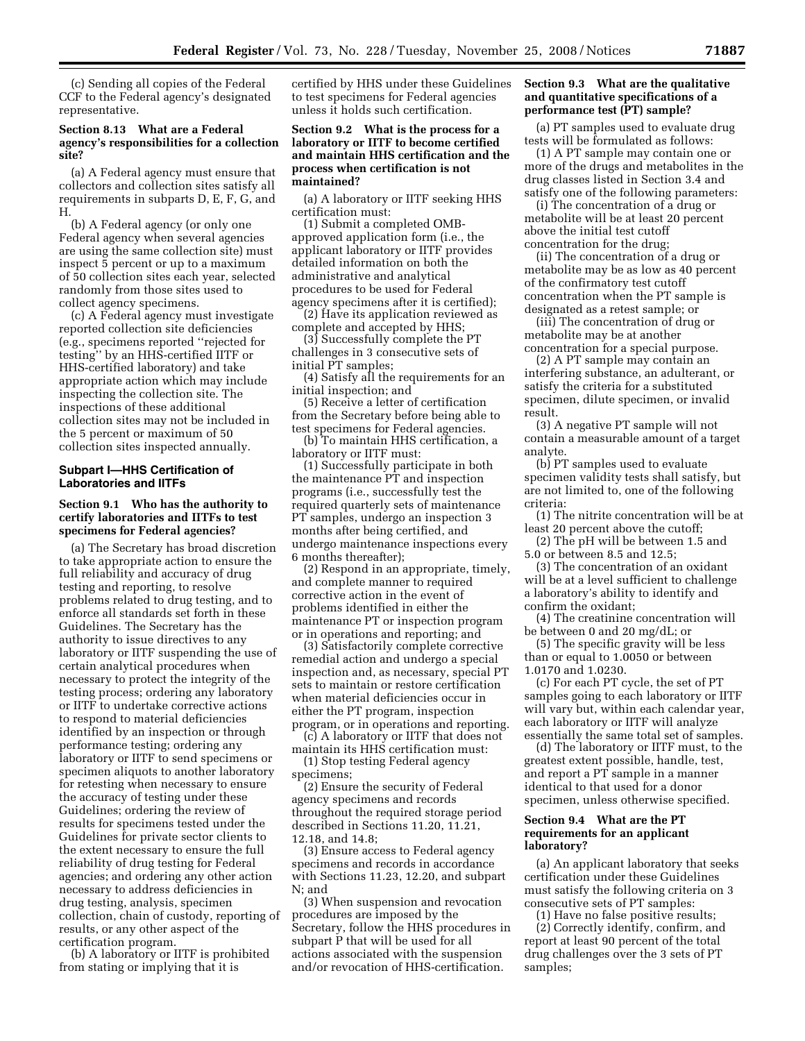(c) Sending all copies of the Federal CCF to the Federal agency's designated representative.

**Section 8.13 What are a Federal agency's responsibilities for a collection site?**

(a) A Federal agency must ensure that collectors and collection sites satisfy all requirements in subparts D, E, F, G, and H.

(b) A Federal agency (or only one Federal agency when several agencies are using the same collection site) must inspect 5 percent or up to a maximum of 50 collection sites each year, selected randomly from those sites used to collect agency specimens.

(c) A Federal agency must investigate reported collection site deficiencies (e.g., specimens reported ''rejected for testing'' by an HHS-certified IITF or HHS-certified laboratory) and take appropriate action which may include inspecting the collection site. The inspections of these additional collection sites may not be included in the 5 percent or maximum of 50 collection sites inspected annually.

## Subpart I—HHS Certification of Laboratories and IITFs

**Section 9.1 Who has the authority to certify laboratories and IITFs to test specimens for Federal agencies?**

(a) The Secretary has broad discretion to take appropriate action to ensure the full reliability and accuracy of drug testing and reporting, to resolve problems related to drug testing, and to enforce all standards set forth in these Guidelines. The Secretary has the authority to issue directives to any laboratory or IITF suspending the use of certain analytical procedures when necessary to protect the integrity of the testing process; ordering any laboratory or IITF to undertake corrective actions to respond to material deficiencies identified by an inspection or through performance testing; ordering any laboratory or IITF to send specimens or specimen aliquots to another laboratory for retesting when necessary to ensure the accuracy of testing under these Guidelines; ordering the review of results for specimens tested under the Guidelines for private sector clients to the extent necessary to ensure the full reliability of drug testing for Federal agencies; and ordering any other action necessary to address deficiencies in drug testing, analysis, specimen collection, chain of custody, reporting of results, or any other aspect of the certification program.

(b) A laboratory or IITF is prohibited from stating or implying that it is certified by HHS under these Guidelines to test specimens for Federal agencies unless it holds such certification.

**Section 9.2 What is the process for a laboratory or IITF to become certified and maintain HHS certification and the process when certification is not maintained?**

(a) A laboratory or IITF seeking HHS certification must:

(1) Submit a completed OMB-approved application form (i.e., the applicant laboratory or IITF provides detailed information on both the administrative and analytical procedures to be used for Federal agency specimens after it is certified);

(2) Have its application reviewed as complete and accepted by HHS;

(3) Successfully complete the PT challenges in 3 consecutive sets of initial PT samples;

(4) Satisfy all the requirements for an initial inspection; and

(5) Receive a letter of certification from the Secretary before being able to test specimens for Federal agencies.

(b) To maintain HHS certification, a laboratory or IITF must:

(1) Successfully participate in both the maintenance PT and inspection programs (i.e., successfully test the required quarterly sets of maintenance PT samples, undergo an inspection 3 months after being certified, and undergo maintenance inspections every 6 months thereafter);

(2) Respond in an appropriate, timely, and complete manner to required corrective action in the event of problems identified in either the maintenance PT or inspection program or in operations and reporting; and

(3) Satisfactorily complete corrective remedial action and undergo a special inspection and, as necessary, special PT sets to maintain or restore certification when material deficiencies occur in either the PT program, inspection program, or in operations and reporting.

(c) A laboratory or IITF that does not maintain its HHS certification must:

(1) Stop testing Federal agency specimens;

(2) Ensure the security of Federal agency specimens and records throughout the required storage period described in Sections 11.20, 11.21, 12.18, and 14.8;

(3) Ensure access to Federal agency specimens and records in accordance with Sections 11.23, 12.20, and subpart N; and

(3) When suspension and revocation procedures are imposed by the Secretary, follow the HHS procedures in subpart P that will be used for all actions associated with the suspension and/or revocation of HHS-certification.

**Section 9.3 What are the qualitative and quantitative specifications of a performance test (PT) sample?**

(a) PT samples used to evaluate drug tests will be formulated as follows:

(1) A PT sample may contain one or more of the drugs and metabolites in the drug classes listed in Section 3.4 and satisfy one of the following parameters:

(i) The concentration of a drug or metabolite will be at least 20 percent above the initial test cutoff concentration for the drug;

(ii) The concentration of a drug or metabolite may be as low as 40 percent of the confirmatory test cutoff concentration when the PT sample is designated as a retest sample; or

(iii) The concentration of drug or metabolite may be at another concentration for a special purpose.

(2) A PT sample may contain an interfering substance, an adulterant, or satisfy the criteria for a substituted specimen, dilute specimen, or invalid result.

(3) A negative PT sample will not contain a measurable amount of a target analyte.

(b) PT samples used to evaluate specimen validity tests shall satisfy, but are not limited to, one of the following criteria:

(1) The nitrite concentration will be at least 20 percent above the cutoff;

(2) The pH will be between 1.5 and 5.0 or between 8.5 and 12.5;

(3) The concentration of an oxidant will be at a level sufficient to challenge a laboratory's ability to identify and confirm the oxidant;

(4) The creatinine concentration will be between 0 and 20 mg/dL; or

(5) The specific gravity will be less than or equal to 1.0050 or between 1.0170 and 1.0230.

(c) For each PT cycle, the set of PT samples going to each laboratory or IITF will vary but, within each calendar year, each laboratory or IITF will analyze essentially the same total set of samples.

(d) The laboratory or IITF must, to the greatest extent possible, handle, test, and report a PT sample in a manner identical to that used for a donor specimen, unless otherwise specified.

**Section 9.4 What are the PT requirements for an applicant laboratory?**

(a) An applicant laboratory that seeks certification under these Guidelines must satisfy the following criteria on 3 consecutive sets of PT samples:

(1) Have no false positive results;

(2) Correctly identify, confirm, and report at least 90 percent of the total drug challenges over the 3 sets of PT samples;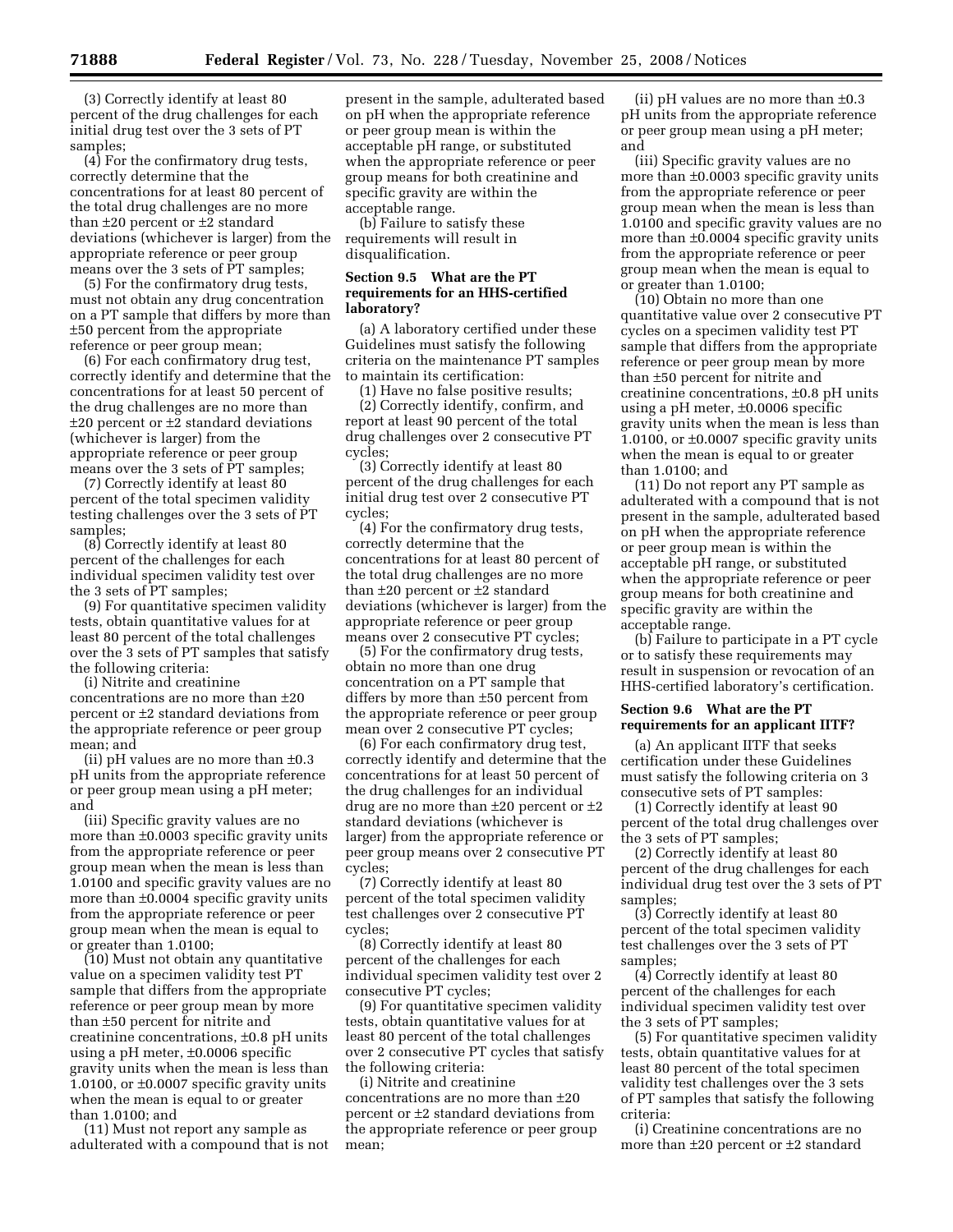(3) Correctly identify at least 80 percent of the drug challenges for each initial drug test over the 3 sets of PT samples;

(4) For the confirmatory drug tests, correctly determine that the concentrations for at least 80 percent of the total drug challenges are no more than ±20 percent or ±2 standard deviations (whichever is larger) from the appropriate reference or peer group means over the 3 sets of PT samples;

(5) For the confirmatory drug tests, must not obtain any drug concentration on a PT sample that differs by more than ±50 percent from the appropriate reference or peer group mean;

(6) For each confirmatory drug test, correctly identify and determine that the concentrations for at least 50 percent of the drug challenges are no more than ±20 percent or ±2 standard deviations (whichever is larger) from the appropriate reference or peer group means over the 3 sets of PT samples;

(7) Correctly identify at least 80 percent of the total specimen validity testing challenges over the 3 sets of PT samples;

(8) Correctly identify at least 80 percent of the challenges for each individual specimen validity test over the 3 sets of PT samples;

(9) For quantitative specimen validity tests, obtain quantitative values for at least 80 percent of the total challenges over the 3 sets of PT samples that satisfy the following criteria:

(i) Nitrite and creatinine concentrations are no more than ±20 percent or ±2 standard deviations from the appropriate reference or peer group mean; and

(ii) pH values are no more than ±0.3 pH units from the appropriate reference or peer group mean using a pH meter; and

(iii) Specific gravity values are no more than ±0.0003 specific gravity units from the appropriate reference or peer group mean when the mean is less than 1.0100 and specific gravity values are no more than ±0.0004 specific gravity units from the appropriate reference or peer group mean when the mean is equal to or greater than 1.0100;

(10) Must not obtain any quantitative value on a specimen validity test PT sample that differs from the appropriate reference or peer group mean by more than ±50 percent for nitrite and creatinine concentrations, ±0.8 pH units using a pH meter, ±0.0006 specific gravity units when the mean is less than 1.0100, or ±0.0007 specific gravity units when the mean is equal to or greater than 1.0100; and

(11) Must not report any sample as adulterated with a compound that is not present in the sample, adulterated based on pH when the appropriate reference or peer group mean is within the acceptable pH range, or substituted when the appropriate reference or peer group means for both creatinine and specific gravity are within the acceptable range.

(b) Failure to satisfy these requirements will result in disqualification.

### Section 9.5 What are the PT requirements for an HHS-certified laboratory?

(a) A laboratory certified under these Guidelines must satisfy the following criteria on the maintenance PT samples to maintain its certification:

(1) Have no false positive results;

(2) Correctly identify, confirm, and report at least 90 percent of the total drug challenges over 2 consecutive PT cycles;

(3) Correctly identify at least 80 percent of the drug challenges for each initial drug test over 2 consecutive PT cycles;

(4) For the confirmatory drug tests, correctly determine that the concentrations for at least 80 percent of the total drug challenges are no more than ±20 percent or ±2 standard deviations (whichever is larger) from the appropriate reference or peer group means over 2 consecutive PT cycles;

(5) For the confirmatory drug tests, obtain no more than one drug concentration on a PT sample that differs by more than ±50 percent from the appropriate reference or peer group mean over 2 consecutive PT cycles;

(6) For each confirmatory drug test, correctly identify and determine that the concentrations for at least 50 percent of the drug challenges for an individual drug are no more than ±20 percent or ±2 standard deviations (whichever is larger) from the appropriate reference or peer group means over 2 consecutive PT cycles;

(7) Correctly identify at least 80 percent of the total specimen validity test challenges over 2 consecutive PT cycles;

(8) Correctly identify at least 80 percent of the challenges for each individual specimen validity test over 2 consecutive PT cycles;

(9) For quantitative specimen validity tests, obtain quantitative values for at least 80 percent of the total challenges over 2 consecutive PT cycles that satisfy the following criteria:

(i) Nitrite and creatinine concentrations are no more than ±20 percent or ±2 standard deviations from the appropriate reference or peer group mean;

(ii) pH values are no more than ±0.3 pH units from the appropriate reference or peer group mean using a pH meter; and

(iii) Specific gravity values are no more than ±0.0003 specific gravity units from the appropriate reference or peer group mean when the mean is less than 1.0100 and specific gravity values are no more than ±0.0004 specific gravity units from the appropriate reference or peer group mean when the mean is equal to or greater than 1.0100;

(10) Obtain no more than one quantitative value over 2 consecutive PT cycles on a specimen validity test PT sample that differs from the appropriate reference or peer group mean by more than ±50 percent for nitrite and creatinine concentrations, ±0.8 pH units using a pH meter, ±0.0006 specific gravity units when the mean is less than 1.0100, or ±0.0007 specific gravity units when the mean is equal to or greater than 1.0100; and

(11) Do not report any PT sample as adulterated with a compound that is not present in the sample, adulterated based on pH when the appropriate reference or peer group mean is within the acceptable pH range, or substituted when the appropriate reference or peer group means for both creatinine and specific gravity are within the acceptable range.

(b) Failure to participate in a PT cycle or to satisfy these requirements may result in suspension or revocation of an HHS-certified laboratory's certification.

### Section 9.6 What are the PT requirements for an applicant IITF?

(a) An applicant IITF that seeks certification under these Guidelines must satisfy the following criteria on 3 consecutive sets of PT samples:

(1) Correctly identify at least 90 percent of the total drug challenges over the 3 sets of PT samples;

(2) Correctly identify at least 80 percent of the drug challenges for each individual drug test over the 3 sets of PT samples;

(3) Correctly identify at least 80 percent of the total specimen validity test challenges over the 3 sets of PT samples;

(4) Correctly identify at least 80 percent of the challenges for each individual specimen validity test over the 3 sets of PT samples;

(5) For quantitative specimen validity tests, obtain quantitative values for at least 80 percent of the total specimen validity test challenges over the 3 sets of PT samples that satisfy the following criteria:

(i) Creatinine concentrations are no more than ±20 percent or ±2 standard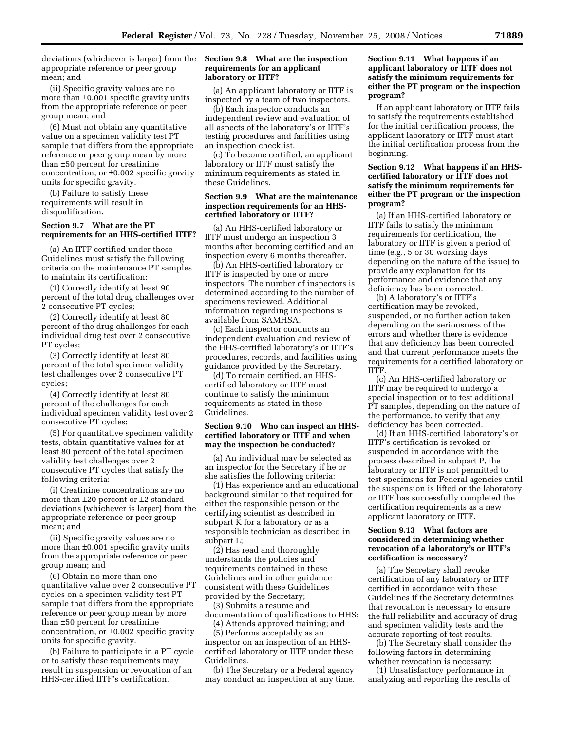deviations (whichever is larger) from the appropriate reference or peer group mean; and

(ii) Specific gravity values are no more than ±0.001 specific gravity units from the appropriate reference or peer group mean; and

(6) Must not obtain any quantitative value on a specimen validity test PT sample that differs from the appropriate reference or peer group mean by more than ±50 percent for creatinine concentration, or ±0.002 specific gravity units for specific gravity.

(b) Failure to satisfy these requirements will result in disqualification.

**Section 9.7 What are the PT requirements for an HHS-certified IITF?**

(a) An IITF certified under these Guidelines must satisfy the following criteria on the maintenance PT samples to maintain its certification:

(1) Correctly identify at least 90 percent of the total drug challenges over 2 consecutive PT cycles;

(2) Correctly identify at least 80 percent of the drug challenges for each individual drug test over 2 consecutive PT cycles;

(3) Correctly identify at least 80 percent of the total specimen validity test challenges over 2 consecutive PT cycles;

(4) Correctly identify at least 80 percent of the challenges for each individual specimen validity test over 2 consecutive PT cycles;

(5) For quantitative specimen validity tests, obtain quantitative values for at least 80 percent of the total specimen validity test challenges over 2 consecutive PT cycles that satisfy the following criteria:

(i) Creatinine concentrations are no more than ±20 percent or ±2 standard deviations (whichever is larger) from the appropriate reference or peer group mean; and

(ii) Specific gravity values are no more than ±0.001 specific gravity units from the appropriate reference or peer group mean; and

(6) Obtain no more than one quantitative value over 2 consecutive PT cycles on a specimen validity test PT sample that differs from the appropriate reference or peer group mean by more than ±50 percent for creatinine concentration, or ±0.002 specific gravity units for specific gravity.

(b) Failure to participate in a PT cycle or to satisfy these requirements may result in suspension or revocation of an HHS-certified IITF's certification.

**Section 9.8 What are the inspection requirements for an applicant laboratory or IITF?**

(a) An applicant laboratory or IITF is inspected by a team of two inspectors.

(b) Each inspector conducts an independent review and evaluation of all aspects of the laboratory's or IITF's testing procedures and facilities using an inspection checklist.

(c) To become certified, an applicant laboratory or IITF must satisfy the minimum requirements as stated in these Guidelines.

**Section 9.9 What are the maintenance inspection requirements for an HHS-certified laboratory or IITF?**

(a) An HHS-certified laboratory or IITF must undergo an inspection 3 months after becoming certified and an inspection every 6 months thereafter.

(b) An HHS-certified laboratory or IITF is inspected by one or more inspectors. The number of inspectors is determined according to the number of specimens reviewed. Additional information regarding inspections is available from SAMHSA.

(c) Each inspector conducts an independent evaluation and review of the HHS-certified laboratory's or IITF's procedures, records, and facilities using guidance provided by the Secretary.

(d) To remain certified, an HHS-certified laboratory or IITF must continue to satisfy the minimum requirements as stated in these Guidelines.

**Section 9.10 Who can inspect an HHS-certified laboratory or IITF and when may the inspection be conducted?**

(a) An individual may be selected as an inspector for the Secretary if he or she satisfies the following criteria:

(1) Has experience and an educational background similar to that required for either the responsible person or the certifying scientist as described in subpart K for a laboratory or as a responsible technician as described in subpart L;

(2) Has read and thoroughly understands the policies and requirements contained in these Guidelines and in other guidance consistent with these Guidelines provided by the Secretary;

(3) Submits a resume and documentation of qualifications to HHS;

(4) Attends approved training; and

(5) Performs acceptably as an inspector on an inspection of an HHS-certified laboratory or IITF under these Guidelines.

(b) The Secretary or a Federal agency may conduct an inspection at any time.

**Section 9.11 What happens if an applicant laboratory or IITF does not satisfy the minimum requirements for either the PT program or the inspection program?**

If an applicant laboratory or IITF fails to satisfy the requirements established for the initial certification process, the applicant laboratory or IITF must start the initial certification process from the beginning.

**Section 9.12 What happens if an HHS-certified laboratory or IITF does not satisfy the minimum requirements for either the PT program or the inspection program?**

(a) If an HHS-certified laboratory or IITF fails to satisfy the minimum requirements for certification, the laboratory or IITF is given a period of time (e.g., 5 or 30 working days depending on the nature of the issue) to provide any explanation for its performance and evidence that any deficiency has been corrected.

(b) A laboratory's or IITF's certification may be revoked, suspended, or no further action taken depending on the seriousness of the errors and whether there is evidence that any deficiency has been corrected and that current performance meets the requirements for a certified laboratory or IITF.

(c) An HHS-certified laboratory or IITF may be required to undergo a special inspection or to test additional PT samples, depending on the nature of the performance, to verify that any deficiency has been corrected.

(d) If an HHS-certified laboratory's or IITF's certification is revoked or suspended in accordance with the process described in subpart P, the laboratory or IITF is not permitted to test specimens for Federal agencies until the suspension is lifted or the laboratory or IITF has successfully completed the certification requirements as a new applicant laboratory or IITF.

**Section 9.13 What factors are considered in determining whether revocation of a laboratory's or IITF's certification is necessary?**

(a) The Secretary shall revoke certification of any laboratory or IITF certified in accordance with these Guidelines if the Secretary determines that revocation is necessary to ensure the full reliability and accuracy of drug and specimen validity tests and the accurate reporting of test results.

(b) The Secretary shall consider the following factors in determining whether revocation is necessary:

(1) Unsatisfactory performance in analyzing and reporting the results of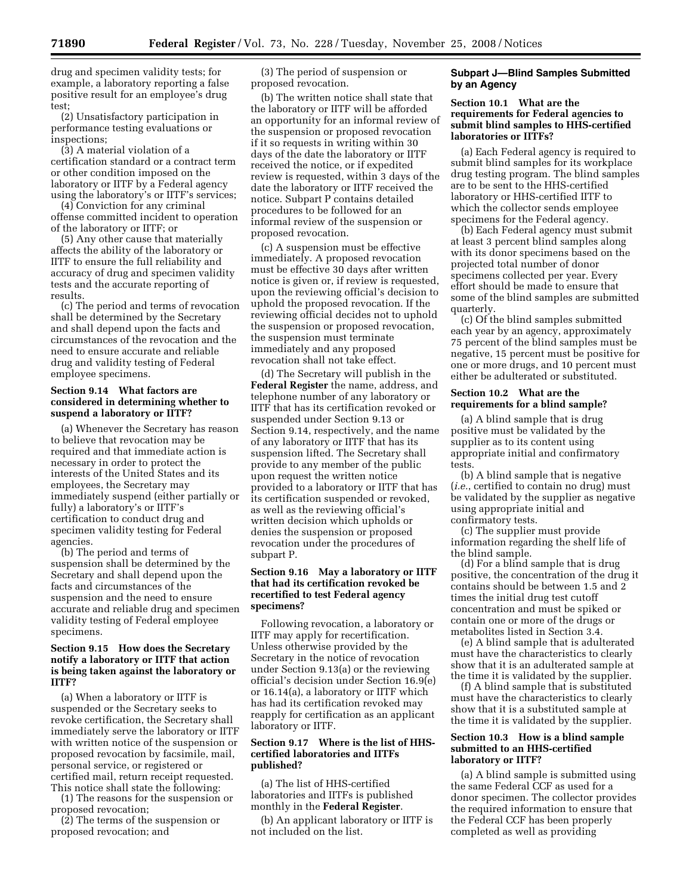drug and specimen validity tests; for example, a laboratory reporting a false positive result for an employee's drug test;

(2) Unsatisfactory participation in performance testing evaluations or inspections;

(3) A material violation of a certification standard or a contract term or other condition imposed on the laboratory or IITF by a Federal agency using the laboratory's or IITF's services;

(4) Conviction for any criminal offense committed incident to operation of the laboratory or IITF; or

(5) Any other cause that materially affects the ability of the laboratory or IITF to ensure the full reliability and accuracy of drug and specimen validity tests and the accurate reporting of results.

(c) The period and terms of revocation shall be determined by the Secretary and shall depend upon the facts and circumstances of the revocation and the need to ensure accurate and reliable drug and validity testing of Federal employee specimens.

### Section 9.14 What factors are considered in determining whether to suspend a laboratory or IITF?

(a) Whenever the Secretary has reason to believe that revocation may be required and that immediate action is necessary in order to protect the interests of the United States and its employees, the Secretary may immediately suspend (either partially or fully) a laboratory's or IITF's certification to conduct drug and specimen validity testing for Federal agencies.

(b) The period and terms of suspension shall be determined by the Secretary and shall depend upon the facts and circumstances of the suspension and the need to ensure accurate and reliable drug and specimen validity testing of Federal employee specimens.

### Section 9.15 How does the Secretary notify a laboratory or IITF that action is being taken against the laboratory or IITF?

(a) When a laboratory or IITF is suspended or the Secretary seeks to revoke certification, the Secretary shall immediately serve the laboratory or IITF with written notice of the suspension or proposed revocation by facsimile, mail, personal service, or registered or certified mail, return receipt requested. This notice shall state the following:

(1) The reasons for the suspension or proposed revocation;

(2) The terms of the suspension or proposed revocation; and

(3) The period of suspension or proposed revocation.

(b) The written notice shall state that the laboratory or IITF will be afforded an opportunity for an informal review of the suspension or proposed revocation if it so requests in writing within 30 days of the date the laboratory or IITF received the notice, or if expedited review is requested, within 3 days of the date the laboratory or IITF received the notice. Subpart P contains detailed procedures to be followed for an informal review of the suspension or proposed revocation.

(c) A suspension must be effective immediately. A proposed revocation must be effective 30 days after written notice is given or, if review is requested, upon the reviewing official's decision to uphold the proposed revocation. If the reviewing official decides not to uphold the suspension or proposed revocation, the suspension must terminate immediately and any proposed revocation shall not take effect.

(d) The Secretary will publish in the **Federal Register** the name, address, and telephone number of any laboratory or IITF that has its certification revoked or suspended under Section 9.13 or Section 9.14, respectively, and the name of any laboratory or IITF that has its suspension lifted. The Secretary shall provide to any member of the public upon request the written notice provided to a laboratory or IITF that has its certification suspended or revoked, as well as the reviewing official's written decision which upholds or denies the suspension or proposed revocation under the procedures of subpart P.

### Section 9.16 May a laboratory or IITF that had its certification revoked be recertified to test Federal agency specimens?

Following revocation, a laboratory or IITF may apply for recertification. Unless otherwise provided by the Secretary in the notice of revocation under Section 9.13(a) or the reviewing official's decision under Section 16.9(e) or 16.14(a), a laboratory or IITF which has had its certification revoked may reapply for certification as an applicant laboratory or IITF.

### Section 9.17 Where is the list of HHS-certified laboratories and IITFs published?

(a) The list of HHS-certified laboratories and IITFs is published monthly in the **Federal Register**.

(b) An applicant laboratory or IITF is not included on the list.

## Subpart J—Blind Samples Submitted by an Agency

### Section 10.1 What are the requirements for Federal agencies to submit blind samples to HHS-certified laboratories or IITFs?

(a) Each Federal agency is required to submit blind samples for its workplace drug testing program. The blind samples are to be sent to the HHS-certified laboratory or HHS-certified IITF to which the collector sends employee specimens for the Federal agency.

(b) Each Federal agency must submit at least 3 percent blind samples along with its donor specimens based on the projected total number of donor specimens collected per year. Every effort should be made to ensure that some of the blind samples are submitted quarterly.

(c) Of the blind samples submitted each year by an agency, approximately 75 percent of the blind samples must be negative, 15 percent must be positive for one or more drugs, and 10 percent must either be adulterated or substituted.

### Section 10.2 What are the requirements for a blind sample?

(a) A blind sample that is drug positive must be validated by the supplier as to its content using appropriate initial and confirmatory tests.

(b) A blind sample that is negative (*i.e.*, certified to contain no drug) must be validated by the supplier as negative using appropriate initial and confirmatory tests.

(c) The supplier must provide information regarding the shelf life of the blind sample.

(d) For a blind sample that is drug positive, the concentration of the drug it contains should be between 1.5 and 2 times the initial drug test cutoff concentration and must be spiked or contain one or more of the drugs or metabolites listed in Section 3.4.

(e) A blind sample that is adulterated must have the characteristics to clearly show that it is an adulterated sample at the time it is validated by the supplier.

(f) A blind sample that is substituted must have the characteristics to clearly show that it is a substituted sample at the time it is validated by the supplier.

### Section 10.3 How is a blind sample submitted to an HHS-certified laboratory or IITF?

(a) A blind sample is submitted using the same Federal CCF as used for a donor specimen. The collector provides the required information to ensure that the Federal CCF has been properly completed as well as providing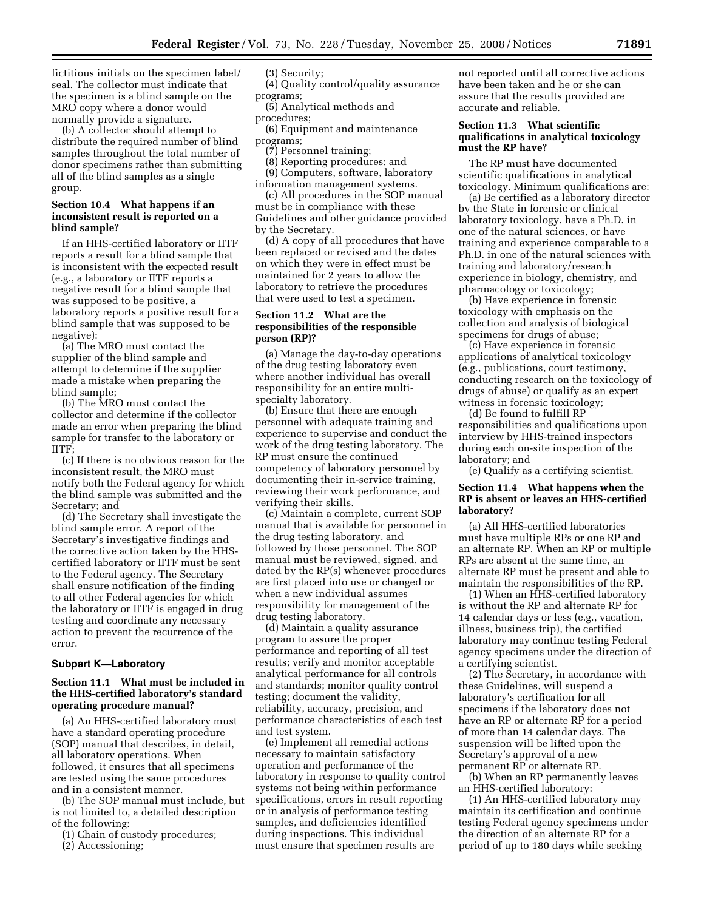fictitious initials on the specimen label/seal. The collector must indicate that the specimen is a blind sample on the MRO copy where a donor would normally provide a signature.

(b) A collector should attempt to distribute the required number of blind samples throughout the total number of donor specimens rather than submitting all of the blind samples as a single group.

**Section 10.4 What happens if an inconsistent result is reported on a blind sample?**

If an HHS-certified laboratory or IITF reports a result for a blind sample that is inconsistent with the expected result (e.g., a laboratory or IITF reports a negative result for a blind sample that was supposed to be positive, a laboratory reports a positive result for a blind sample that was supposed to be negative):

(a) The MRO must contact the supplier of the blind sample and attempt to determine if the supplier made a mistake when preparing the blind sample;

(b) The MRO must contact the collector and determine if the collector made an error when preparing the blind sample for transfer to the laboratory or IITF;

(c) If there is no obvious reason for the inconsistent result, the MRO must notify both the Federal agency for which the blind sample was submitted and the Secretary; and

(d) The Secretary shall investigate the blind sample error. A report of the Secretary's investigative findings and the corrective action taken by the HHS-certified laboratory or IITF must be sent to the Federal agency. The Secretary shall ensure notification of the finding to all other Federal agencies for which the laboratory or IITF is engaged in drug testing and coordinate any necessary action to prevent the recurrence of the error.

## Subpart K—Laboratory

**Section 11.1 What must be included in the HHS-certified laboratory's standard operating procedure manual?**

(a) An HHS-certified laboratory must have a standard operating procedure (SOP) manual that describes, in detail, all laboratory operations. When followed, it ensures that all specimens are tested using the same procedures and in a consistent manner.

(b) The SOP manual must include, but is not limited to, a detailed description of the following:

(1) Chain of custody procedures;

(2) Accessioning;

(3) Security;

(4) Quality control/quality assurance programs;

(5) Analytical methods and procedures;

(6) Equipment and maintenance programs;

(7) Personnel training;

(8) Reporting procedures; and

(9) Computers, software, laboratory information management systems.

(c) All procedures in the SOP manual must be in compliance with these Guidelines and other guidance provided by the Secretary.

(d) A copy of all procedures that have been replaced or revised and the dates on which they were in effect must be maintained for 2 years to allow the laboratory to retrieve the procedures that were used to test a specimen.

**Section 11.2 What are the responsibilities of the responsible person (RP)?**

(a) Manage the day-to-day operations of the drug testing laboratory even where another individual has overall responsibility for an entire multi-specialty laboratory.

(b) Ensure that there are enough personnel with adequate training and experience to supervise and conduct the work of the drug testing laboratory. The RP must ensure the continued competency of laboratory personnel by documenting their in-service training, reviewing their work performance, and verifying their skills.

(c) Maintain a complete, current SOP manual that is available for personnel in the drug testing laboratory, and followed by those personnel. The SOP manual must be reviewed, signed, and dated by the RP(s) whenever procedures are first placed into use or changed or when a new individual assumes responsibility for management of the drug testing laboratory.

(d) Maintain a quality assurance program to assure the proper performance and reporting of all test results; verify and monitor acceptable analytical performance for all controls and standards; monitor quality control testing; document the validity, reliability, accuracy, precision, and performance characteristics of each test and test system.

(e) Implement all remedial actions necessary to maintain satisfactory operation and performance of the laboratory in response to quality control systems not being within performance specifications, errors in result reporting or in analysis of performance testing samples, and deficiencies identified during inspections. This individual must ensure that specimen results are not reported until all corrective actions have been taken and he or she can assure that the results provided are accurate and reliable.

**Section 11.3 What scientific qualifications in analytical toxicology must the RP have?**

The RP must have documented scientific qualifications in analytical toxicology. Minimum qualifications are:

(a) Be certified as a laboratory director by the State in forensic or clinical laboratory toxicology, have a Ph.D. in one of the natural sciences, or have training and experience comparable to a Ph.D. in one of the natural sciences with training and laboratory/research experience in biology, chemistry, and pharmacology or toxicology;

(b) Have experience in forensic toxicology with emphasis on the collection and analysis of biological specimens for drugs of abuse;

(c) Have experience in forensic applications of analytical toxicology (e.g., publications, court testimony, conducting research on the toxicology of drugs of abuse) or qualify as an expert witness in forensic toxicology;

(d) Be found to fulfill RP responsibilities and qualifications upon interview by HHS-trained inspectors during each on-site inspection of the laboratory; and

(e) Qualify as a certifying scientist.

**Section 11.4 What happens when the RP is absent or leaves an HHS-certified laboratory?**

(a) All HHS-certified laboratories must have multiple RPs or one RP and an alternate RP. When an RP or multiple RPs are absent at the same time, an alternate RP must be present and able to maintain the responsibilities of the RP.

(1) When an HHS-certified laboratory is without the RP and alternate RP for 14 calendar days or less (e.g., vacation, illness, business trip), the certified laboratory may continue testing Federal agency specimens under the direction of a certifying scientist.

(2) The Secretary, in accordance with these Guidelines, will suspend a laboratory's certification for all specimens if the laboratory does not have an RP or alternate RP for a period of more than 14 calendar days. The suspension will be lifted upon the Secretary's approval of a new permanent RP or alternate RP.

(b) When an RP permanently leaves an HHS-certified laboratory:

(1) An HHS-certified laboratory may maintain its certification and continue testing Federal agency specimens under the direction of an alternate RP for a period of up to 180 days while seeking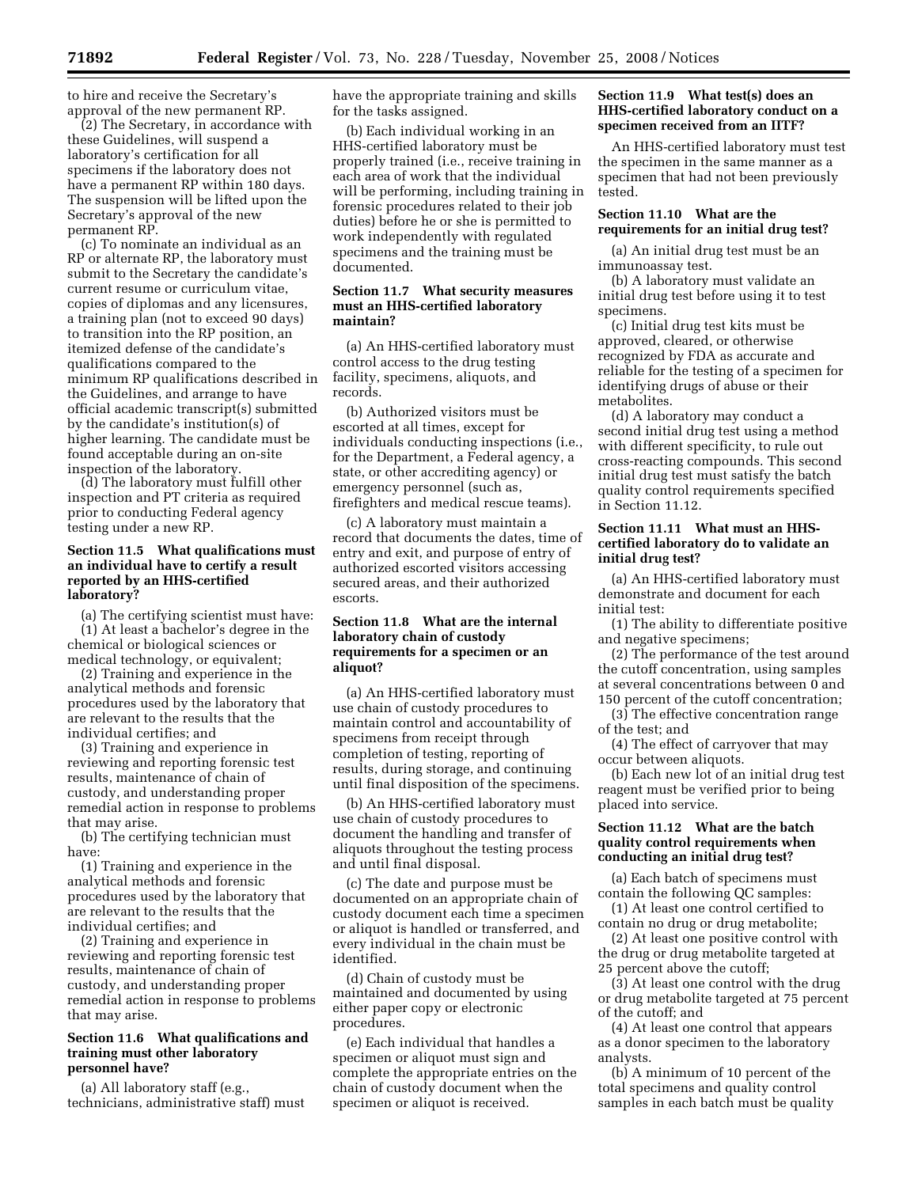to hire and receive the Secretary's approval of the new permanent RP.

(2) The Secretary, in accordance with these Guidelines, will suspend a laboratory's certification for all specimens if the laboratory does not have a permanent RP within 180 days. The suspension will be lifted upon the Secretary's approval of the new permanent RP.

(c) To nominate an individual as an RP or alternate RP, the laboratory must submit to the Secretary the candidate's current resume or curriculum vitae, copies of diplomas and any licensures, a training plan (not to exceed 90 days) to transition into the RP position, an itemized defense of the candidate's qualifications compared to the minimum RP qualifications described in the Guidelines, and arrange to have official academic transcript(s) submitted by the candidate's institution(s) of higher learning. The candidate must be found acceptable during an on-site inspection of the laboratory.

(d) The laboratory must fulfill other inspection and PT criteria as required prior to conducting Federal agency testing under a new RP.

**Section 11.5 What qualifications must an individual have to certify a result reported by an HHS-certified laboratory?**

(a) The certifying scientist must have:

(1) At least a bachelor's degree in the chemical or biological sciences or medical technology, or equivalent;

(2) Training and experience in the analytical methods and forensic procedures used by the laboratory that are relevant to the results that the individual certifies; and

(3) Training and experience in reviewing and reporting forensic test results, maintenance of chain of custody, and understanding proper remedial action in response to problems that may arise.

(b) The certifying technician must have:

(1) Training and experience in the analytical methods and forensic procedures used by the laboratory that are relevant to the results that the individual certifies; and

(2) Training and experience in reviewing and reporting forensic test results, maintenance of chain of custody, and understanding proper remedial action in response to problems that may arise.

**Section 11.6 What qualifications and training must other laboratory personnel have?**

(a) All laboratory staff (e.g., technicians, administrative staff) must have the appropriate training and skills for the tasks assigned.

(b) Each individual working in an HHS-certified laboratory must be properly trained (i.e., receive training in each area of work that the individual will be performing, including training in forensic procedures related to their job duties) before he or she is permitted to work independently with regulated specimens and the training must be documented.

**Section 11.7 What security measures must an HHS-certified laboratory maintain?**

(a) An HHS-certified laboratory must control access to the drug testing facility, specimens, aliquots, and records.

(b) Authorized visitors must be escorted at all times, except for individuals conducting inspections (i.e., for the Department, a Federal agency, a state, or other accrediting agency) or emergency personnel (such as, firefighters and medical rescue teams).

(c) A laboratory must maintain a record that documents the dates, time of entry and exit, and purpose of entry of authorized escorted visitors accessing secured areas, and their authorized escorts.

**Section 11.8 What are the internal laboratory chain of custody requirements for a specimen or an aliquot?**

(a) An HHS-certified laboratory must use chain of custody procedures to maintain control and accountability of specimens from receipt through completion of testing, reporting of results, during storage, and continuing until final disposition of the specimens.

(b) An HHS-certified laboratory must use chain of custody procedures to document the handling and transfer of aliquots throughout the testing process and until final disposal.

(c) The date and purpose must be documented on an appropriate chain of custody document each time a specimen or aliquot is handled or transferred, and every individual in the chain must be identified.

(d) Chain of custody must be maintained and documented by using either paper copy or electronic procedures.

(e) Each individual that handles a specimen or aliquot must sign and complete the appropriate entries on the chain of custody document when the specimen or aliquot is received.

**Section 11.9 What test(s) does an HHS-certified laboratory conduct on a specimen received from an IITF?**

An HHS-certified laboratory must test the specimen in the same manner as a specimen that had not been previously tested.

**Section 11.10 What are the requirements for an initial drug test?**

(a) An initial drug test must be an immunoassay test.

(b) A laboratory must validate an initial drug test before using it to test specimens.

(c) Initial drug test kits must be approved, cleared, or otherwise recognized by FDA as accurate and reliable for the testing of a specimen for identifying drugs of abuse or their metabolites.

(d) A laboratory may conduct a second initial drug test using a method with different specificity, to rule out cross-reacting compounds. This second initial drug test must satisfy the batch quality control requirements specified in Section 11.12.

**Section 11.11 What must an HHS-certified laboratory do to validate an initial drug test?**

(a) An HHS-certified laboratory must demonstrate and document for each initial test:

(1) The ability to differentiate positive and negative specimens;

(2) The performance of the test around the cutoff concentration, using samples at several concentrations between 0 and 150 percent of the cutoff concentration;

(3) The effective concentration range of the test; and

(4) The effect of carryover that may occur between aliquots.

(b) Each new lot of an initial drug test reagent must be verified prior to being placed into service.

**Section 11.12 What are the batch quality control requirements when conducting an initial drug test?**

(a) Each batch of specimens must contain the following QC samples:

(1) At least one control certified to contain no drug or drug metabolite;

(2) At least one positive control with the drug or drug metabolite targeted at 25 percent above the cutoff;

(3) At least one control with the drug or drug metabolite targeted at 75 percent of the cutoff; and

(4) At least one control that appears as a donor specimen to the laboratory analysts.

(b) A minimum of 10 percent of the total specimens and quality control samples in each batch must be quality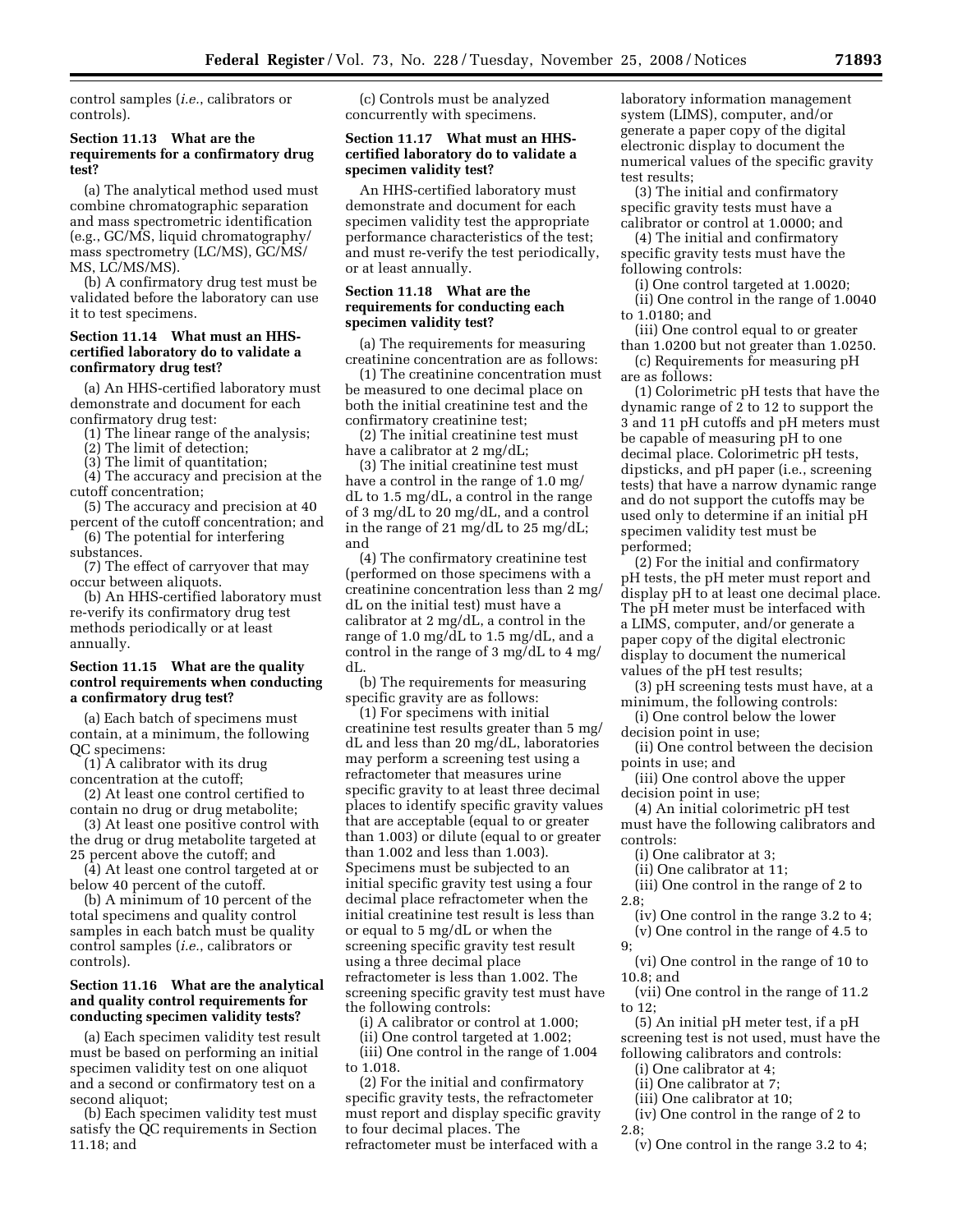control samples (*i.e.*, calibrators or controls).

**Section 11.13 What are the requirements for a confirmatory drug test?**

(a) The analytical method used must combine chromatographic separation and mass spectrometric identification (e.g., GC/MS, liquid chromatography/mass spectrometry (LC/MS), GC/MS/MS, LC/MS/MS).

(b) A confirmatory drug test must be validated before the laboratory can use it to test specimens.

**Section 11.14 What must an HHS-certified laboratory do to validate a confirmatory drug test?**

(a) An HHS-certified laboratory must demonstrate and document for each confirmatory drug test:

(1) The linear range of the analysis;

(2) The limit of detection;

(3) The limit of quantitation;

(4) The accuracy and precision at the cutoff concentration;

(5) The accuracy and precision at 40 percent of the cutoff concentration; and

(6) The potential for interfering substances.

(7) The effect of carryover that may occur between aliquots.

(b) An HHS-certified laboratory must re-verify its confirmatory drug test methods periodically or at least annually.

**Section 11.15 What are the quality control requirements when conducting a confirmatory drug test?**

(a) Each batch of specimens must contain, at a minimum, the following QC specimens:

(1) A calibrator with its drug concentration at the cutoff;

(2) At least one control certified to contain no drug or drug metabolite;

(3) At least one positive control with the drug or drug metabolite targeted at 25 percent above the cutoff; and

(4) At least one control targeted at or below 40 percent of the cutoff.

(b) A minimum of 10 percent of the total specimens and quality control samples in each batch must be quality control samples (*i.e.*, calibrators or controls).

**Section 11.16 What are the analytical and quality control requirements for conducting specimen validity tests?**

(a) Each specimen validity test result must be based on performing an initial specimen validity test on one aliquot and a second or confirmatory test on a second aliquot;

(b) Each specimen validity test must satisfy the QC requirements in Section 11.18; and

(c) Controls must be analyzed concurrently with specimens.

**Section 11.17 What must an HHS-certified laboratory do to validate a specimen validity test?**

An HHS-certified laboratory must demonstrate and document for each specimen validity test the appropriate performance characteristics of the test; and must re-verify the test periodically, or at least annually.

**Section 11.18 What are the requirements for conducting each specimen validity test?**

(a) The requirements for measuring creatinine concentration are as follows:

(1) The creatinine concentration must be measured to one decimal place on both the initial creatinine test and the confirmatory creatinine test;

(2) The initial creatinine test must have a calibrator at 2 mg/dL;

(3) The initial creatinine test must have a control in the range of 1.0 mg/dL to 1.5 mg/dL, a control in the range of 3 mg/dL to 20 mg/dL, and a control in the range of 21 mg/dL to 25 mg/dL; and

(4) The confirmatory creatinine test (performed on those specimens with a creatinine concentration less than 2 mg/dL on the initial test) must have a calibrator at 2 mg/dL, a control in the range of 1.0 mg/dL to 1.5 mg/dL, and a control in the range of 3 mg/dL to 4 mg/dL.

(b) The requirements for measuring specific gravity are as follows:

(1) For specimens with initial creatinine test results greater than 5 mg/dL and less than 20 mg/dL, laboratories may perform a screening test using a refractometer that measures urine specific gravity to at least three decimal places to identify specific gravity values that are acceptable (equal to or greater than 1.003) or dilute (equal to or greater than 1.002 and less than 1.003). Specimens must be subjected to an initial specific gravity test using a four decimal place refractometer when the initial creatinine test result is less than or equal to 5 mg/dL or when the screening specific gravity test result using a three decimal place refractometer is less than 1.002. The screening specific gravity test must have the following controls:

(i) A calibrator or control at 1.000;

(ii) One control targeted at 1.002;

(iii) One control in the range of 1.004 to 1.018.

(2) For the initial and confirmatory specific gravity tests, the refractometer must report and display specific gravity to four decimal places. The refractometer must be interfaced with a laboratory information management system (LIMS), computer, and/or generate a paper copy of the digital electronic display to document the numerical values of the specific gravity test results;

(3) The initial and confirmatory specific gravity tests must have a calibrator or control at 1.0000; and

(4) The initial and confirmatory specific gravity tests must have the following controls:

(i) One control targeted at 1.0020;

(ii) One control in the range of 1.0040 to 1.0180; and

(iii) One control equal to or greater than 1.0200 but not greater than 1.0250.

(c) Requirements for measuring pH are as follows:

(1) Colorimetric pH tests that have the dynamic range of 2 to 12 to support the 3 and 11 pH cutoffs and pH meters must be capable of measuring pH to one decimal place. Colorimetric pH tests, dipsticks, and pH paper (i.e., screening tests) that have a narrow dynamic range and do not support the cutoffs may be used only to determine if an initial pH specimen validity test must be performed;

(2) For the initial and confirmatory pH tests, the pH meter must report and display pH to at least one decimal place. The pH meter must be interfaced with a LIMS, computer, and/or generate a paper copy of the digital electronic display to document the numerical values of the pH test results;

(3) pH screening tests must have, at a minimum, the following controls:

(i) One control below the lower decision point in use;

(ii) One control between the decision points in use; and

(iii) One control above the upper decision point in use;

(4) An initial colorimetric pH test must have the following calibrators and controls:

(i) One calibrator at 3;

(ii) One calibrator at 11;

(iii) One control in the range of 2 to 2.8;

(iv) One control in the range 3.2 to 4;

(v) One control in the range of 4.5 to 9;

(vi) One control in the range of 10 to 10.8; and

(vii) One control in the range of 11.2 to 12;

(5) An initial pH meter test, if a pH screening test is not used, must have the following calibrators and controls:

(i) One calibrator at 4;

(ii) One calibrator at 7;

(iii) One calibrator at 10;

(iv) One control in the range of 2 to 2.8;

(v) One control in the range 3.2 to 4;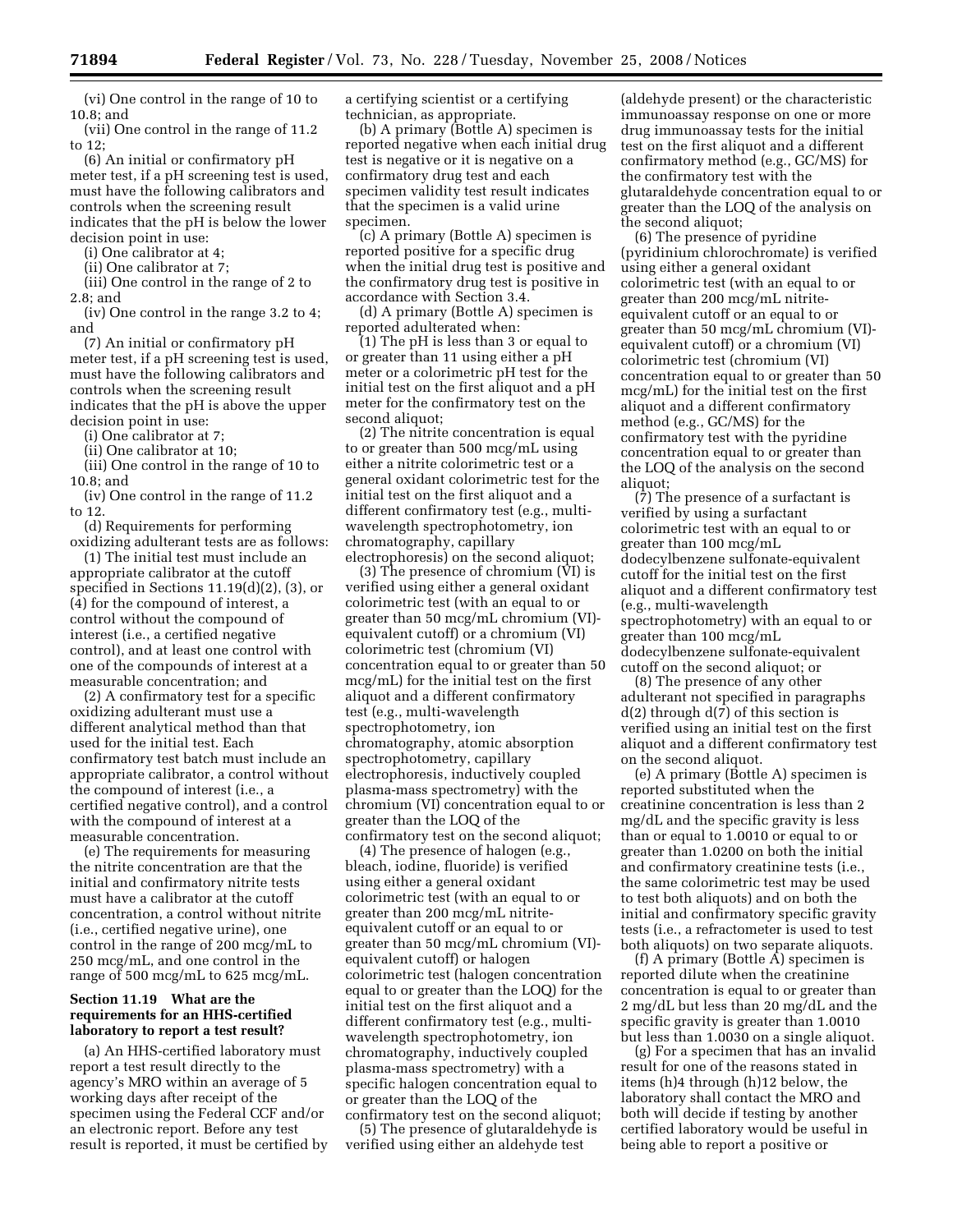(vi) One control in the range of 10 to 10.8; and

(vii) One control in the range of 11.2 to 12;

(6) An initial or confirmatory pH meter test, if a pH screening test is used, must have the following calibrators and controls when the screening result indicates that the pH is below the lower decision point in use:

(i) One calibrator at 4;

(ii) One calibrator at 7;

(iii) One control in the range of 2 to 2.8; and

(iv) One control in the range 3.2 to 4; and

(7) An initial or confirmatory pH meter test, if a pH screening test is used, must have the following calibrators and controls when the screening result indicates that the pH is above the upper decision point in use:

(i) One calibrator at 7;

(ii) One calibrator at 10;

(iii) One control in the range of 10 to 10.8; and

(iv) One control in the range of 11.2 to 12.

(d) Requirements for performing oxidizing adulterant tests are as follows:

(1) The initial test must include an appropriate calibrator at the cutoff specified in Sections 11.19(d)(2), (3), or (4) for the compound of interest, a control without the compound of interest (i.e., a certified negative control), and at least one control with one of the compounds of interest at a measurable concentration; and

(2) A confirmatory test for a specific oxidizing adulterant must use a different analytical method than that used for the initial test. Each confirmatory test batch must include an appropriate calibrator, a control without the compound of interest (i.e., a certified negative control), and a control with the compound of interest at a measurable concentration.

(e) The requirements for measuring the nitrite concentration are that the initial and confirmatory nitrite tests must have a calibrator at the cutoff concentration, a control without nitrite (i.e., certified negative urine), one control in the range of 200 mcg/mL to 250 mcg/mL, and one control in the range of 500 mcg/mL to 625 mcg/mL.

### Section 11.19 What are the requirements for an HHS-certified laboratory to report a test result?

(a) An HHS-certified laboratory must report a test result directly to the agency's MRO within an average of 5 working days after receipt of the specimen using the Federal CCF and/or an electronic report. Before any test result is reported, it must be certified by a certifying scientist or a certifying technician, as appropriate.

(b) A primary (Bottle A) specimen is reported negative when each initial drug test is negative or it is negative on a confirmatory drug test and each specimen validity test result indicates that the specimen is a valid urine specimen.

(c) A primary (Bottle A) specimen is reported positive for a specific drug when the initial drug test is positive and the confirmatory drug test is positive in accordance with Section 3.4.

(d) A primary (Bottle A) specimen is reported adulterated when:

(1) The pH is less than 3 or equal to or greater than 11 using either a pH meter or a colorimetric pH test for the initial test on the first aliquot and a pH meter for the confirmatory test on the second aliquot;

(2) The nitrite concentration is equal to or greater than 500 mcg/mL using either a nitrite colorimetric test or a general oxidant colorimetric test for the initial test on the first aliquot and a different confirmatory test (e.g., multi-wavelength spectrophotometry, ion chromatography, capillary electrophoresis) on the second aliquot;

(3) The presence of chromium (VI) is verified using either a general oxidant colorimetric test (with an equal to or greater than 50 mcg/mL chromium (VI)-equivalent cutoff) or a chromium (VI) colorimetric test (chromium (VI) concentration equal to or greater than 50 mcg/mL) for the initial test on the first aliquot and a different confirmatory test (e.g., multi-wavelength spectrophotometry, ion chromatography, atomic absorption spectrophotometry, capillary electrophoresis, inductively coupled plasma-mass spectrometry) with the chromium (VI) concentration equal to or greater than the LOQ of the confirmatory test on the second aliquot;

(4) The presence of halogen (e.g., bleach, iodine, fluoride) is verified using either a general oxidant colorimetric test (with an equal to or greater than 200 mcg/mL nitrite-equivalent cutoff or an equal to or greater than 50 mcg/mL chromium (VI)-equivalent cutoff) or halogen colorimetric test (halogen concentration equal to or greater than the LOQ) for the initial test on the first aliquot and a different confirmatory test (e.g., multi-wavelength spectrophotometry, ion chromatography, inductively coupled plasma-mass spectrometry) with a specific halogen concentration equal to or greater than the LOQ of the confirmatory test on the second aliquot;

(5) The presence of glutaraldehyde is verified using either an aldehyde test (aldehyde present) or the characteristic immunoassay response on one or more drug immunoassay tests for the initial test on the first aliquot and a different confirmatory method (e.g., GC/MS) for the confirmatory test with the glutaraldehyde concentration equal to or greater than the LOQ of the analysis on the second aliquot;

(6) The presence of pyridine (pyridinium chlorochromate) is verified using either a general oxidant colorimetric test (with an equal to or greater than 200 mcg/mL nitrite-equivalent cutoff or an equal to or greater than 50 mcg/mL chromium (VI)-equivalent cutoff) or a chromium (VI) colorimetric test (chromium (VI) concentration equal to or greater than 50 mcg/mL) for the initial test on the first aliquot and a different confirmatory method (e.g., GC/MS) for the confirmatory test with the pyridine concentration equal to or greater than the LOQ of the analysis on the second aliquot;

(7) The presence of a surfactant is verified by using a surfactant colorimetric test with an equal to or greater than 100 mcg/mL dodecylbenzene sulfonate-equivalent cutoff for the initial test on the first aliquot and a different confirmatory test (e.g., multi-wavelength spectrophotometry) with an equal to or greater than 100 mcg/mL dodecylbenzene sulfonate-equivalent cutoff on the second aliquot; or

(8) The presence of any other adulterant not specified in paragraphs d(2) through d(7) of this section is verified using an initial test on the first aliquot and a different confirmatory test on the second aliquot.

(e) A primary (Bottle A) specimen is reported substituted when the creatinine concentration is less than 2 mg/dL and the specific gravity is less than or equal to 1.0010 or equal to or greater than 1.0200 on both the initial and confirmatory creatinine tests (i.e., the same colorimetric test may be used to test both aliquots) and on both the initial and confirmatory specific gravity tests (i.e., a refractometer is used to test both aliquots) on two separate aliquots.

(f) A primary (Bottle A) specimen is reported dilute when the creatinine concentration is equal to or greater than 2 mg/dL but less than 20 mg/dL and the specific gravity is greater than 1.0010 but less than 1.0030 on a single aliquot.

(g) For a specimen that has an invalid result for one of the reasons stated in items (h)4 through (h)12 below, the laboratory shall contact the MRO and both will decide if testing by another certified laboratory would be useful in being able to report a positive or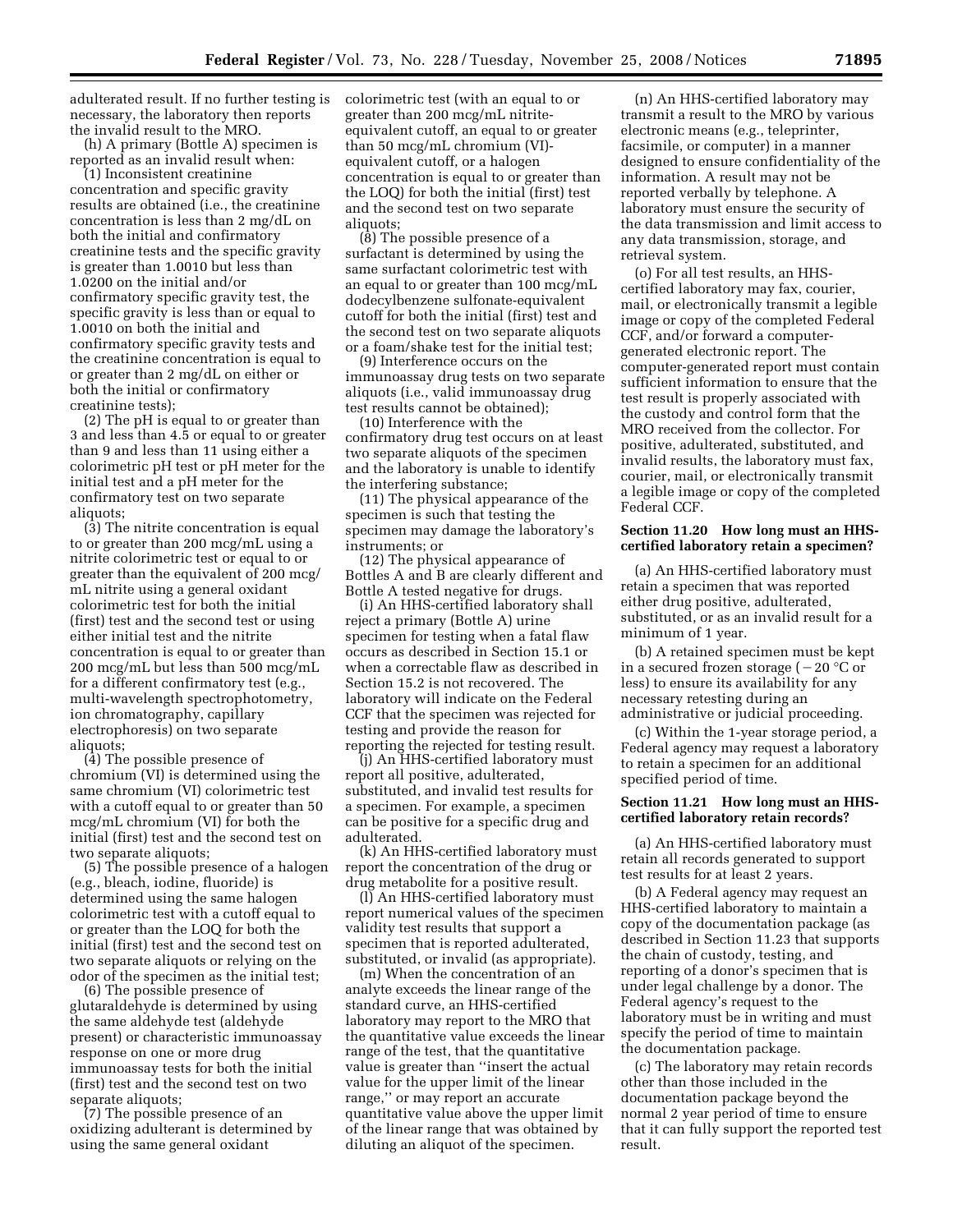adulterated result. If no further testing is necessary, the laboratory then reports the invalid result to the MRO.

(h) A primary (Bottle A) specimen is reported as an invalid result when:

(1) Inconsistent creatinine concentration and specific gravity results are obtained (i.e., the creatinine concentration is less than 2 mg/dL on both the initial and confirmatory creatinine tests and the specific gravity is greater than 1.0010 but less than 1.0200 on the initial and/or confirmatory specific gravity test, the specific gravity is less than or equal to 1.0010 on both the initial and confirmatory specific gravity tests and the creatinine concentration is equal to or greater than 2 mg/dL on either or both the initial or confirmatory creatinine tests);

(2) The pH is equal to or greater than 3 and less than 4.5 or equal to or greater than 9 and less than 11 using either a colorimetric pH test or pH meter for the initial test and a pH meter for the confirmatory test on two separate aliquots;

(3) The nitrite concentration is equal to or greater than 200 mcg/mL using a nitrite colorimetric test or equal to or greater than the equivalent of 200 mcg/mL nitrite using a general oxidant colorimetric test for both the initial (first) test and the second test or using either initial test and the nitrite concentration is equal to or greater than 200 mcg/mL but less than 500 mcg/mL for a different confirmatory test (e.g., multi-wavelength spectrophotometry, ion chromatography, capillary electrophoresis) on two separate aliquots;

(4) The possible presence of chromium (VI) is determined using the same chromium (VI) colorimetric test with a cutoff equal to or greater than 50 mcg/mL chromium (VI) for both the initial (first) test and the second test on two separate aliquots;

(5) The possible presence of a halogen (e.g., bleach, iodine, fluoride) is determined using the same halogen colorimetric test with a cutoff equal to or greater than the LOQ for both the initial (first) test and the second test on two separate aliquots or relying on the odor of the specimen as the initial test;

(6) The possible presence of glutaraldehyde is determined by using the same aldehyde test (aldehyde present) or characteristic immunoassay response on one or more drug immunoassay tests for both the initial (first) test and the second test on two separate aliquots;

(7) The possible presence of an oxidizing adulterant is determined by using the same general oxidant colorimetric test (with an equal to or greater than 200 mcg/mL nitrite-equivalent cutoff, an equal to or greater than 50 mcg/mL chromium (VI)-equivalent cutoff, or a halogen concentration is equal to or greater than the LOQ) for both the initial (first) test and the second test on two separate aliquots;

(8) The possible presence of a surfactant is determined by using the same surfactant colorimetric test with an equal to or greater than 100 mcg/mL dodecylbenzene sulfonate-equivalent cutoff for both the initial (first) test and the second test on two separate aliquots or a foam/shake test for the initial test;

(9) Interference occurs on the immunoassay drug tests on two separate aliquots (i.e., valid immunoassay drug test results cannot be obtained);

(10) Interference with the confirmatory drug test occurs on at least two separate aliquots of the specimen and the laboratory is unable to identify the interfering substance;

(11) The physical appearance of the specimen is such that testing the specimen may damage the laboratory's instruments; or

(12) The physical appearance of Bottles A and B are clearly different and Bottle A tested negative for drugs.

(i) An HHS-certified laboratory shall reject a primary (Bottle A) urine specimen for testing when a fatal flaw occurs as described in Section 15.1 or when a correctable flaw as described in Section 15.2 is not recovered. The laboratory will indicate on the Federal CCF that the specimen was rejected for testing and provide the reason for reporting the rejected for testing result.

(j) An HHS-certified laboratory must report all positive, adulterated, substituted, and invalid test results for a specimen. For example, a specimen can be positive for a specific drug and adulterated.

(k) An HHS-certified laboratory must report the concentration of the drug or drug metabolite for a positive result.

(l) An HHS-certified laboratory must report numerical values of the specimen validity test results that support a specimen that is reported adulterated, substituted, or invalid (as appropriate).

(m) When the concentration of an analyte exceeds the linear range of the standard curve, an HHS-certified laboratory may report to the MRO that the quantitative value exceeds the linear range of the test, that the quantitative value is greater than ''insert the actual value for the upper limit of the linear range,'' or may report an accurate quantitative value above the upper limit of the linear range that was obtained by diluting an aliquot of the specimen.

(n) An HHS-certified laboratory may transmit a result to the MRO by various electronic means (e.g., teleprinter, facsimile, or computer) in a manner designed to ensure confidentiality of the information. A result may not be reported verbally by telephone. A laboratory must ensure the security of the data transmission and limit access to any data transmission, storage, and retrieval system.

(o) For all test results, an HHS-certified laboratory may fax, courier, mail, or electronically transmit a legible image or copy of the completed Federal CCF, and/or forward a computer-generated electronic report. The computer-generated report must contain sufficient information to ensure that the test result is properly associated with the custody and control form that the MRO received from the collector. For positive, adulterated, substituted, and invalid results, the laboratory must fax, courier, mail, or electronically transmit a legible image or copy of the completed Federal CCF.

**Section 11.20 How long must an HHS-certified laboratory retain a specimen?**

(a) An HHS-certified laboratory must retain a specimen that was reported either drug positive, adulterated, substituted, or as an invalid result for a minimum of 1 year.

(b) A retained specimen must be kept in a secured frozen storage (−20 °C or less) to ensure its availability for any necessary retesting during an administrative or judicial proceeding.

(c) Within the 1-year storage period, a Federal agency may request a laboratory to retain a specimen for an additional specified period of time.

**Section 11.21 How long must an HHS-certified laboratory retain records?**

(a) An HHS-certified laboratory must retain all records generated to support test results for at least 2 years.

(b) A Federal agency may request an HHS-certified laboratory to maintain a copy of the documentation package (as described in Section 11.23 that supports the chain of custody, testing, and reporting of a donor's specimen that is under legal challenge by a donor. The Federal agency's request to the laboratory must be in writing and must specify the period of time to maintain the documentation package.

(c) The laboratory may retain records other than those included in the documentation package beyond the normal 2 year period of time to ensure that it can fully support the reported test result.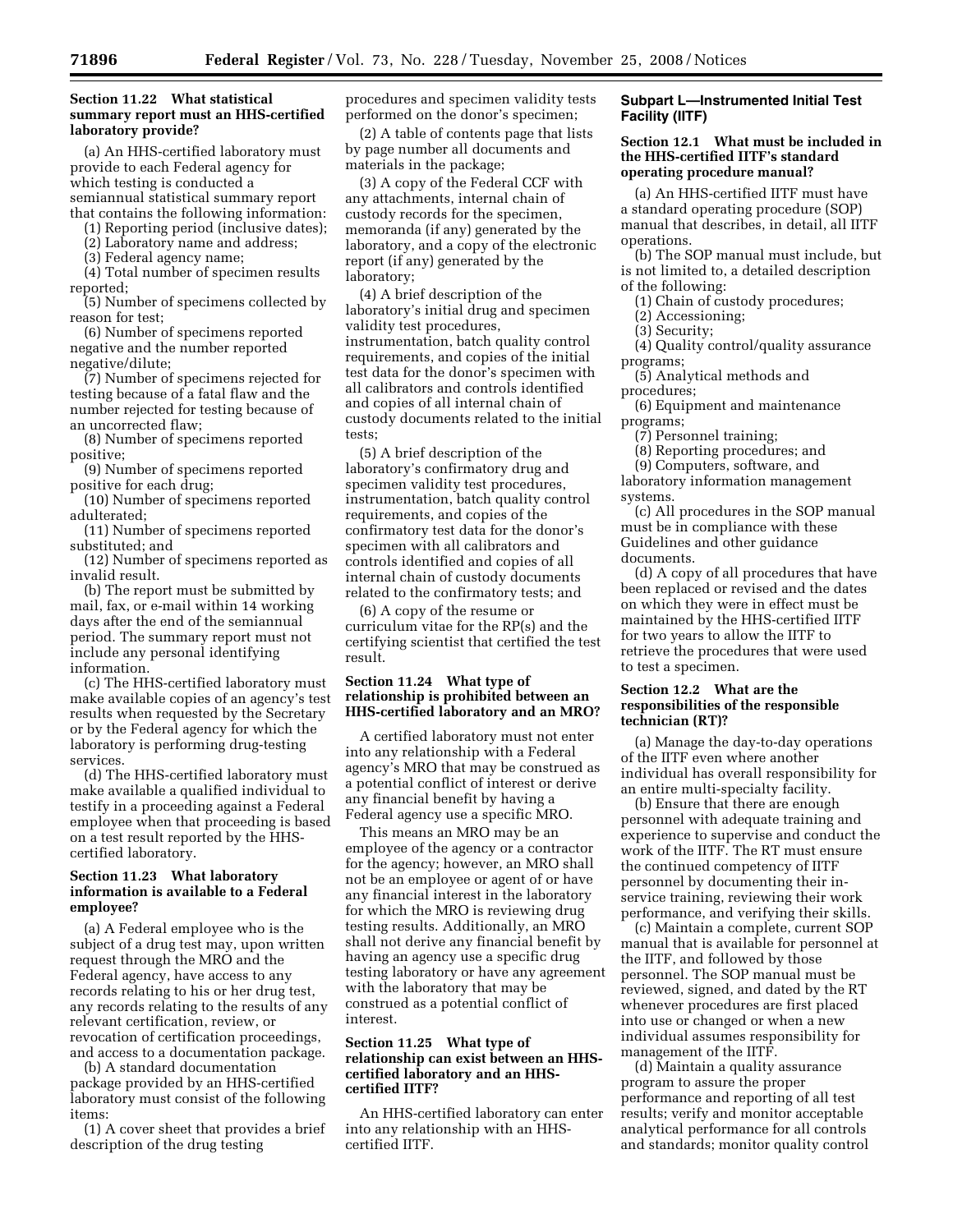### Section 11.22 What statistical summary report must an HHS-certified laboratory provide?

(a) An HHS-certified laboratory must provide to each Federal agency for which testing is conducted a semiannual statistical summary report that contains the following information:

(1) Reporting period (inclusive dates);

(2) Laboratory name and address;

(3) Federal agency name;

(4) Total number of specimen results reported;

(5) Number of specimens collected by reason for test;

(6) Number of specimens reported negative and the number reported negative/dilute;

(7) Number of specimens rejected for testing because of a fatal flaw and the number rejected for testing because of an uncorrected flaw;

(8) Number of specimens reported positive;

(9) Number of specimens reported positive for each drug;

(10) Number of specimens reported adulterated;

(11) Number of specimens reported substituted; and

(12) Number of specimens reported as invalid result.

(b) The report must be submitted by mail, fax, or e-mail within 14 working days after the end of the semiannual period. The summary report must not include any personal identifying information.

(c) The HHS-certified laboratory must make available copies of an agency's test results when requested by the Secretary or by the Federal agency for which the laboratory is performing drug-testing services.

(d) The HHS-certified laboratory must make available a qualified individual to testify in a proceeding against a Federal employee when that proceeding is based on a test result reported by the HHS-certified laboratory.

### Section 11.23 What laboratory information is available to a Federal employee?

(a) A Federal employee who is the subject of a drug test may, upon written request through the MRO and the Federal agency, have access to any records relating to his or her drug test, any records relating to the results of any relevant certification, review, or revocation of certification proceedings, and access to a documentation package.

(b) A standard documentation package provided by an HHS-certified laboratory must consist of the following items:

(1) A cover sheet that provides a brief description of the drug testing procedures and specimen validity tests performed on the donor's specimen;

(2) A table of contents page that lists by page number all documents and materials in the package;

(3) A copy of the Federal CCF with any attachments, internal chain of custody records for the specimen, memoranda (if any) generated by the laboratory, and a copy of the electronic report (if any) generated by the laboratory;

(4) A brief description of the laboratory's initial drug and specimen validity test procedures, instrumentation, batch quality control requirements, and copies of the initial test data for the donor's specimen with all calibrators and controls identified and copies of all internal chain of custody documents related to the initial tests;

(5) A brief description of the laboratory's confirmatory drug and specimen validity test procedures, instrumentation, batch quality control requirements, and copies of the confirmatory test data for the donor's specimen with all calibrators and controls identified and copies of all internal chain of custody documents related to the confirmatory tests; and

(6) A copy of the resume or curriculum vitae for the RP(s) and the certifying scientist that certified the test result.

### Section 11.24 What type of relationship is prohibited between an HHS-certified laboratory and an MRO?

A certified laboratory must not enter into any relationship with a Federal agency's MRO that may be construed as a potential conflict of interest or derive any financial benefit by having a Federal agency use a specific MRO.

This means an MRO may be an employee of the agency or a contractor for the agency; however, an MRO shall not be an employee or agent of or have any financial interest in the laboratory for which the MRO is reviewing drug testing results. Additionally, an MRO shall not derive any financial benefit by having an agency use a specific drug testing laboratory or have any agreement with the laboratory that may be construed as a potential conflict of interest.

### Section 11.25 What type of relationship can exist between an HHS-certified laboratory and an HHS-certified IITF?

An HHS-certified laboratory can enter into any relationship with an HHS-certified IITF.

## Subpart L—Instrumented Initial Test Facility (IITF)

### Section 12.1 What must be included in the HHS-certified IITF's standard operating procedure manual?

(a) An HHS-certified IITF must have a standard operating procedure (SOP) manual that describes, in detail, all IITF operations.

(b) The SOP manual must include, but is not limited to, a detailed description of the following:

(1) Chain of custody procedures;

(2) Accessioning;

(3) Security;

(4) Quality control/quality assurance programs;

(5) Analytical methods and procedures;

(6) Equipment and maintenance programs;

(7) Personnel training;

(8) Reporting procedures; and

(9) Computers, software, and laboratory information management systems.

(c) All procedures in the SOP manual must be in compliance with these Guidelines and other guidance documents.

(d) A copy of all procedures that have been replaced or revised and the dates on which they were in effect must be maintained by the HHS-certified IITF for two years to allow the IITF to retrieve the procedures that were used to test a specimen.

### Section 12.2 What are the responsibilities of the responsible technician (RT)?

(a) Manage the day-to-day operations of the IITF even where another individual has overall responsibility for an entire multi-specialty facility.

(b) Ensure that there are enough personnel with adequate training and experience to supervise and conduct the work of the IITF. The RT must ensure the continued competency of IITF personnel by documenting their in-service training, reviewing their work performance, and verifying their skills.

(c) Maintain a complete, current SOP manual that is available for personnel at the IITF, and followed by those personnel. The SOP manual must be reviewed, signed, and dated by the RT whenever procedures are first placed into use or changed or when a new individual assumes responsibility for management of the IITF.

(d) Maintain a quality assurance program to assure the proper performance and reporting of all test results; verify and monitor acceptable analytical performance for all controls and standards; monitor quality control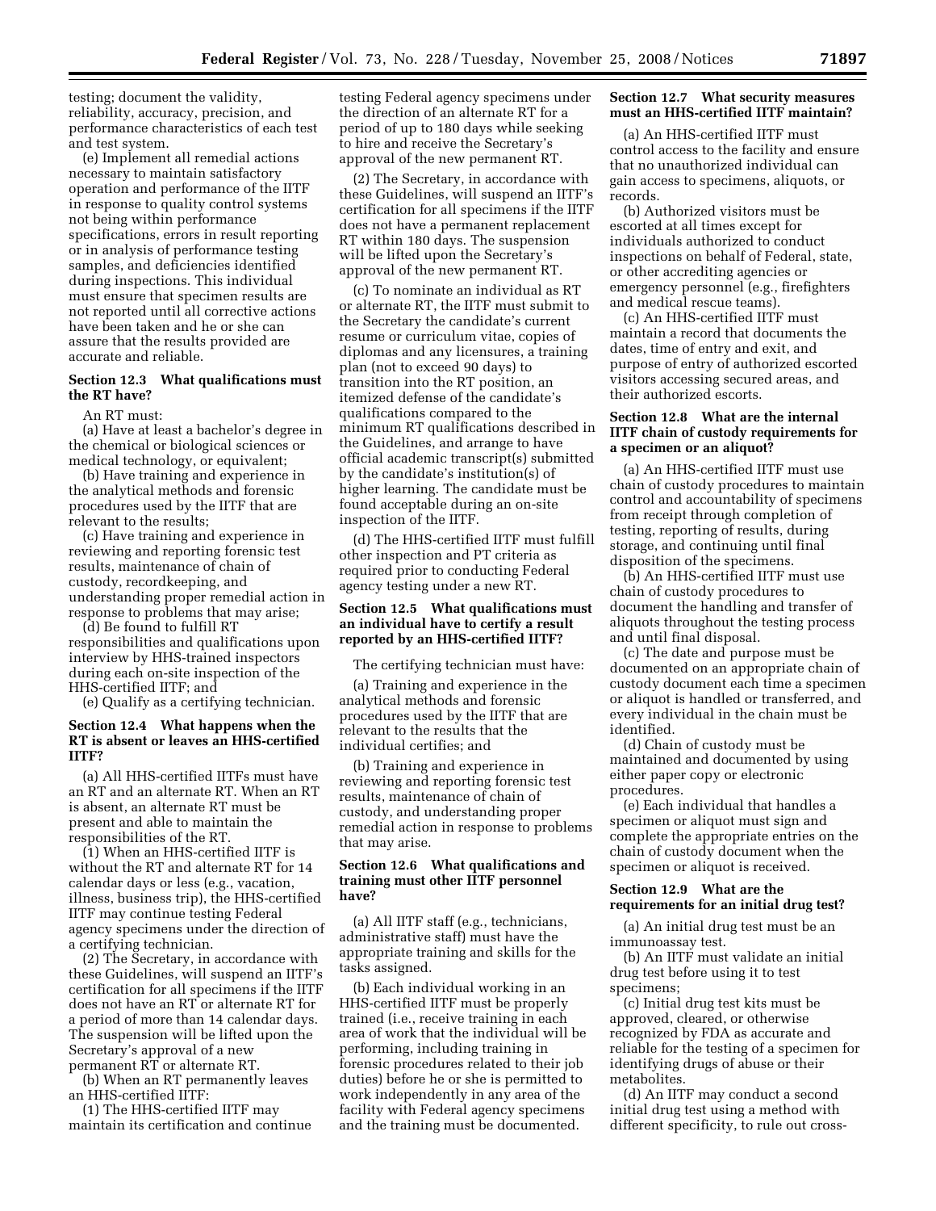testing; document the validity, reliability, accuracy, precision, and performance characteristics of each test and test system.

(e) Implement all remedial actions necessary to maintain satisfactory operation and performance of the IITF in response to quality control systems not being within performance specifications, errors in result reporting or in analysis of performance testing samples, and deficiencies identified during inspections. This individual must ensure that specimen results are not reported until all corrective actions have been taken and he or she can assure that the results provided are accurate and reliable.

### Section 12.3 What qualifications must the RT have?

An RT must:

(a) Have at least a bachelor's degree in the chemical or biological sciences or medical technology, or equivalent;

(b) Have training and experience in the analytical methods and forensic procedures used by the IITF that are relevant to the results;

(c) Have training and experience in reviewing and reporting forensic test results, maintenance of chain of custody, recordkeeping, and understanding proper remedial action in response to problems that may arise;

(d) Be found to fulfill RT responsibilities and qualifications upon interview by HHS-trained inspectors during each on-site inspection of the HHS-certified IITF; and

(e) Qualify as a certifying technician.

### Section 12.4 What happens when the RT is absent or leaves an HHS-certified IITF?

(a) All HHS-certified IITFs must have an RT and an alternate RT. When an RT is absent, an alternate RT must be present and able to maintain the responsibilities of the RT.

(1) When an HHS-certified IITF is without the RT and alternate RT for 14 calendar days or less (e.g., vacation, illness, business trip), the HHS-certified IITF may continue testing Federal agency specimens under the direction of a certifying technician.

(2) The Secretary, in accordance with these Guidelines, will suspend an IITF's certification for all specimens if the IITF does not have an RT or alternate RT for a period of more than 14 calendar days. The suspension will be lifted upon the Secretary's approval of a new permanent RT or alternate RT.

(b) When an RT permanently leaves an HHS-certified IITF:

(1) The HHS-certified IITF may maintain its certification and continue testing Federal agency specimens under the direction of an alternate RT for a period of up to 180 days while seeking to hire and receive the Secretary's approval of the new permanent RT.

(2) The Secretary, in accordance with these Guidelines, will suspend an IITF's certification for all specimens if the IITF does not have a permanent replacement RT within 180 days. The suspension will be lifted upon the Secretary's approval of the new permanent RT.

(c) To nominate an individual as RT or alternate RT, the IITF must submit to the Secretary the candidate's current resume or curriculum vitae, copies of diplomas and any licensures, a training plan (not to exceed 90 days) to transition into the RT position, an itemized defense of the candidate's qualifications compared to the minimum RT qualifications described in the Guidelines, and arrange to have official academic transcript(s) submitted by the candidate's institution(s) of higher learning. The candidate must be found acceptable during an on-site inspection of the IITF.

(d) The HHS-certified IITF must fulfill other inspection and PT criteria as required prior to conducting Federal agency testing under a new RT.

### Section 12.5 What qualifications must an individual have to certify a result reported by an HHS-certified IITF?

The certifying technician must have:

(a) Training and experience in the analytical methods and forensic procedures used by the IITF that are relevant to the results that the individual certifies; and

(b) Training and experience in reviewing and reporting forensic test results, maintenance of chain of custody, and understanding proper remedial action in response to problems that may arise.

### Section 12.6 What qualifications and training must other IITF personnel have?

(a) All IITF staff (e.g., technicians, administrative staff) must have the appropriate training and skills for the tasks assigned.

(b) Each individual working in an HHS-certified IITF must be properly trained (i.e., receive training in each area of work that the individual will be performing, including training in forensic procedures related to their job duties) before he or she is permitted to work independently in any area of the facility with Federal agency specimens and the training must be documented.

### Section 12.7 What security measures must an HHS-certified IITF maintain?

(a) An HHS-certified IITF must control access to the facility and ensure that no unauthorized individual can gain access to specimens, aliquots, or records.

(b) Authorized visitors must be escorted at all times except for individuals authorized to conduct inspections on behalf of Federal, state, or other accrediting agencies or emergency personnel (e.g., firefighters and medical rescue teams).

(c) An HHS-certified IITF must maintain a record that documents the dates, time of entry and exit, and purpose of entry of authorized escorted visitors accessing secured areas, and their authorized escorts.

### Section 12.8 What are the internal IITF chain of custody requirements for a specimen or an aliquot?

(a) An HHS-certified IITF must use chain of custody procedures to maintain control and accountability of specimens from receipt through completion of testing, reporting of results, during storage, and continuing until final disposition of the specimens.

(b) An HHS-certified IITF must use chain of custody procedures to document the handling and transfer of aliquots throughout the testing process and until final disposal.

(c) The date and purpose must be documented on an appropriate chain of custody document each time a specimen or aliquot is handled or transferred, and every individual in the chain must be identified.

(d) Chain of custody must be maintained and documented by using either paper copy or electronic procedures.

(e) Each individual that handles a specimen or aliquot must sign and complete the appropriate entries on the chain of custody document when the specimen or aliquot is received.

### Section 12.9 What are the requirements for an initial drug test?

(a) An initial drug test must be an immunoassay test.

(b) An IITF must validate an initial drug test before using it to test specimens;

(c) Initial drug test kits must be approved, cleared, or otherwise recognized by FDA as accurate and reliable for the testing of a specimen for identifying drugs of abuse or their metabolites.

(d) An IITF may conduct a second initial drug test using a method with different specificity, to rule out cross-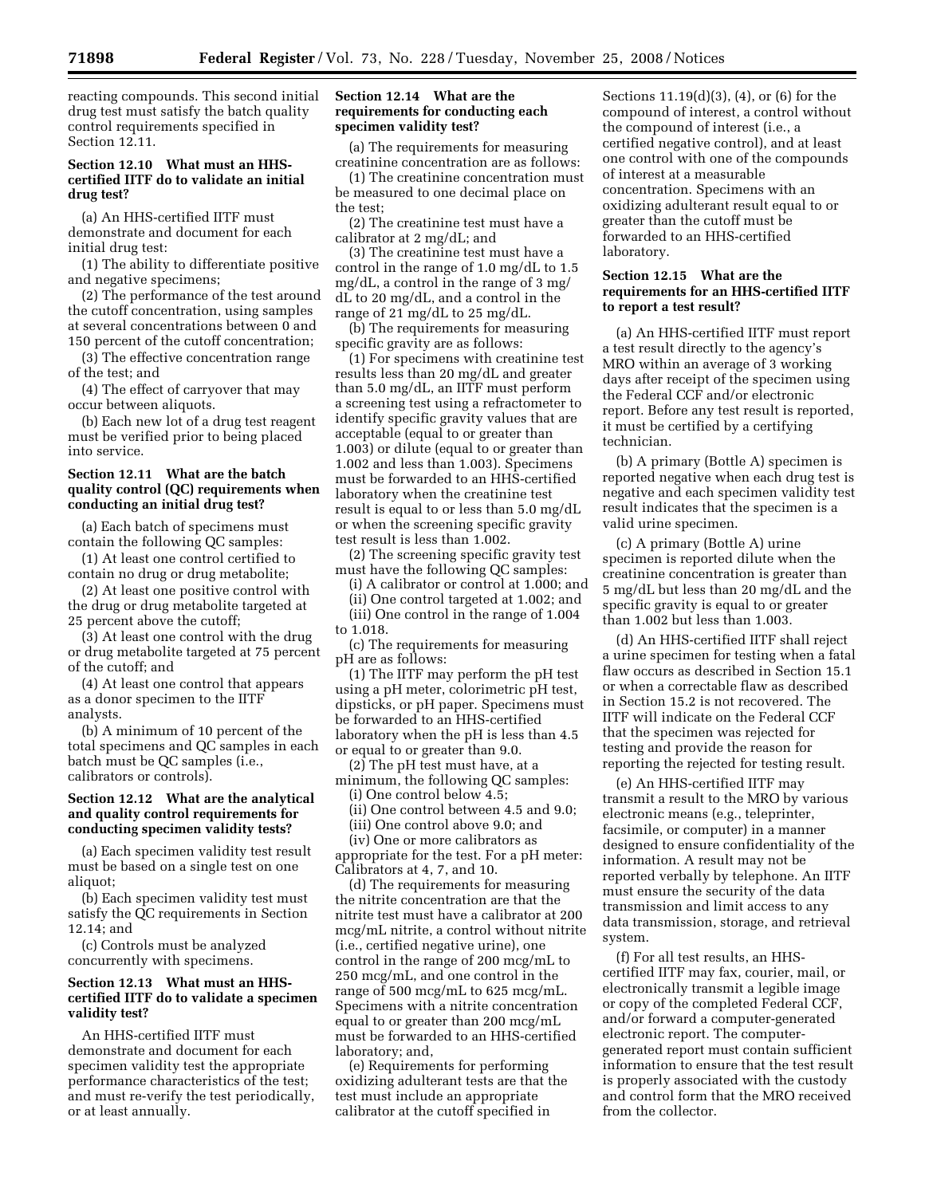reacting compounds. This second initial drug test must satisfy the batch quality control requirements specified in Section 12.11.

### Section 12.10 What must an HHS-certified IITF do to validate an initial drug test?

(a) An HHS-certified IITF must demonstrate and document for each initial drug test:

(1) The ability to differentiate positive and negative specimens;

(2) The performance of the test around the cutoff concentration, using samples at several concentrations between 0 and 150 percent of the cutoff concentration;

(3) The effective concentration range of the test; and

(4) The effect of carryover that may occur between aliquots.

(b) Each new lot of a drug test reagent must be verified prior to being placed into service.

### Section 12.11 What are the batch quality control (QC) requirements when conducting an initial drug test?

(a) Each batch of specimens must contain the following QC samples:

(1) At least one control certified to contain no drug or drug metabolite;

(2) At least one positive control with the drug or drug metabolite targeted at 25 percent above the cutoff;

(3) At least one control with the drug or drug metabolite targeted at 75 percent of the cutoff; and

(4) At least one control that appears as a donor specimen to the IITF analysts.

(b) A minimum of 10 percent of the total specimens and QC samples in each batch must be QC samples (i.e., calibrators or controls).

### Section 12.12 What are the analytical and quality control requirements for conducting specimen validity tests?

(a) Each specimen validity test result must be based on a single test on one aliquot;

(b) Each specimen validity test must satisfy the QC requirements in Section 12.14; and

(c) Controls must be analyzed concurrently with specimens.

### Section 12.13 What must an HHS-certified IITF do to validate a specimen validity test?

An HHS-certified IITF must demonstrate and document for each specimen validity test the appropriate performance characteristics of the test; and must re-verify the test periodically, or at least annually.

### Section 12.14 What are the requirements for conducting each specimen validity test?

(a) The requirements for measuring creatinine concentration are as follows:

(1) The creatinine concentration must be measured to one decimal place on the test;

(2) The creatinine test must have a calibrator at 2 mg/dL; and

(3) The creatinine test must have a control in the range of 1.0 mg/dL to 1.5 mg/dL, a control in the range of 3 mg/dL to 20 mg/dL, and a control in the range of 21 mg/dL to 25 mg/dL.

(b) The requirements for measuring specific gravity are as follows:

(1) For specimens with creatinine test results less than 20 mg/dL and greater than 5.0 mg/dL, an IITF must perform a screening test using a refractometer to identify specific gravity values that are acceptable (equal to or greater than 1.003) or dilute (equal to or greater than 1.002 and less than 1.003). Specimens must be forwarded to an HHS-certified laboratory when the creatinine test result is equal to or less than 5.0 mg/dL or when the screening specific gravity test result is less than 1.002.

(2) The screening specific gravity test must have the following QC samples:

(i) A calibrator or control at 1.000; and

(ii) One control targeted at 1.002; and

(iii) One control in the range of 1.004 to 1.018.

(c) The requirements for measuring pH are as follows:

(1) The IITF may perform the pH test using a pH meter, colorimetric pH test, dipsticks, or pH paper. Specimens must be forwarded to an HHS-certified laboratory when the pH is less than 4.5 or equal to or greater than 9.0.

(2) The pH test must have, at a minimum, the following QC samples:

(i) One control below 4.5;

(ii) One control between 4.5 and 9.0;

(iii) One control above 9.0; and

(iv) One or more calibrators as appropriate for the test. For a pH meter: Calibrators at 4, 7, and 10.

(d) The requirements for measuring the nitrite concentration are that the nitrite test must have a calibrator at 200 mcg/mL nitrite, a control without nitrite (i.e., certified negative urine), one control in the range of 200 mcg/mL to 250 mcg/mL, and one control in the range of 500 mcg/mL to 625 mcg/mL. Specimens with a nitrite concentration equal to or greater than 200 mcg/mL must be forwarded to an HHS-certified laboratory; and,

(e) Requirements for performing oxidizing adulterant tests are that the test must include an appropriate calibrator at the cutoff specified in Sections 11.19(d)(3), (4), or (6) for the compound of interest, a control without the compound of interest (i.e., a certified negative control), and at least one control with one of the compounds of interest at a measurable concentration. Specimens with an oxidizing adulterant result equal to or greater than the cutoff must be forwarded to an HHS-certified laboratory.

### Section 12.15 What are the requirements for an HHS-certified IITF to report a test result?

(a) An HHS-certified IITF must report a test result directly to the agency's MRO within an average of 3 working days after receipt of the specimen using the Federal CCF and/or electronic report. Before any test result is reported, it must be certified by a certifying technician.

(b) A primary (Bottle A) specimen is reported negative when each drug test is negative and each specimen validity test result indicates that the specimen is a valid urine specimen.

(c) A primary (Bottle A) urine specimen is reported dilute when the creatinine concentration is greater than 5 mg/dL but less than 20 mg/dL and the specific gravity is equal to or greater than 1.002 but less than 1.003.

(d) An HHS-certified IITF shall reject a urine specimen for testing when a fatal flaw occurs as described in Section 15.1 or when a correctable flaw as described in Section 15.2 is not recovered. The IITF will indicate on the Federal CCF that the specimen was rejected for testing and provide the reason for reporting the rejected for testing result.

(e) An HHS-certified IITF may transmit a result to the MRO by various electronic means (e.g., teleprinter, facsimile, or computer) in a manner designed to ensure confidentiality of the information. A result may not be reported verbally by telephone. An IITF must ensure the security of the data transmission and limit access to any data transmission, storage, and retrieval system.

(f) For all test results, an HHS-certified IITF may fax, courier, mail, or electronically transmit a legible image or copy of the completed Federal CCF, and/or forward a computer-generated electronic report. The computer-generated report must contain sufficient information to ensure that the test result is properly associated with the custody and control form that the MRO received from the collector.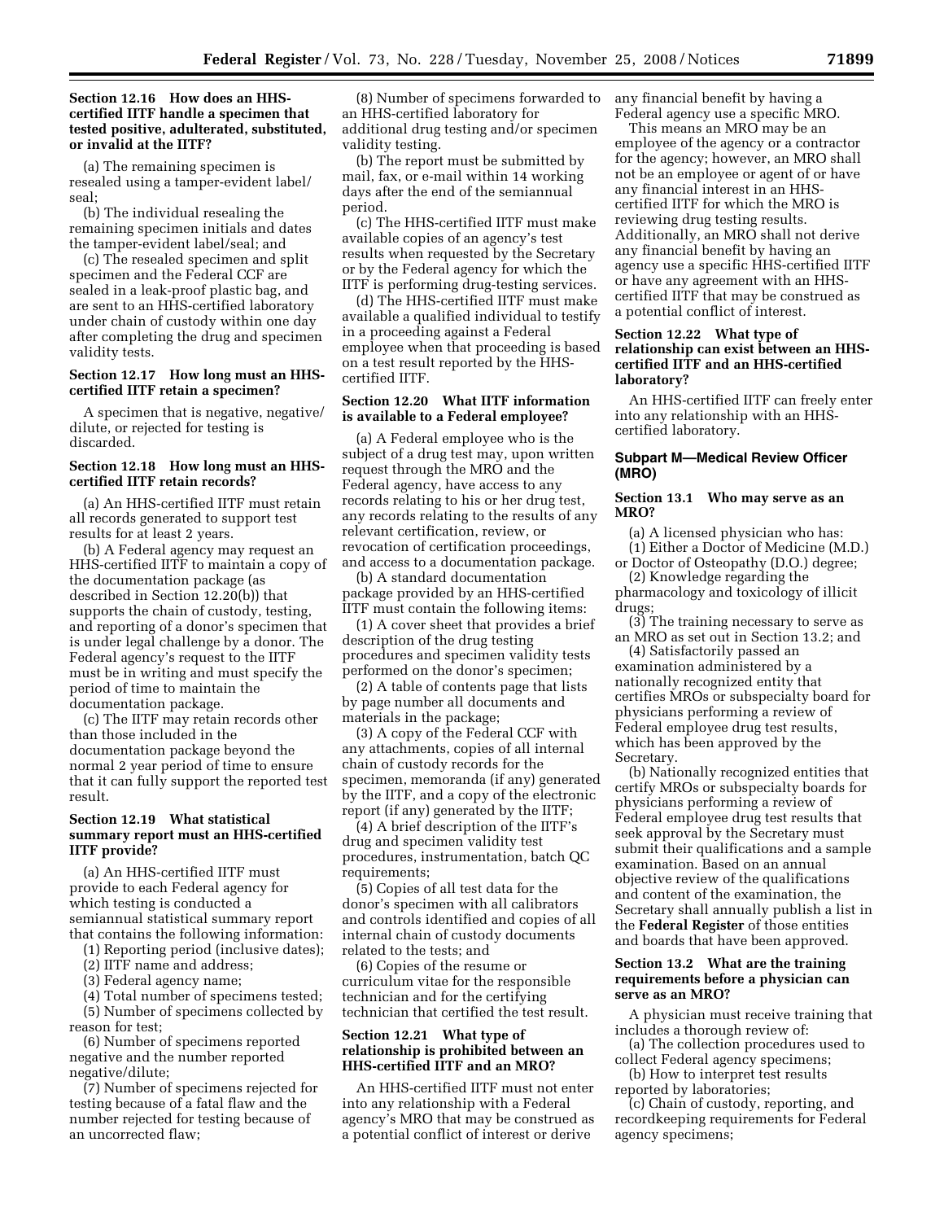**Section 12.16 How does an HHS-certified IITF handle a specimen that tested positive, adulterated, substituted, or invalid at the IITF?**

(a) The remaining specimen is resealed using a tamper-evident label/seal;

(b) The individual resealing the remaining specimen initials and dates the tamper-evident label/seal; and

(c) The resealed specimen and split specimen and the Federal CCF are sealed in a leak-proof plastic bag, and are sent to an HHS-certified laboratory under chain of custody within one day after completing the drug and specimen validity tests.

**Section 12.17 How long must an HHS-certified IITF retain a specimen?**

A specimen that is negative, negative/dilute, or rejected for testing is discarded.

**Section 12.18 How long must an HHS-certified IITF retain records?**

(a) An HHS-certified IITF must retain all records generated to support test results for at least 2 years.

(b) A Federal agency may request an HHS-certified IITF to maintain a copy of the documentation package (as described in Section 12.20(b)) that supports the chain of custody, testing, and reporting of a donor's specimen that is under legal challenge by a donor. The Federal agency's request to the IITF must be in writing and must specify the period of time to maintain the documentation package.

(c) The IITF may retain records other than those included in the documentation package beyond the normal 2 year period of time to ensure that it can fully support the reported test result.

**Section 12.19 What statistical summary report must an HHS-certified IITF provide?**

(a) An HHS-certified IITF must provide to each Federal agency for which testing is conducted a semiannual statistical summary report that contains the following information:

(1) Reporting period (inclusive dates);

(2) IITF name and address;

(3) Federal agency name;

(4) Total number of specimens tested;

(5) Number of specimens collected by reason for test;

(6) Number of specimens reported negative and the number reported negative/dilute;

(7) Number of specimens rejected for testing because of a fatal flaw and the number rejected for testing because of an uncorrected flaw;

(8) Number of specimens forwarded to an HHS-certified laboratory for additional drug testing and/or specimen validity testing.

(b) The report must be submitted by mail, fax, or e-mail within 14 working days after the end of the semiannual period.

(c) The HHS-certified IITF must make available copies of an agency's test results when requested by the Secretary or by the Federal agency for which the IITF is performing drug-testing services.

(d) The HHS-certified IITF must make available a qualified individual to testify in a proceeding against a Federal employee when that proceeding is based on a test result reported by the HHS-certified IITF.

**Section 12.20 What IITF information is available to a Federal employee?**

(a) A Federal employee who is the subject of a drug test may, upon written request through the MRO and the Federal agency, have access to any records relating to his or her drug test, any records relating to the results of any relevant certification, review, or revocation of certification proceedings, and access to a documentation package.

(b) A standard documentation package provided by an HHS-certified IITF must contain the following items:

(1) A cover sheet that provides a brief description of the drug testing procedures and specimen validity tests performed on the donor's specimen;

(2) A table of contents page that lists by page number all documents and materials in the package;

(3) A copy of the Federal CCF with any attachments, copies of all internal chain of custody records for the specimen, memoranda (if any) generated by the IITF, and a copy of the electronic report (if any) generated by the IITF;

(4) A brief description of the IITF's drug and specimen validity test procedures, instrumentation, batch QC requirements;

(5) Copies of all test data for the donor's specimen with all calibrators and controls identified and copies of all internal chain of custody documents related to the tests; and

(6) Copies of the resume or curriculum vitae for the responsible technician and for the certifying technician that certified the test result.

**Section 12.21 What type of relationship is prohibited between an HHS-certified IITF and an MRO?**

An HHS-certified IITF must not enter into any relationship with a Federal agency's MRO that may be construed as a potential conflict of interest or derive any financial benefit by having a Federal agency use a specific MRO.

This means an MRO may be an employee of the agency or a contractor for the agency; however, an MRO shall not be an employee or agent of or have any financial interest in an HHS-certified IITF for which the MRO is reviewing drug testing results. Additionally, an MRO shall not derive any financial benefit by having an agency use a specific HHS-certified IITF or have any agreement with an HHS-certified IITF that may be construed as a potential conflict of interest.

**Section 12.22 What type of relationship can exist between an HHS-certified IITF and an HHS-certified laboratory?**

An HHS-certified IITF can freely enter into any relationship with an HHS-certified laboratory.

## Subpart M—Medical Review Officer (MRO)

**Section 13.1 Who may serve as an MRO?**

(a) A licensed physician who has:

(1) Either a Doctor of Medicine (M.D.) or Doctor of Osteopathy (D.O.) degree;

(2) Knowledge regarding the pharmacology and toxicology of illicit drugs;

(3) The training necessary to serve as an MRO as set out in Section 13.2; and

(4) Satisfactorily passed an examination administered by a nationally recognized entity that certifies MROs or subspecialty board for physicians performing a review of Federal employee drug test results, which has been approved by the Secretary.

(b) Nationally recognized entities that certify MROs or subspecialty boards for physicians performing a review of Federal employee drug test results that seek approval by the Secretary must submit their qualifications and a sample examination. Based on an annual objective review of the qualifications and content of the examination, the Secretary shall annually publish a list in the **Federal Register** of those entities and boards that have been approved.

**Section 13.2 What are the training requirements before a physician can serve as an MRO?**

A physician must receive training that includes a thorough review of:

(a) The collection procedures used to collect Federal agency specimens;

(b) How to interpret test results reported by laboratories;

(c) Chain of custody, reporting, and recordkeeping requirements for Federal agency specimens;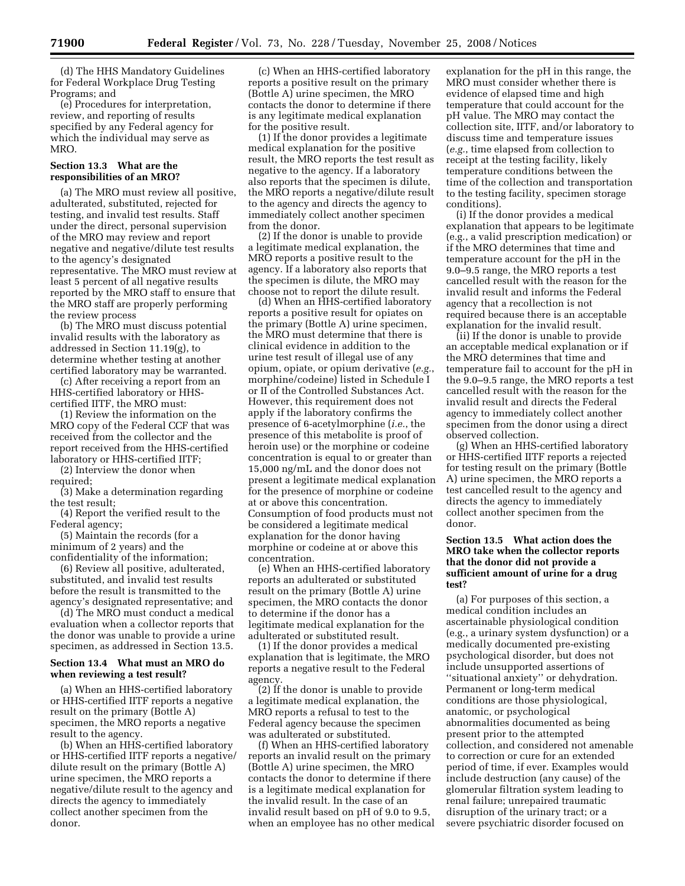(d) The HHS Mandatory Guidelines for Federal Workplace Drug Testing Programs; and

(e) Procedures for interpretation, review, and reporting of results specified by any Federal agency for which the individual may serve as MRO.

**Section 13.3 What are the responsibilities of an MRO?**

(a) The MRO must review all positive, adulterated, substituted, rejected for testing, and invalid test results. Staff under the direct, personal supervision of the MRO may review and report negative and negative/dilute test results to the agency's designated representative. The MRO must review at least 5 percent of all negative results reported by the MRO staff to ensure that the MRO staff are properly performing the review process

(b) The MRO must discuss potential invalid results with the laboratory as addressed in Section 11.19(g), to determine whether testing at another certified laboratory may be warranted.

(c) After receiving a report from an HHS-certified laboratory or HHS-certified IITF, the MRO must:

(1) Review the information on the MRO copy of the Federal CCF that was received from the collector and the report received from the HHS-certified laboratory or HHS-certified IITF;

(2) Interview the donor when required;

(3) Make a determination regarding the test result;

(4) Report the verified result to the Federal agency;

(5) Maintain the records (for a minimum of 2 years) and the confidentiality of the information;

(6) Review all positive, adulterated, substituted, and invalid test results before the result is transmitted to the agency's designated representative; and

(d) The MRO must conduct a medical evaluation when a collector reports that the donor was unable to provide a urine specimen, as addressed in Section 13.5.

**Section 13.4 What must an MRO do when reviewing a test result?**

(a) When an HHS-certified laboratory or HHS-certified IITF reports a negative result on the primary (Bottle A) specimen, the MRO reports a negative result to the agency.

(b) When an HHS-certified laboratory or HHS-certified IITF reports a negative/dilute result on the primary (Bottle A) urine specimen, the MRO reports a negative/dilute result to the agency and directs the agency to immediately collect another specimen from the donor.

(c) When an HHS-certified laboratory reports a positive result on the primary (Bottle A) urine specimen, the MRO contacts the donor to determine if there is any legitimate medical explanation for the positive result.

(1) If the donor provides a legitimate medical explanation for the positive result, the MRO reports the test result as negative to the agency. If a laboratory also reports that the specimen is dilute, the MRO reports a negative/dilute result to the agency and directs the agency to immediately collect another specimen from the donor.

(2) If the donor is unable to provide a legitimate medical explanation, the MRO reports a positive result to the agency. If a laboratory also reports that the specimen is dilute, the MRO may choose not to report the dilute result.

(d) When an HHS-certified laboratory reports a positive result for opiates on the primary (Bottle A) urine specimen, the MRO must determine that there is clinical evidence in addition to the urine test result of illegal use of any opium, opiate, or opium derivative (*e.g.*, morphine/codeine) listed in Schedule I or II of the Controlled Substances Act. However, this requirement does not apply if the laboratory confirms the presence of 6-acetylmorphine (*i.e.*, the presence of this metabolite is proof of heroin use) or the morphine or codeine concentration is equal to or greater than 15,000 ng/mL and the donor does not present a legitimate medical explanation for the presence of morphine or codeine at or above this concentration. Consumption of food products must not be considered a legitimate medical explanation for the donor having morphine or codeine at or above this concentration.

(e) When an HHS-certified laboratory reports an adulterated or substituted result on the primary (Bottle A) urine specimen, the MRO contacts the donor to determine if the donor has a legitimate medical explanation for the adulterated or substituted result.

(1) If the donor provides a medical explanation that is legitimate, the MRO reports a negative result to the Federal agency.

(2) If the donor is unable to provide a legitimate medical explanation, the MRO reports a refusal to test to the Federal agency because the specimen was adulterated or substituted.

(f) When an HHS-certified laboratory reports an invalid result on the primary (Bottle A) urine specimen, the MRO contacts the donor to determine if there is a legitimate medical explanation for the invalid result. In the case of an invalid result based on pH of 9.0 to 9.5, when an employee has no other medical explanation for the pH in this range, the MRO must consider whether there is evidence of elapsed time and high temperature that could account for the pH value. The MRO may contact the collection site, IITF, and/or laboratory to discuss time and temperature issues (*e.g.*, time elapsed from collection to receipt at the testing facility, likely temperature conditions between the time of the collection and transportation to the testing facility, specimen storage conditions).

(i) If the donor provides a medical explanation that appears to be legitimate (e.g., a valid prescription medication) or if the MRO determines that time and temperature account for the pH in the 9.0–9.5 range, the MRO reports a test cancelled result with the reason for the invalid result and informs the Federal agency that a recollection is not required because there is an acceptable explanation for the invalid result.

(ii) If the donor is unable to provide an acceptable medical explanation or if the MRO determines that time and temperature fail to account for the pH in the 9.0–9.5 range, the MRO reports a test cancelled result with the reason for the invalid result and directs the Federal agency to immediately collect another specimen from the donor using a direct observed collection.

(g) When an HHS-certified laboratory or HHS-certified IITF reports a rejected for testing result on the primary (Bottle A) urine specimen, the MRO reports a test cancelled result to the agency and directs the agency to immediately collect another specimen from the donor.

**Section 13.5 What action does the MRO take when the collector reports that the donor did not provide a sufficient amount of urine for a drug test?**

(a) For purposes of this section, a medical condition includes an ascertainable physiological condition (e.g., a urinary system dysfunction) or a medically documented pre-existing psychological disorder, but does not include unsupported assertions of "situational anxiety" or dehydration. Permanent or long-term medical conditions are those physiological, anatomic, or psychological abnormalities documented as being present prior to the attempted collection, and considered not amenable to correction or cure for an extended period of time, if ever. Examples would include destruction (any cause) of the glomerular filtration system leading to renal failure; unrepaired traumatic disruption of the urinary tract; or a severe psychiatric disorder focused on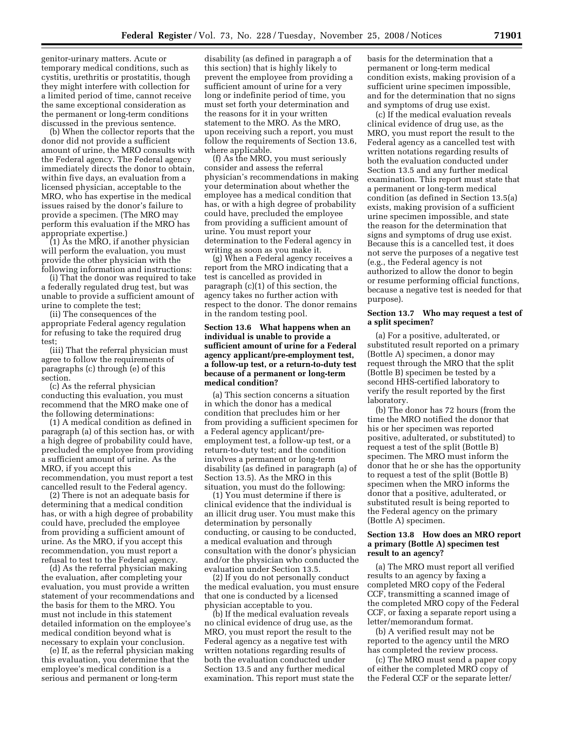genitor-urinary matters. Acute or temporary medical conditions, such as cystitis, urethritis or prostatitis, though they might interfere with collection for a limited period of time, cannot receive the same exceptional consideration as the permanent or long-term conditions discussed in the previous sentence.

(b) When the collector reports that the donor did not provide a sufficient amount of urine, the MRO consults with the Federal agency. The Federal agency immediately directs the donor to obtain, within five days, an evaluation from a licensed physician, acceptable to the MRO, who has expertise in the medical issues raised by the donor's failure to provide a specimen. (The MRO may perform this evaluation if the MRO has appropriate expertise.)

(1) As the MRO, if another physician will perform the evaluation, you must provide the other physician with the following information and instructions:

(i) That the donor was required to take a federally regulated drug test, but was unable to provide a sufficient amount of urine to complete the test;

(ii) The consequences of the appropriate Federal agency regulation for refusing to take the required drug test;

(iii) That the referral physician must agree to follow the requirements of paragraphs (c) through (e) of this section.

(c) As the referral physician conducting this evaluation, you must recommend that the MRO make one of the following determinations:

(1) A medical condition as defined in paragraph (a) of this section has, or with a high degree of probability could have, precluded the employee from providing a sufficient amount of urine. As the MRO, if you accept this recommendation, you must report a test cancelled result to the Federal agency.

(2) There is not an adequate basis for determining that a medical condition has, or with a high degree of probability could have, precluded the employee from providing a sufficient amount of urine. As the MRO, if you accept this recommendation, you must report a refusal to test to the Federal agency.

(d) As the referral physician making the evaluation, after completing your evaluation, you must provide a written statement of your recommendations and the basis for them to the MRO. You must not include in this statement detailed information on the employee's medical condition beyond what is necessary to explain your conclusion.

(e) If, as the referral physician making this evaluation, you determine that the employee's medical condition is a serious and permanent or long-term disability (as defined in paragraph a of this section) that is highly likely to prevent the employee from providing a sufficient amount of urine for a very long or indefinite period of time, you must set forth your determination and the reasons for it in your written statement to the MRO. As the MRO, upon receiving such a report, you must follow the requirements of Section 13.6, where applicable.

(f) As the MRO, you must seriously consider and assess the referral physician's recommendations in making your determination about whether the employee has a medical condition that has, or with a high degree of probability could have, precluded the employee from providing a sufficient amount of urine. You must report your determination to the Federal agency in writing as soon as you make it.

(g) When a Federal agency receives a report from the MRO indicating that a test is cancelled as provided in paragraph (c)(1) of this section, the agency takes no further action with respect to the donor. The donor remains in the random testing pool.

**Section 13.6 What happens when an individual is unable to provide a sufficient amount of urine for a Federal agency applicant/pre-employment test, a follow-up test, or a return-to-duty test because of a permanent or long-term medical condition?**

(a) This section concerns a situation in which the donor has a medical condition that precludes him or her from providing a sufficient specimen for a Federal agency applicant/pre-employment test, a follow-up test, or a return-to-duty test; and the condition involves a permanent or long-term disability (as defined in paragraph (a) of Section 13.5). As the MRO in this situation, you must do the following:

(1) You must determine if there is clinical evidence that the individual is an illicit drug user. You must make this determination by personally conducting, or causing to be conducted, a medical evaluation and through consultation with the donor's physician and/or the physician who conducted the evaluation under Section 13.5.

(2) If you do not personally conduct the medical evaluation, you must ensure that one is conducted by a licensed physician acceptable to you.

(b) If the medical evaluation reveals no clinical evidence of drug use, as the MRO, you must report the result to the Federal agency as a negative test with written notations regarding results of both the evaluation conducted under Section 13.5 and any further medical examination. This report must state the basis for the determination that a permanent or long-term medical condition exists, making provision of a sufficient urine specimen impossible, and for the determination that no signs and symptoms of drug use exist.

(c) If the medical evaluation reveals clinical evidence of drug use, as the MRO, you must report the result to the Federal agency as a cancelled test with written notations regarding results of both the evaluation conducted under Section 13.5 and any further medical examination. This report must state that a permanent or long-term medical condition (as defined in Section 13.5(a) exists, making provision of a sufficient urine specimen impossible, and state the reason for the determination that signs and symptoms of drug use exist. Because this is a cancelled test, it does not serve the purposes of a negative test (e.g., the Federal agency is not authorized to allow the donor to begin or resume performing official functions, because a negative test is needed for that purpose).

**Section 13.7 Who may request a test of a split specimen?**

(a) For a positive, adulterated, or substituted result reported on a primary (Bottle A) specimen, a donor may request through the MRO that the split (Bottle B) specimen be tested by a second HHS-certified laboratory to verify the result reported by the first laboratory.

(b) The donor has 72 hours (from the time the MRO notified the donor that his or her specimen was reported positive, adulterated, or substituted) to request a test of the split (Bottle B) specimen. The MRO must inform the donor that he or she has the opportunity to request a test of the split (Bottle B) specimen when the MRO informs the donor that a positive, adulterated, or substituted result is being reported to the Federal agency on the primary (Bottle A) specimen.

**Section 13.8 How does an MRO report a primary (Bottle A) specimen test result to an agency?**

(a) The MRO must report all verified results to an agency by faxing a completed MRO copy of the Federal CCF, transmitting a scanned image of the completed MRO copy of the Federal CCF, or faxing a separate report using a letter/memorandum format.

(b) A verified result may not be reported to the agency until the MRO has completed the review process.

(c) The MRO must send a paper copy of either the completed MRO copy of the Federal CCF or the separate letter/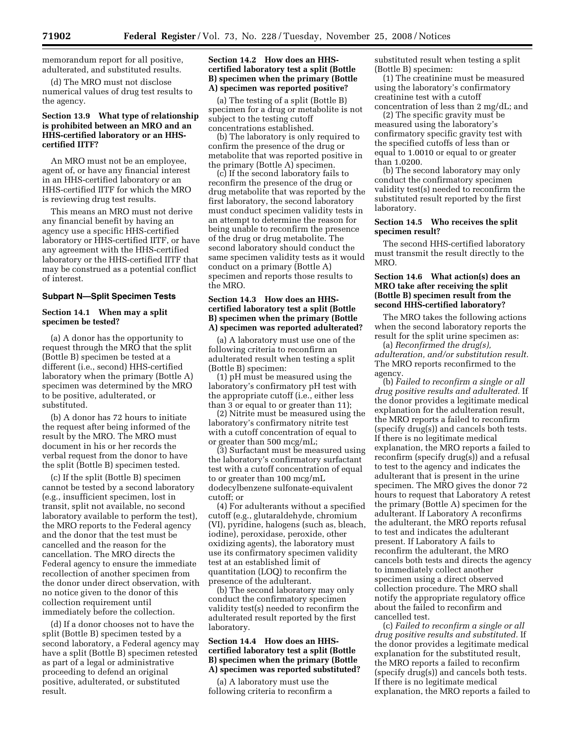memorandum report for all positive, adulterated, and substituted results.

(d) The MRO must not disclose numerical values of drug test results to the agency.

### Section 13.9 What type of relationship is prohibited between an MRO and an HHS-certified laboratory or an HHS-certified IITF?

An MRO must not be an employee, agent of, or have any financial interest in an HHS-certified laboratory or an HHS-certified IITF for which the MRO is reviewing drug test results.

This means an MRO must not derive any financial benefit by having an agency use a specific HHS-certified laboratory or HHS-certified IITF, or have any agreement with the HHS-certified laboratory or the HHS-certified IITF that may be construed as a potential conflict of interest.

## Subpart N—Split Specimen Tests

### Section 14.1 When may a split specimen be tested?

(a) A donor has the opportunity to request through the MRO that the split (Bottle B) specimen be tested at a different (i.e., second) HHS-certified laboratory when the primary (Bottle A) specimen was determined by the MRO to be positive, adulterated, or substituted.

(b) A donor has 72 hours to initiate the request after being informed of the result by the MRO. The MRO must document in his or her records the verbal request from the donor to have the split (Bottle B) specimen tested.

(c) If the split (Bottle B) specimen cannot be tested by a second laboratory (e.g., insufficient specimen, lost in transit, split not available, no second laboratory available to perform the test), the MRO reports to the Federal agency and the donor that the test must be cancelled and the reason for the cancellation. The MRO directs the Federal agency to ensure the immediate recollection of another specimen from the donor under direct observation, with no notice given to the donor of this collection requirement until immediately before the collection.

(d) If a donor chooses not to have the split (Bottle B) specimen tested by a second laboratory, a Federal agency may have a split (Bottle B) specimen retested as part of a legal or administrative proceeding to defend an original positive, adulterated, or substituted result.

### Section 14.2 How does an HHS-certified laboratory test a split (Bottle B) specimen when the primary (Bottle A) specimen was reported positive?

(a) The testing of a split (Bottle B) specimen for a drug or metabolite is not subject to the testing cutoff concentrations established.

(b) The laboratory is only required to confirm the presence of the drug or metabolite that was reported positive in the primary (Bottle A) specimen.

(c) If the second laboratory fails to reconfirm the presence of the drug or drug metabolite that was reported by the first laboratory, the second laboratory must conduct specimen validity tests in an attempt to determine the reason for being unable to reconfirm the presence of the drug or drug metabolite. The second laboratory should conduct the same specimen validity tests as it would conduct on a primary (Bottle A) specimen and reports those results to the MRO.

### Section 14.3 How does an HHS-certified laboratory test a split (Bottle B) specimen when the primary (Bottle A) specimen was reported adulterated?

(a) A laboratory must use one of the following criteria to reconfirm an adulterated result when testing a split (Bottle B) specimen:

(1) pH must be measured using the laboratory's confirmatory pH test with the appropriate cutoff (i.e., either less than 3 or equal to or greater than 11);

(2) Nitrite must be measured using the laboratory's confirmatory nitrite test with a cutoff concentration of equal to or greater than 500 mcg/mL;

(3) Surfactant must be measured using the laboratory's confirmatory surfactant test with a cutoff concentration of equal to or greater than 100 mcg/mL dodecylbenzene sulfonate-equivalent cutoff; or

(4) For adulterants without a specified cutoff (e.g., glutaraldehyde, chromium (VI), pyridine, halogens (such as, bleach, iodine), peroxidase, peroxide, other oxidizing agents), the laboratory must use its confirmatory specimen validity test at an established limit of quantitation (LOQ) to reconfirm the presence of the adulterant.

(b) The second laboratory may only conduct the confirmatory specimen validity test(s) needed to reconfirm the adulterated result reported by the first laboratory.

### Section 14.4 How does an HHS-certified laboratory test a split (Bottle B) specimen when the primary (Bottle A) specimen was reported substituted?

(a) A laboratory must use the following criteria to reconfirm a substituted result when testing a split (Bottle B) specimen:

(1) The creatinine must be measured using the laboratory's confirmatory creatinine test with a cutoff concentration of less than 2 mg/dL; and

(2) The specific gravity must be measured using the laboratory's confirmatory specific gravity test with the specified cutoffs of less than or equal to 1.0010 or equal to or greater than 1.0200.

(b) The second laboratory may only conduct the confirmatory specimen validity test(s) needed to reconfirm the substituted result reported by the first laboratory.

### Section 14.5 Who receives the split specimen result?

The second HHS-certified laboratory must transmit the result directly to the MRO.

### Section 14.6 What action(s) does an MRO take after receiving the split (Bottle B) specimen result from the second HHS-certified laboratory?

The MRO takes the following actions when the second laboratory reports the result for the split urine specimen as:

(a) *Reconfirmed the drug(s), adulteration, and/or substitution result.* The MRO reports reconfirmed to the agency.

(b) *Failed to reconfirm a single or all drug positive results and adulterated.* If the donor provides a legitimate medical explanation for the adulteration result, the MRO reports a failed to reconfirm (specify drug(s)) and cancels both tests. If there is no legitimate medical explanation, the MRO reports a failed to reconfirm (specify drug(s)) and a refusal to test to the agency and indicates the adulterant that is present in the urine specimen. The MRO gives the donor 72 hours to request that Laboratory A retest the primary (Bottle A) specimen for the adulterant. If Laboratory A reconfirms the adulterant, the MRO reports refusal to test and indicates the adulterant present. If Laboratory A fails to reconfirm the adulterant, the MRO cancels both tests and directs the agency to immediately collect another specimen using a direct observed collection procedure. The MRO shall notify the appropriate regulatory office about the failed to reconfirm and cancelled test.

(c) *Failed to reconfirm a single or all drug positive results and substituted.* If the donor provides a legitimate medical explanation for the substituted result, the MRO reports a failed to reconfirm (specify drug(s)) and cancels both tests. If there is no legitimate medical explanation, the MRO reports a failed to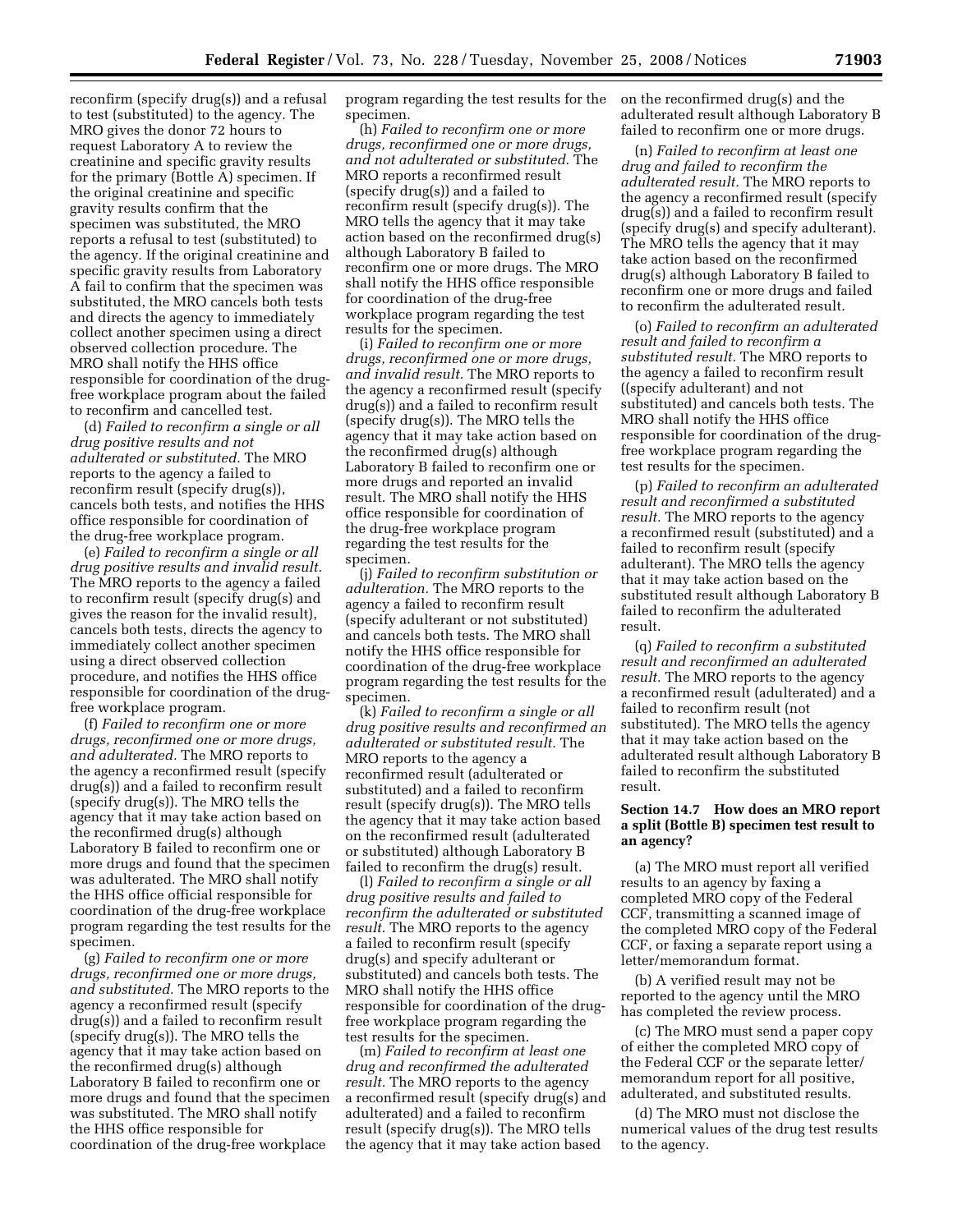reconfirm (specify drug(s)) and a refusal to test (substituted) to the agency. The MRO gives the donor 72 hours to request Laboratory A to review the creatinine and specific gravity results for the primary (Bottle A) specimen. If the original creatinine and specific gravity results confirm that the specimen was substituted, the MRO reports a refusal to test (substituted) to the agency. If the original creatinine and specific gravity results from Laboratory A fail to confirm that the specimen was substituted, the MRO cancels both tests and directs the agency to immediately collect another specimen using a direct observed collection procedure. The MRO shall notify the HHS office responsible for coordination of the drug-free workplace program about the failed to reconfirm and cancelled test.

(d) *Failed to reconfirm a single or all drug positive results and not adulterated or substituted.* The MRO reports to the agency a failed to reconfirm result (specify drug(s)), cancels both tests, and notifies the HHS office responsible for coordination of the drug-free workplace program.

(e) *Failed to reconfirm a single or all drug positive results and invalid result.* The MRO reports to the agency a failed to reconfirm result (specify drug(s) and gives the reason for the invalid result), cancels both tests, directs the agency to immediately collect another specimen using a direct observed collection procedure, and notifies the HHS office responsible for coordination of the drug-free workplace program.

(f) *Failed to reconfirm one or more drugs, reconfirmed one or more drugs, and adulterated.* The MRO reports to the agency a reconfirmed result (specify drug(s)) and a failed to reconfirm result (specify drug(s)). The MRO tells the agency that it may take action based on the reconfirmed drug(s) although Laboratory B failed to reconfirm one or more drugs and found that the specimen was adulterated. The MRO shall notify the HHS office official responsible for coordination of the drug-free workplace program regarding the test results for the specimen.

(g) *Failed to reconfirm one or more drugs, reconfirmed one or more drugs, and substituted.* The MRO reports to the agency a reconfirmed result (specify drug(s)) and a failed to reconfirm result (specify drug(s)). The MRO tells the agency that it may take action based on the reconfirmed drug(s) although Laboratory B failed to reconfirm one or more drugs and found that the specimen was substituted. The MRO shall notify the HHS office responsible for coordination of the drug-free workplace program regarding the test results for the specimen.

(h) *Failed to reconfirm one or more drugs, reconfirmed one or more drugs, and not adulterated or substituted.* The MRO reports a reconfirmed result (specify drug(s)) and a failed to reconfirm result (specify drug(s)). The MRO tells the agency that it may take action based on the reconfirmed drug(s) although Laboratory B failed to reconfirm one or more drugs. The MRO shall notify the HHS office responsible for coordination of the drug-free workplace program regarding the test results for the specimen.

(i) *Failed to reconfirm one or more drugs, reconfirmed one or more drugs, and invalid result.* The MRO reports to the agency a reconfirmed result (specify drug(s)) and a failed to reconfirm result (specify drug(s)). The MRO tells the agency that it may take action based on the reconfirmed drug(s) although Laboratory B failed to reconfirm one or more drugs and reported an invalid result. The MRO shall notify the HHS office responsible for coordination of the drug-free workplace program regarding the test results for the specimen.

(j) *Failed to reconfirm substitution or adulteration.* The MRO reports to the agency a failed to reconfirm result (specify adulterant or not substituted) and cancels both tests. The MRO shall notify the HHS office responsible for coordination of the drug-free workplace program regarding the test results for the specimen.

(k) *Failed to reconfirm a single or all drug positive results and reconfirmed an adulterated or substituted result.* The MRO reports to the agency a reconfirmed result (adulterated or substituted) and a failed to reconfirm result (specify drug(s)). The MRO tells the agency that it may take action based on the reconfirmed result (adulterated or substituted) although Laboratory B failed to reconfirm the drug(s) result.

(l) *Failed to reconfirm a single or all drug positive results and failed to reconfirm the adulterated or substituted result.* The MRO reports to the agency a failed to reconfirm result (specify drug(s) and specify adulterant or substituted) and cancels both tests. The MRO shall notify the HHS office responsible for coordination of the drug-free workplace program regarding the test results for the specimen.

(m) *Failed to reconfirm at least one drug and reconfirmed the adulterated result.* The MRO reports to the agency a reconfirmed result (specify drug(s) and adulterated) and a failed to reconfirm result (specify drug(s)). The MRO tells the agency that it may take action based on the reconfirmed drug(s) and the adulterated result although Laboratory B failed to reconfirm one or more drugs.

(n) *Failed to reconfirm at least one drug and failed to reconfirm the adulterated result.* The MRO reports to the agency a reconfirmed result (specify drug(s)) and a failed to reconfirm result (specify drug(s) and specify adulterant). The MRO tells the agency that it may take action based on the reconfirmed drug(s) although Laboratory B failed to reconfirm one or more drugs and failed to reconfirm the adulterated result.

(o) *Failed to reconfirm an adulterated result and failed to reconfirm a substituted result.* The MRO reports to the agency a failed to reconfirm result ((specify adulterant) and not substituted) and cancels both tests. The MRO shall notify the HHS office responsible for coordination of the drug-free workplace program regarding the test results for the specimen.

(p) *Failed to reconfirm an adulterated result and reconfirmed a substituted result.* The MRO reports to the agency a reconfirmed result (substituted) and a failed to reconfirm result (specify adulterant). The MRO tells the agency that it may take action based on the substituted result although Laboratory B failed to reconfirm the adulterated result.

(q) *Failed to reconfirm a substituted result and reconfirmed an adulterated result.* The MRO reports to the agency a reconfirmed result (adulterated) and a failed to reconfirm result (not substituted). The MRO tells the agency that it may take action based on the adulterated result although Laboratory B failed to reconfirm the substituted result.

### Section 14.7 How does an MRO report a split (Bottle B) specimen test result to an agency?

(a) The MRO must report all verified results to an agency by faxing a completed MRO copy of the Federal CCF, transmitting a scanned image of the completed MRO copy of the Federal CCF, or faxing a separate report using a letter/memorandum format.

(b) A verified result may not be reported to the agency until the MRO has completed the review process.

(c) The MRO must send a paper copy of either the completed MRO copy of the Federal CCF or the separate letter/memorandum report for all positive, adulterated, and substituted results.

(d) The MRO must not disclose the numerical values of the drug test results to the agency.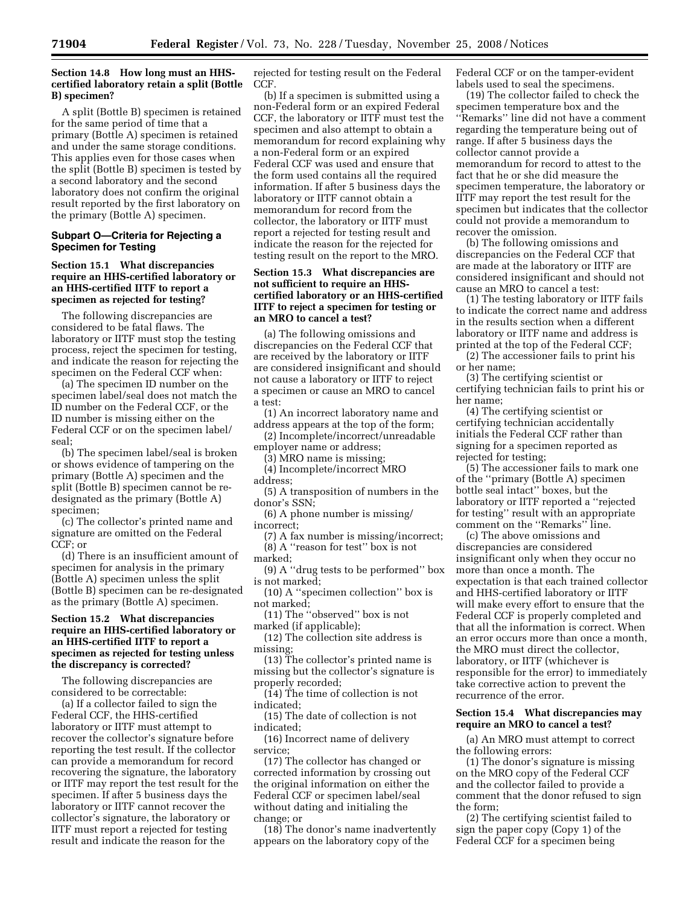### Section 14.8 How long must an HHS-certified laboratory retain a split (Bottle B) specimen?

A split (Bottle B) specimen is retained for the same period of time that a primary (Bottle A) specimen is retained and under the same storage conditions. This applies even for those cases when the split (Bottle B) specimen is tested by a second laboratory and the second laboratory does not confirm the original result reported by the first laboratory on the primary (Bottle A) specimen.

## Subpart O—Criteria for Rejecting a Specimen for Testing

### Section 15.1 What discrepancies require an HHS-certified laboratory or an HHS-certified IITF to report a specimen as rejected for testing?

The following discrepancies are considered to be fatal flaws. The laboratory or IITF must stop the testing process, reject the specimen for testing, and indicate the reason for rejecting the specimen on the Federal CCF when:

(a) The specimen ID number on the specimen label/seal does not match the ID number on the Federal CCF, or the ID number is missing either on the Federal CCF or on the specimen label/seal;

(b) The specimen label/seal is broken or shows evidence of tampering on the primary (Bottle A) specimen and the split (Bottle B) specimen cannot be re-designated as the primary (Bottle A) specimen;

(c) The collector's printed name and signature are omitted on the Federal CCF; or

(d) There is an insufficient amount of specimen for analysis in the primary (Bottle A) specimen unless the split (Bottle B) specimen can be re-designated as the primary (Bottle A) specimen.

### Section 15.2 What discrepancies require an HHS-certified laboratory or an HHS-certified IITF to report a specimen as rejected for testing unless the discrepancy is corrected?

The following discrepancies are considered to be correctable:

(a) If a collector failed to sign the Federal CCF, the HHS-certified laboratory or IITF must attempt to recover the collector's signature before reporting the test result. If the collector can provide a memorandum for record recovering the signature, the laboratory or IITF may report the test result for the specimen. If after 5 business days the laboratory or IITF cannot recover the collector's signature, the laboratory or IITF must report a rejected for testing result and indicate the reason for the rejected for testing result on the Federal CCF.

(b) If a specimen is submitted using a non-Federal form or an expired Federal CCF, the laboratory or IITF must test the specimen and also attempt to obtain a memorandum for record explaining why a non-Federal form or an expired Federal CCF was used and ensure that the form used contains all the required information. If after 5 business days the laboratory or IITF cannot obtain a memorandum for record from the collector, the laboratory or IITF must report a rejected for testing result and indicate the reason for the rejected for testing result on the report to the MRO.

### Section 15.3 What discrepancies are not sufficient to require an HHS-certified laboratory or an HHS-certified IITF to reject a specimen for testing or an MRO to cancel a test?

(a) The following omissions and discrepancies on the Federal CCF that are received by the laboratory or IITF are considered insignificant and should not cause a laboratory or IITF to reject a specimen or cause an MRO to cancel a test:

(1) An incorrect laboratory name and address appears at the top of the form;

(2) Incomplete/incorrect/unreadable employer name or address;

(3) MRO name is missing;

(4) Incomplete/incorrect MRO address;

(5) A transposition of numbers in the donor's SSN;

(6) A phone number is missing/incorrect;

(7) A fax number is missing/incorrect;

(8) A "reason for test" box is not marked;

(9) A "drug tests to be performed" box is not marked;

(10) A "specimen collection" box is not marked;

(11) The "observed" box is not marked (if applicable);

(12) The collection site address is missing;

(13) The collector's printed name is missing but the collector's signature is properly recorded;

(14) The time of collection is not indicated;

(15) The date of collection is not indicated;

(16) Incorrect name of delivery service;

(17) The collector has changed or corrected information by crossing out the original information on either the Federal CCF or specimen label/seal without dating and initialing the change; or

(18) The donor's name inadvertently appears on the laboratory copy of the Federal CCF or on the tamper-evident labels used to seal the specimens.

(19) The collector failed to check the specimen temperature box and the "Remarks" line did not have a comment regarding the temperature being out of range. If after 5 business days the collector cannot provide a memorandum for record to attest to the fact that he or she did measure the specimen temperature, the laboratory or IITF may report the test result for the specimen but indicates that the collector could not provide a memorandum to recover the omission.

(b) The following omissions and discrepancies on the Federal CCF that are made at the laboratory or IITF are considered insignificant and should not cause an MRO to cancel a test:

(1) The testing laboratory or IITF fails to indicate the correct name and address in the results section when a different laboratory or IITF name and address is printed at the top of the Federal CCF;

(2) The accessioner fails to print his or her name;

(3) The certifying scientist or certifying technician fails to print his or her name;

(4) The certifying scientist or certifying technician accidentally initials the Federal CCF rather than signing for a specimen reported as rejected for testing;

(5) The accessioner fails to mark one of the "primary (Bottle A) specimen bottle seal intact" boxes, but the laboratory or IITF reported a "rejected for testing" result with an appropriate comment on the "Remarks" line.

(c) The above omissions and discrepancies are considered insignificant only when they occur no more than once a month. The expectation is that each trained collector and HHS-certified laboratory or IITF will make every effort to ensure that the Federal CCF is properly completed and that all the information is correct. When an error occurs more than once a month, the MRO must direct the collector, laboratory, or IITF (whichever is responsible for the error) to immediately take corrective action to prevent the recurrence of the error.

### Section 15.4 What discrepancies may require an MRO to cancel a test?

(a) An MRO must attempt to correct the following errors:

(1) The donor's signature is missing on the MRO copy of the Federal CCF and the collector failed to provide a comment that the donor refused to sign the form;

(2) The certifying scientist failed to sign the paper copy (Copy 1) of the Federal CCF for a specimen being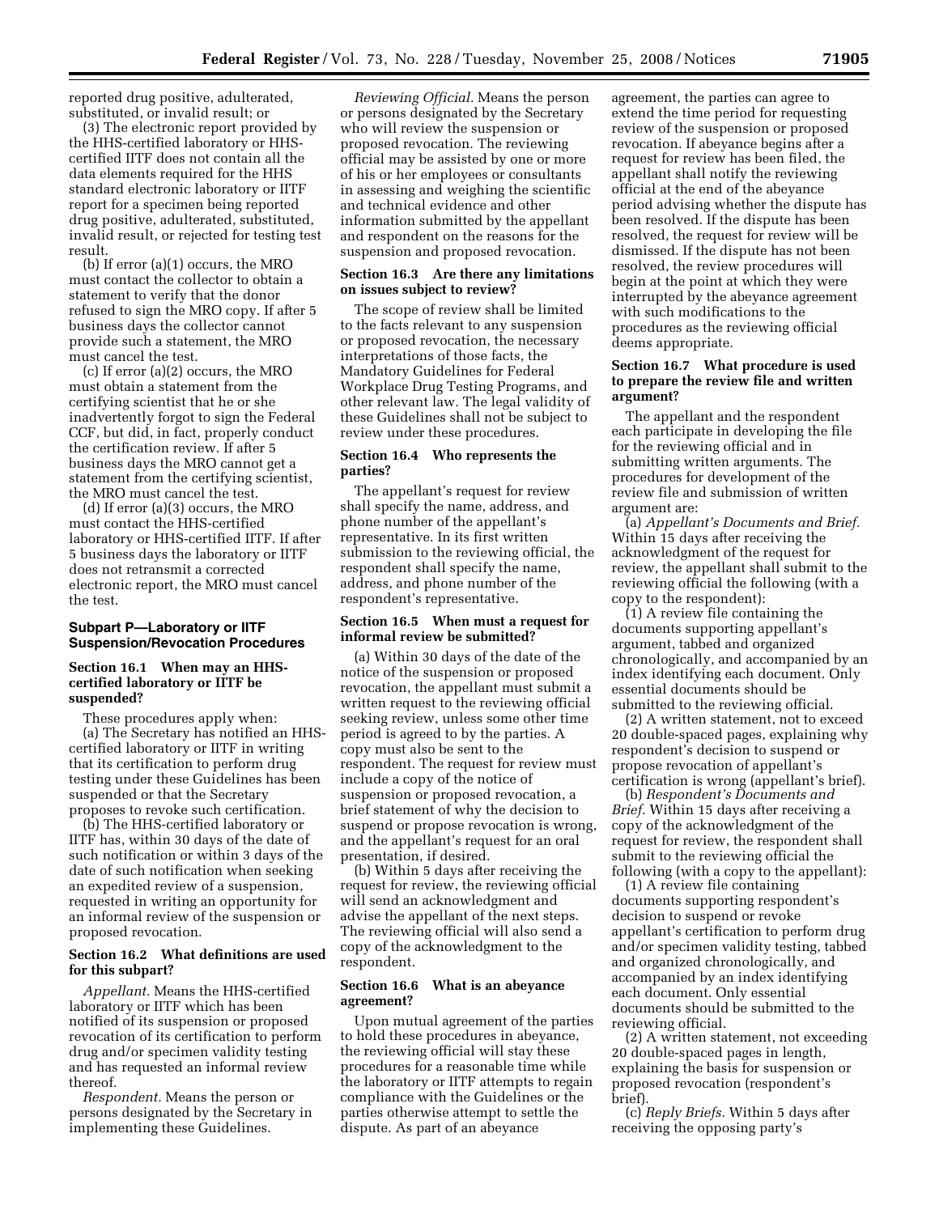reported drug positive, adulterated, substituted, or invalid result; or

(3) The electronic report provided by the HHS-certified laboratory or HHS-certified IITF does not contain all the data elements required for the HHS standard electronic laboratory or IITF report for a specimen being reported drug positive, adulterated, substituted, invalid result, or rejected for testing test result.

(b) If error (a)(1) occurs, the MRO must contact the collector to obtain a statement to verify that the donor refused to sign the MRO copy. If after 5 business days the collector cannot provide such a statement, the MRO must cancel the test.

(c) If error (a)(2) occurs, the MRO must obtain a statement from the certifying scientist that he or she inadvertently forgot to sign the Federal CCF, but did, in fact, properly conduct the certification review. If after 5 business days the MRO cannot get a statement from the certifying scientist, the MRO must cancel the test.

(d) If error (a)(3) occurs, the MRO must contact the HHS-certified laboratory or HHS-certified IITF. If after 5 business days the laboratory or IITF does not retransmit a corrected electronic report, the MRO must cancel the test.

## Subpart P—Laboratory or IITF Suspension/Revocation Procedures

### Section 16.1 When may an HHS-certified laboratory or IITF be suspended?

These procedures apply when:

(a) The Secretary has notified an HHS-certified laboratory or IITF in writing that its certification to perform drug testing under these Guidelines has been suspended or that the Secretary proposes to revoke such certification.

(b) The HHS-certified laboratory or IITF has, within 30 days of the date of such notification or within 3 days of the date of such notification when seeking an expedited review of a suspension, requested in writing an opportunity for an informal review of the suspension or proposed revocation.

### Section 16.2 What definitions are used for this subpart?

*Appellant.* Means the HHS-certified laboratory or IITF which has been notified of its suspension or proposed revocation of its certification to perform drug and/or specimen validity testing and has requested an informal review thereof.

*Respondent.* Means the person or persons designated by the Secretary in implementing these Guidelines.

*Reviewing Official.* Means the person or persons designated by the Secretary who will review the suspension or proposed revocation. The reviewing official may be assisted by one or more of his or her employees or consultants in assessing and weighing the scientific and technical evidence and other information submitted by the appellant and respondent on the reasons for the suspension and proposed revocation.

### Section 16.3 Are there any limitations on issues subject to review?

The scope of review shall be limited to the facts relevant to any suspension or proposed revocation, the necessary interpretations of those facts, the Mandatory Guidelines for Federal Workplace Drug Testing Programs, and other relevant law. The legal validity of these Guidelines shall not be subject to review under these procedures.

### Section 16.4 Who represents the parties?

The appellant's request for review shall specify the name, address, and phone number of the appellant's representative. In its first written submission to the reviewing official, the respondent shall specify the name, address, and phone number of the respondent's representative.

### Section 16.5 When must a request for informal review be submitted?

(a) Within 30 days of the date of the notice of the suspension or proposed revocation, the appellant must submit a written request to the reviewing official seeking review, unless some other time period is agreed to by the parties. A copy must also be sent to the respondent. The request for review must include a copy of the notice of suspension or proposed revocation, a brief statement of why the decision to suspend or propose revocation is wrong, and the appellant's request for an oral presentation, if desired.

(b) Within 5 days after receiving the request for review, the reviewing official will send an acknowledgment and advise the appellant of the next steps. The reviewing official will also send a copy of the acknowledgment to the respondent.

### Section 16.6 What is an abeyance agreement?

Upon mutual agreement of the parties to hold these procedures in abeyance, the reviewing official will stay these procedures for a reasonable time while the laboratory or IITF attempts to regain compliance with the Guidelines or the parties otherwise attempt to settle the dispute. As part of an abeyance agreement, the parties can agree to extend the time period for requesting review of the suspension or proposed revocation. If abeyance begins after a request for review has been filed, the appellant shall notify the reviewing official at the end of the abeyance period advising whether the dispute has been resolved. If the dispute has been resolved, the request for review will be dismissed. If the dispute has not been resolved, the review procedures will begin at the point at which they were interrupted by the abeyance agreement with such modifications to the procedures as the reviewing official deems appropriate.

### Section 16.7 What procedure is used to prepare the review file and written argument?

The appellant and the respondent each participate in developing the file for the reviewing official and in submitting written arguments. The procedures for development of the review file and submission of written argument are:

(a) *Appellant's Documents and Brief.* Within 15 days after receiving the acknowledgment of the request for review, the appellant shall submit to the reviewing official the following (with a copy to the respondent):

(1) A review file containing the documents supporting appellant's argument, tabbed and organized chronologically, and accompanied by an index identifying each document. Only essential documents should be submitted to the reviewing official.

(2) A written statement, not to exceed 20 double-spaced pages, explaining why respondent's decision to suspend or propose revocation of appellant's certification is wrong (appellant's brief).

(b) *Respondent's Documents and Brief.* Within 15 days after receiving a copy of the acknowledgment of the request for review, the respondent shall submit to the reviewing official the following (with a copy to the appellant):

(1) A review file containing documents supporting respondent's decision to suspend or revoke appellant's certification to perform drug and/or specimen validity testing, tabbed and organized chronologically, and accompanied by an index identifying each document. Only essential documents should be submitted to the reviewing official.

(2) A written statement, not exceeding 20 double-spaced pages in length, explaining the basis for suspension or proposed revocation (respondent's brief).

(c) *Reply Briefs.* Within 5 days after receiving the opposing party's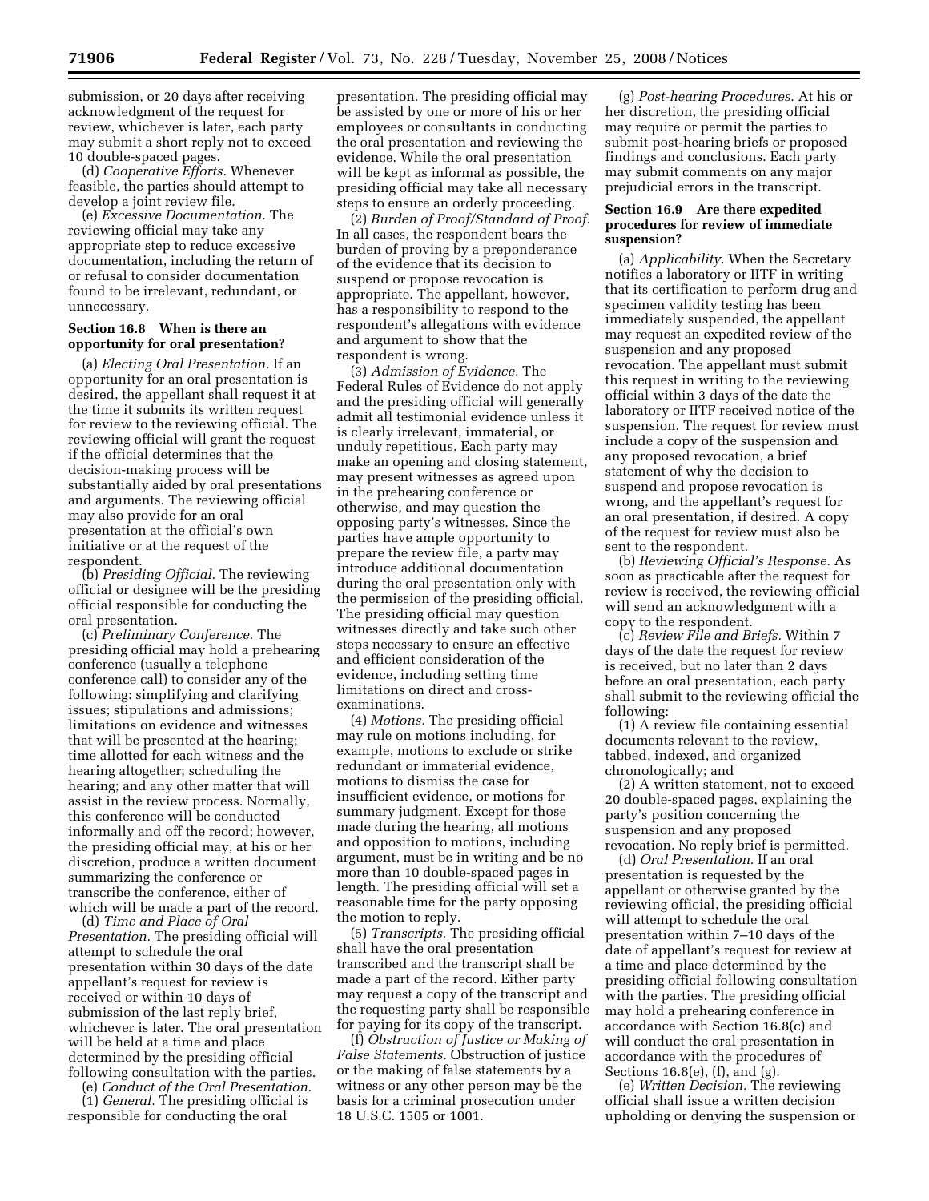submission, or 20 days after receiving acknowledgment of the request for review, whichever is later, each party may submit a short reply not to exceed 10 double-spaced pages.

(d) *Cooperative Efforts.* Whenever feasible, the parties should attempt to develop a joint review file.

(e) *Excessive Documentation.* The reviewing official may take any appropriate step to reduce excessive documentation, including the return of or refusal to consider documentation found to be irrelevant, redundant, or unnecessary.

#### Section 16.8 When is there an opportunity for oral presentation?

(a) *Electing Oral Presentation.* If an opportunity for an oral presentation is desired, the appellant shall request it at the time it submits its written request for review to the reviewing official. The reviewing official will grant the request if the official determines that the decision-making process will be substantially aided by oral presentations and arguments. The reviewing official may also provide for an oral presentation at the official's own initiative or at the request of the respondent.

(b) *Presiding Official.* The reviewing official or designee will be the presiding official responsible for conducting the oral presentation.

(c) *Preliminary Conference.* The presiding official may hold a prehearing conference (usually a telephone conference call) to consider any of the following: simplifying and clarifying issues; stipulations and admissions; limitations on evidence and witnesses that will be presented at the hearing; time allotted for each witness and the hearing altogether; scheduling the hearing; and any other matter that will assist in the review process. Normally, this conference will be conducted informally and off the record; however, the presiding official may, at his or her discretion, produce a written document summarizing the conference or transcribe the conference, either of which will be made a part of the record.

(d) *Time and Place of Oral Presentation.* The presiding official will attempt to schedule the oral presentation within 30 days of the date appellant's request for review is received or within 10 days of submission of the last reply brief, whichever is later. The oral presentation will be held at a time and place determined by the presiding official following consultation with the parties.

(e) *Conduct of the Oral Presentation.*

(1) *General.* The presiding official is responsible for conducting the oral presentation. The presiding official may be assisted by one or more of his or her employees or consultants in conducting the oral presentation and reviewing the evidence. While the oral presentation will be kept as informal as possible, the presiding official may take all necessary steps to ensure an orderly proceeding.

(2) *Burden of Proof/Standard of Proof.* In all cases, the respondent bears the burden of proving by a preponderance of the evidence that its decision to suspend or propose revocation is appropriate. The appellant, however, has a responsibility to respond to the respondent's allegations with evidence and argument to show that the respondent is wrong.

(3) *Admission of Evidence.* The Federal Rules of Evidence do not apply and the presiding official will generally admit all testimonial evidence unless it is clearly irrelevant, immaterial, or unduly repetitious. Each party may make an opening and closing statement, may present witnesses as agreed upon in the prehearing conference or otherwise, and may question the opposing party's witnesses. Since the parties have ample opportunity to prepare the review file, a party may introduce additional documentation during the oral presentation only with the permission of the presiding official. The presiding official may question witnesses directly and take such other steps necessary to ensure an effective and efficient consideration of the evidence, including setting time limitations on direct and cross-examinations.

(4) *Motions.* The presiding official may rule on motions including, for example, motions to exclude or strike redundant or immaterial evidence, motions to dismiss the case for insufficient evidence, or motions for summary judgment. Except for those made during the hearing, all motions and opposition to motions, including argument, must be in writing and be no more than 10 double-spaced pages in length. The presiding official will set a reasonable time for the party opposing the motion to reply.

(5) *Transcripts.* The presiding official shall have the oral presentation transcribed and the transcript shall be made a part of the record. Either party may request a copy of the transcript and the requesting party shall be responsible for paying for its copy of the transcript.

(f) *Obstruction of Justice or Making of False Statements.* Obstruction of justice or the making of false statements by a witness or any other person may be the basis for a criminal prosecution under 18 U.S.C. 1505 or 1001.

(g) *Post-hearing Procedures.* At his or her discretion, the presiding official may require or permit the parties to submit post-hearing briefs or proposed findings and conclusions. Each party may submit comments on any major prejudicial errors in the transcript.

#### Section 16.9 Are there expedited procedures for review of immediate suspension?

(a) *Applicability.* When the Secretary notifies a laboratory or IITF in writing that its certification to perform drug and specimen validity testing has been immediately suspended, the appellant may request an expedited review of the suspension and any proposed revocation. The appellant must submit this request in writing to the reviewing official within 3 days of the date the laboratory or IITF received notice of the suspension. The request for review must include a copy of the suspension and any proposed revocation, a brief statement of why the decision to suspend and propose revocation is wrong, and the appellant's request for an oral presentation, if desired. A copy of the request for review must also be sent to the respondent.

(b) *Reviewing Official's Response.* As soon as practicable after the request for review is received, the reviewing official will send an acknowledgment with a copy to the respondent.

(c) *Review File and Briefs.* Within 7 days of the date the request for review is received, but no later than 2 days before an oral presentation, each party shall submit to the reviewing official the following:

(1) A review file containing essential documents relevant to the review, tabbed, indexed, and organized chronologically; and

(2) A written statement, not to exceed 20 double-spaced pages, explaining the party's position concerning the suspension and any proposed revocation. No reply brief is permitted.

(d) *Oral Presentation.* If an oral presentation is requested by the appellant or otherwise granted by the reviewing official, the presiding official will attempt to schedule the oral presentation within 7–10 days of the date of appellant's request for review at a time and place determined by the presiding official following consultation with the parties. The presiding official may hold a prehearing conference in accordance with Section 16.8(c) and will conduct the oral presentation in accordance with the procedures of Sections 16.8(e), (f), and (g).

(e) *Written Decision.* The reviewing official shall issue a written decision upholding or denying the suspension or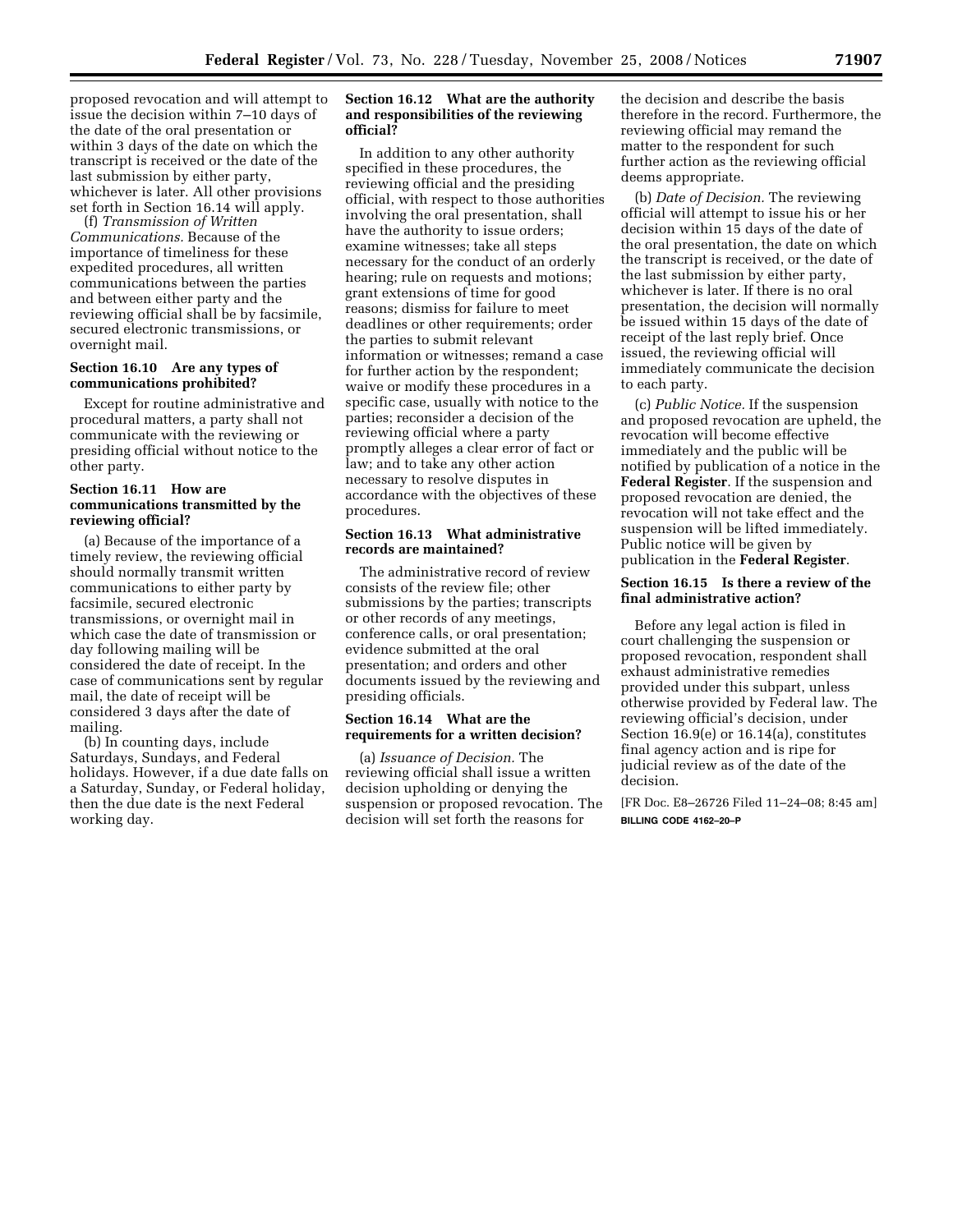proposed revocation and will attempt to issue the decision within 7–10 days of the date of the oral presentation or within 3 days of the date on which the transcript is received or the date of the last submission by either party, whichever is later. All other provisions set forth in Section 16.14 will apply.

(f) *Transmission of Written Communications.* Because of the importance of timeliness for these expedited procedures, all written communications between the parties and between either party and the reviewing official shall be by facsimile, secured electronic transmissions, or overnight mail.

**Section 16.10 Are any types of communications prohibited?**

Except for routine administrative and procedural matters, a party shall not communicate with the reviewing or presiding official without notice to the other party.

**Section 16.11 How are communications transmitted by the reviewing official?**

(a) Because of the importance of a timely review, the reviewing official should normally transmit written communications to either party by facsimile, secured electronic transmissions, or overnight mail in which case the date of transmission or day following mailing will be considered the date of receipt. In the case of communications sent by regular mail, the date of receipt will be considered 3 days after the date of mailing.

(b) In counting days, include Saturdays, Sundays, and Federal holidays. However, if a due date falls on a Saturday, Sunday, or Federal holiday, then the due date is the next Federal working day.

**Section 16.12 What are the authority and responsibilities of the reviewing official?**

In addition to any other authority specified in these procedures, the reviewing official and the presiding official, with respect to those authorities involving the oral presentation, shall have the authority to issue orders; examine witnesses; take all steps necessary for the conduct of an orderly hearing; rule on requests and motions; grant extensions of time for good reasons; dismiss for failure to meet deadlines or other requirements; order the parties to submit relevant information or witnesses; remand a case for further action by the respondent; waive or modify these procedures in a specific case, usually with notice to the parties; reconsider a decision of the reviewing official where a party promptly alleges a clear error of fact or law; and to take any other action necessary to resolve disputes in accordance with the objectives of these procedures.

**Section 16.13 What administrative records are maintained?**

The administrative record of review consists of the review file; other submissions by the parties; transcripts or other records of any meetings, conference calls, or oral presentation; evidence submitted at the oral presentation; and orders and other documents issued by the reviewing and presiding officials.

**Section 16.14 What are the requirements for a written decision?**

(a) *Issuance of Decision.* The reviewing official shall issue a written decision upholding or denying the suspension or proposed revocation. The decision will set forth the reasons for the decision and describe the basis therefore in the record. Furthermore, the reviewing official may remand the matter to the respondent for such further action as the reviewing official deems appropriate.

(b) *Date of Decision.* The reviewing official will attempt to issue his or her decision within 15 days of the date of the oral presentation, the date on which the transcript is received, or the date of the last submission by either party, whichever is later. If there is no oral presentation, the decision will normally be issued within 15 days of the date of receipt of the last reply brief. Once issued, the reviewing official will immediately communicate the decision to each party.

(c) *Public Notice.* If the suspension and proposed revocation are upheld, the revocation will become effective immediately and the public will be notified by publication of a notice in the **Federal Register**. If the suspension and proposed revocation are denied, the revocation will not take effect and the suspension will be lifted immediately. Public notice will be given by publication in the **Federal Register**.

**Section 16.15 Is there a review of the final administrative action?**

Before any legal action is filed in court challenging the suspension or proposed revocation, respondent shall exhaust administrative remedies provided under this subpart, unless otherwise provided by Federal law. The reviewing official's decision, under Section 16.9(e) or 16.14(a), constitutes final agency action and is ripe for judicial review as of the date of the decision.

[FR Doc. E8–26726 Filed 11–24–08; 8:45 am]

**BILLING CODE 4162–20–P**